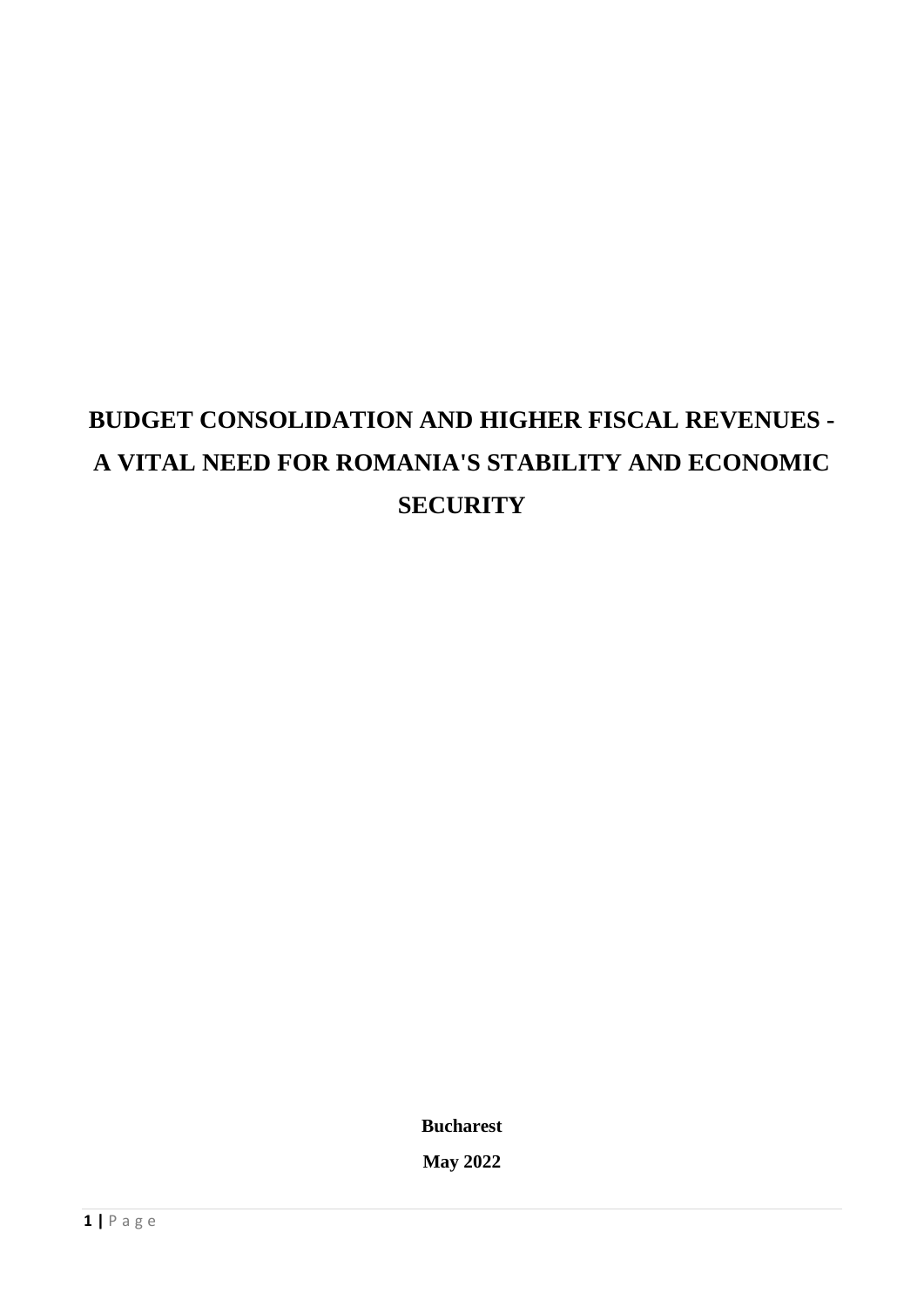# BUDGET CONSOLIDATION AND HIGHER FISCAL REVENUES - A VITAL NEED FOR ROMANIA'S STABILITY AND ECONOMIC SECURITY

**Bucharest**

**May 2022**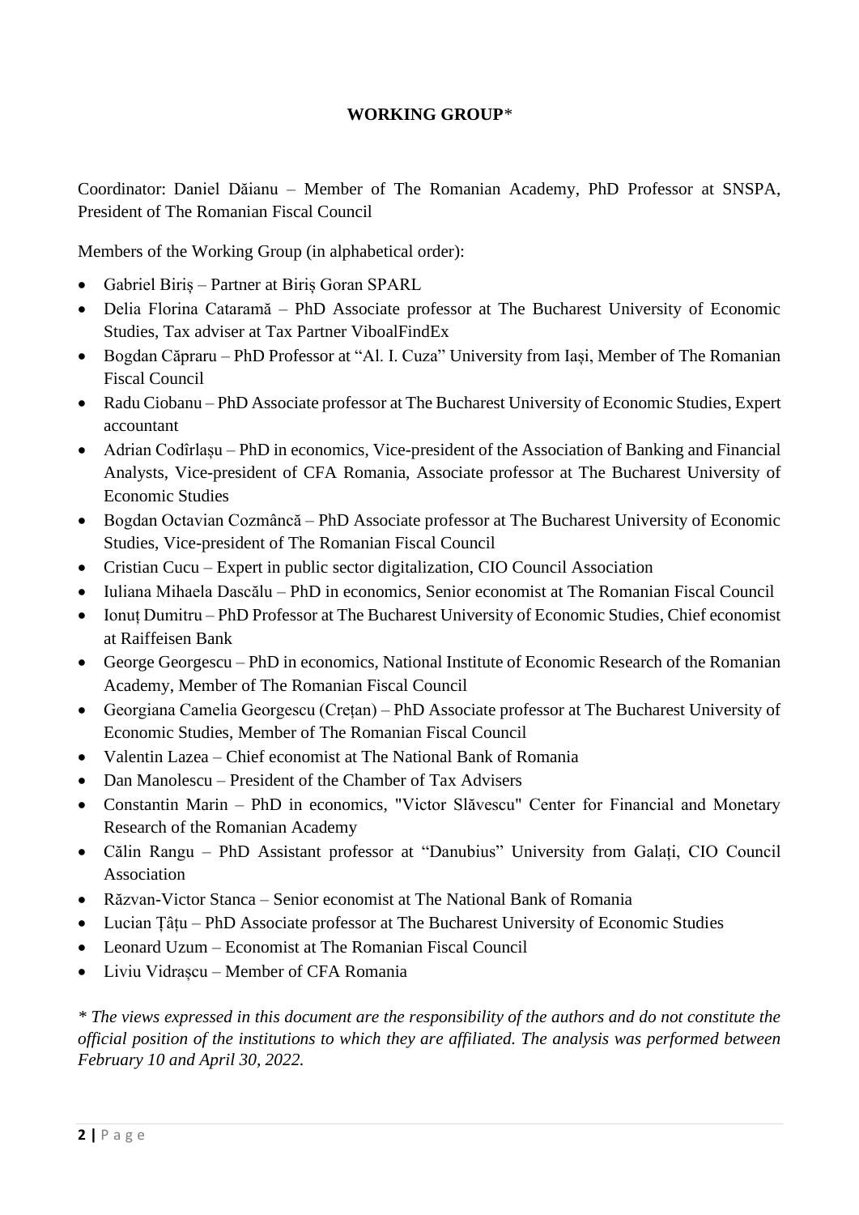## WORKING GROUP*

Coordinator: Daniel Dăianu – Member of The Romanian Academy, PhD Professor at SNSPA, President of The Romanian Fiscal Council

Members of the Working Group (in alphabetical order):

- Gabriel Biriș – Partner at Biriș Goran SPARL
- Delia Florina Catarамă – PhD Associate professor at The Bucharest University of Economic Studies, Tax adviser at Tax Partner ViboalFindEx
- Bogdan Căpraru – PhD Professor at "Al. I. Cuza" University from Iași, Member of The Romanian Fiscal Council
- Radu Ciobanu – PhD Associate professor at The Bucharest University of Economic Studies, Expert accountant
- Adrian Codîrlașu – PhD in economics, Vice-president of the Association of Banking and Financial Analysts, Vice-president of CFA Romania, Associate professor at The Bucharest University of Economic Studies
- Bogdan Octavian Cozmâncă – PhD Associate professor at The Bucharest University of Economic Studies, Vice-president of The Romanian Fiscal Council
- Cristian Cucu – Expert in public sector digitalization, CIO Council Association
- Iuliana Mihaela Dascălu – PhD in economics, Senior economist at The Romanian Fiscal Council
- Ionuț Dumitru – PhD Professor at The Bucharest University of Economic Studies, Chief economist at Raiffeisen Bank
- George Georgescu – PhD in economics, National Institute of Economic Research of the Romanian Academy, Member of The Romanian Fiscal Council
- Georgiana Camelia Georgescu (Crețan) – PhD Associate professor at The Bucharest University of Economic Studies, Member of The Romanian Fiscal Council
- Valentin Lazea – Chief economist at The National Bank of Romania
- Dan Manolescu – President of the Chamber of Tax Advisers
- Constantin Marin – PhD in economics, "Victor Slăvescu" Center for Financial and Monetary Research of the Romanian Academy
- Călin Rangu – PhD Assistant professor at "Danubius" University from Galați, CIO Council Association
- Răzvan-Victor Stanca – Senior economist at The National Bank of Romania
- Lucian Țâțu – PhD Associate professor at The Bucharest University of Economic Studies
- Leonard Uzum – Economist at The Romanian Fiscal Council
- Liviu Vidrașcu – Member of CFA Romania

*\* The views expressed in this document are the responsibility of the authors and do not constitute the official position of the institutions to which they are affiliated. The analysis was performed between February 10 and April 30, 2022.*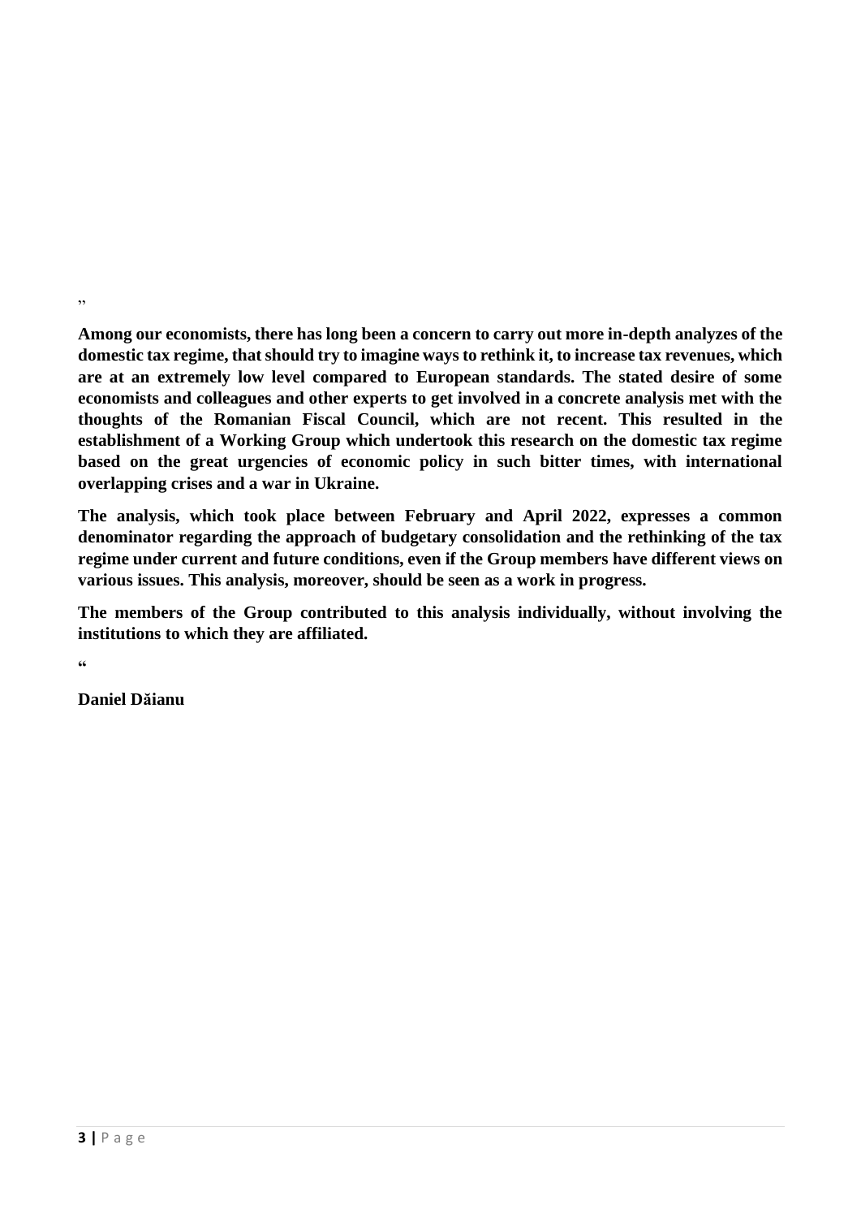„

**Among our economists, there has long been a concern to carry out more in-depth analyzes of the domestic tax regime, that should try to imagine ways to rethink it, to increase tax revenues, which are at an extremely low level compared to European standards. The stated desire of some economists and colleagues and other experts to get involved in a concrete analysis met with the thoughts of the Romanian Fiscal Council, which are not recent. This resulted in the establishment of a Working Group which undertook this research on the domestic tax regime based on the great urgencies of economic policy in such bitter times, with international overlapping crises and a war in Ukraine.**

**The analysis, which took place between February and April 2022, expresses a common denominator regarding the approach of budgetary consolidation and the rethinking of the tax regime under current and future conditions, even if the Group members have different views on various issues. This analysis, moreover, should be seen as a work in progress.**

**The members of the Group contributed to this analysis individually, without involving the institutions to which they are affiliated.**

"

**Daniel Dăianu**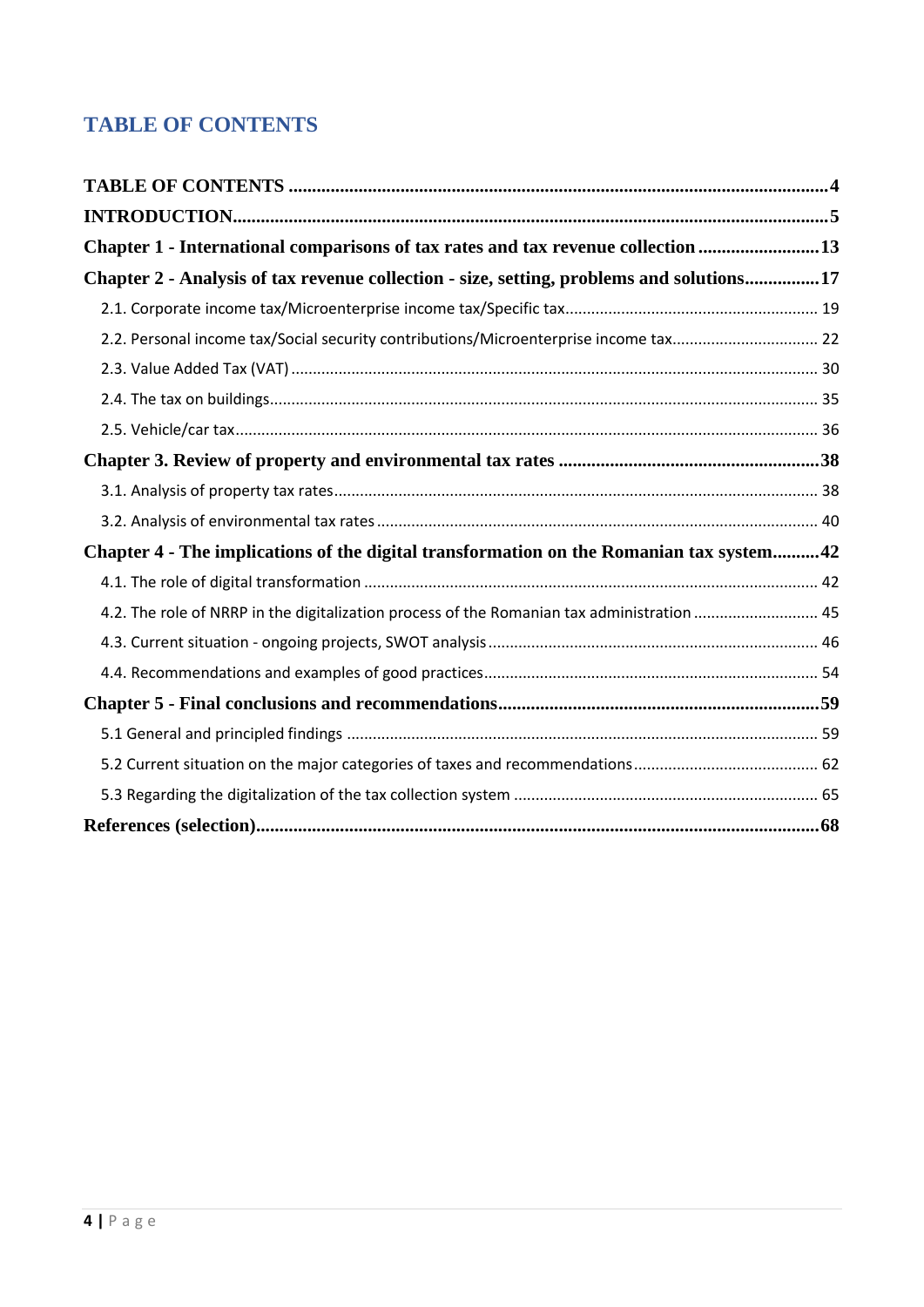# TABLE OF CONTENTS

**TABLE OF CONTENTS** .................... **4**

**INTRODUCTION** .................... **5**

**Chapter 1 - International comparisons of tax rates and tax revenue collection** .................... **13**

**Chapter 2 - Analysis of tax revenue collection - size, setting, problems and solutions** .................... **17**

- 2.1. Corporate income tax/Microenterprise income tax/Specific tax .................... 19
- 2.2. Personal income tax/Social security contributions/Microenterprise income tax .................... 22
- 2.3. Value Added Tax (VAT) .................... 30
- 2.4. The tax on buildings .................... 35
- 2.5. Vehicle/car tax .................... 36

**Chapter 3. Review of property and environmental tax rates** .................... **38**

- 3.1. Analysis of property tax rates .................... 38
- 3.2. Analysis of environmental tax rates .................... 40

**Chapter 4 - The implications of the digital transformation on the Romanian tax system** .................... **42**

- 4.1. The role of digital transformation .................... 42
- 4.2. The role of NRRP in the digitalization process of the Romanian tax administration .................... 45
- 4.3. Current situation - ongoing projects, SWOT analysis .................... 46
- 4.4. Recommendations and examples of good practices .................... 54

**Chapter 5 - Final conclusions and recommendations** .................... **59**

- 5.1 General and principled findings .................... 59
- 5.2 Current situation on the major categories of taxes and recommendations .................... 62
- 5.3 Regarding the digitalization of the tax collection system .................... 65

**References (selection)** .................... **68**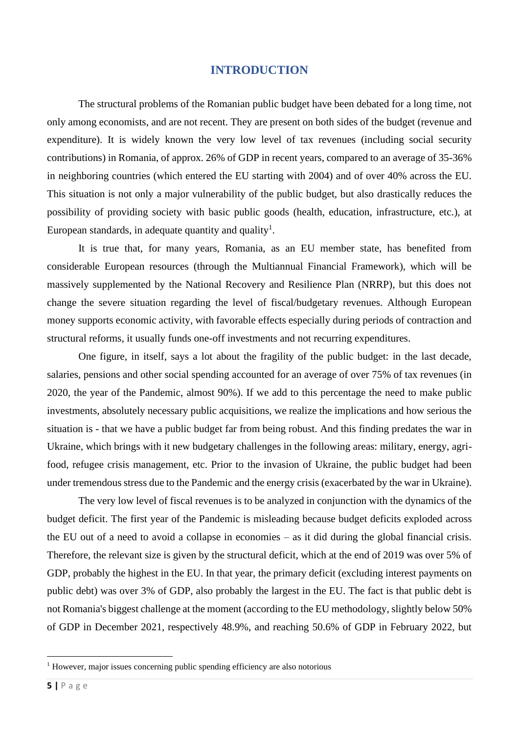# INTRODUCTION

The structural problems of the Romanian public budget have been debated for a long time, not only among economists, and are not recent. They are present on both sides of the budget (revenue and expenditure). It is widely known the very low level of tax revenues (including social security contributions) in Romania, of approx. 26% of GDP in recent years, compared to an average of 35-36% in neighboring countries (which entered the EU starting with 2004) and of over 40% across the EU. This situation is not only a major vulnerability of the public budget, but also drastically reduces the possibility of providing society with basic public goods (health, education, infrastructure, etc.), at European standards, in adequate quantity and quality[1].

It is true that, for many years, Romania, as an EU member state, has benefited from considerable European resources (through the Multiannual Financial Framework), which will be massively supplemented by the National Recovery and Resilience Plan (NRRP), but this does not change the severe situation regarding the level of fiscal/budgetary revenues. Although European money supports economic activity, with favorable effects especially during periods of contraction and structural reforms, it usually funds one-off investments and not recurring expenditures.

One figure, in itself, says a lot about the fragility of the public budget: in the last decade, salaries, pensions and other social spending accounted for an average of over 75% of tax revenues (in 2020, the year of the Pandemic, almost 90%). If we add to this percentage the need to make public investments, absolutely necessary public acquisitions, we realize the implications and how serious the situation is - that we have a public budget far from being robust. And this finding predates the war in Ukraine, which brings with it new budgetary challenges in the following areas: military, energy, agri-food, refugee crisis management, etc. Prior to the invasion of Ukraine, the public budget had been under tremendous stress due to the Pandemic and the energy crisis (exacerbated by the war in Ukraine).

The very low level of fiscal revenues is to be analyzed in conjunction with the dynamics of the budget deficit. The first year of the Pandemic is misleading because budget deficits exploded across the EU out of a need to avoid a collapse in economies – as it did during the global financial crisis. Therefore, the relevant size is given by the structural deficit, which at the end of 2019 was over 5% of GDP, probably the highest in the EU. In that year, the primary deficit (excluding interest payments on public debt) was over 3% of GDP, also probably the largest in the EU. The fact is that public debt is not Romania's biggest challenge at the moment (according to the EU methodology, slightly below 50% of GDP in December 2021, respectively 48.9%, and reaching 50.6% of GDP in February 2022, but

---

[1] However, major issues concerning public spending efficiency are also notorious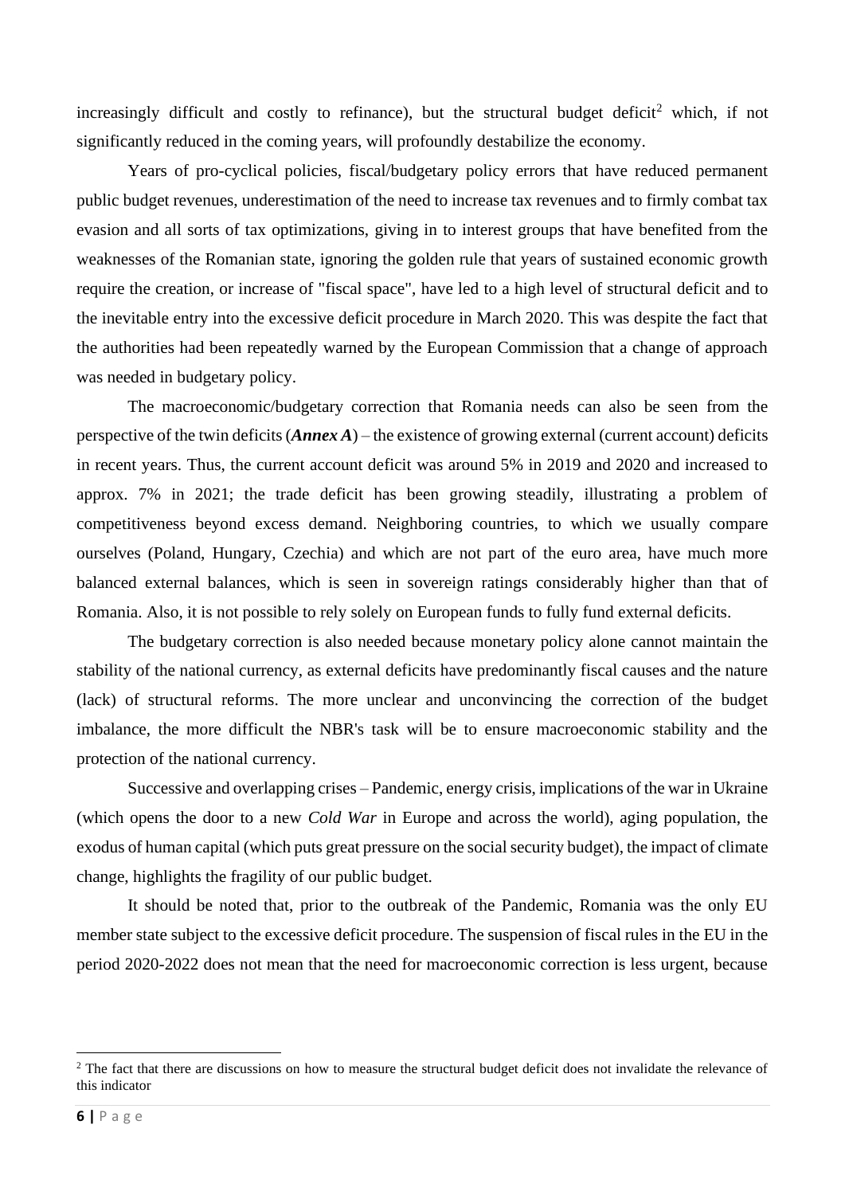increasingly difficult and costly to refinance), but the structural budget deficit[2] which, if not significantly reduced in the coming years, will profoundly destabilize the economy.

Years of pro-cyclical policies, fiscal/budgetary policy errors that have reduced permanent public budget revenues, underestimation of the need to increase tax revenues and to firmly combat tax evasion and all sorts of tax optimizations, giving in to interest groups that have benefited from the weaknesses of the Romanian state, ignoring the golden rule that years of sustained economic growth require the creation, or increase of "fiscal space", have led to a high level of structural deficit and to the inevitable entry into the excessive deficit procedure in March 2020. This was despite the fact that the authorities had been repeatedly warned by the European Commission that a change of approach was needed in budgetary policy.

The macroeconomic/budgetary correction that Romania needs can also be seen from the perspective of the twin deficits (***Annex A***) – the existence of growing external (current account) deficits in recent years. Thus, the current account deficit was around 5% in 2019 and 2020 and increased to approx. 7% in 2021; the trade deficit has been growing steadily, illustrating a problem of competitiveness beyond excess demand. Neighboring countries, to which we usually compare ourselves (Poland, Hungary, Czechia) and which are not part of the euro area, have much more balanced external balances, which is seen in sovereign ratings considerably higher than that of Romania. Also, it is not possible to rely solely on European funds to fully fund external deficits.

The budgetary correction is also needed because monetary policy alone cannot maintain the stability of the national currency, as external deficits have predominantly fiscal causes and the nature (lack) of structural reforms. The more unclear and unconvincing the correction of the budget imbalance, the more difficult the NBR's task will be to ensure macroeconomic stability and the protection of the national currency.

Successive and overlapping crises – Pandemic, energy crisis, implications of the war in Ukraine (which opens the door to a new *Cold War* in Europe and across the world), aging population, the exodus of human capital (which puts great pressure on the social security budget), the impact of climate change, highlights the fragility of our public budget.

It should be noted that, prior to the outbreak of the Pandemic, Romania was the only EU member state subject to the excessive deficit procedure. The suspension of fiscal rules in the EU in the period 2020-2022 does not mean that the need for macroeconomic correction is less urgent, because

---

[2] The fact that there are discussions on how to measure the structural budget deficit does not invalidate the relevance of this indicator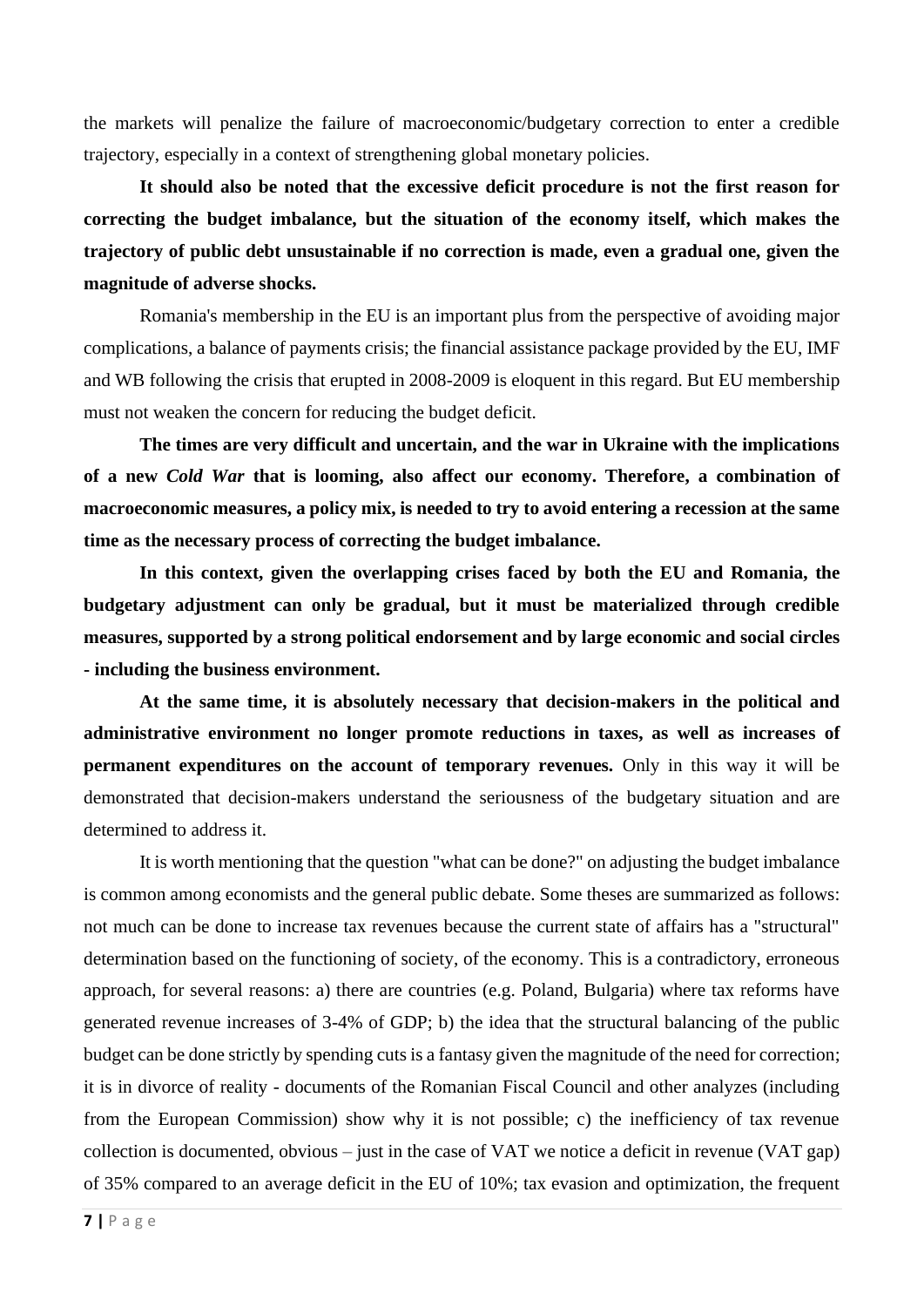the markets will penalize the failure of macroeconomic/budgetary correction to enter a credible trajectory, especially in a context of strengthening global monetary policies.

**It should also be noted that the excessive deficit procedure is not the first reason for correcting the budget imbalance, but the situation of the economy itself, which makes the trajectory of public debt unsustainable if no correction is made, even a gradual one, given the magnitude of adverse shocks.**

Romania's membership in the EU is an important plus from the perspective of avoiding major complications, a balance of payments crisis; the financial assistance package provided by the EU, IMF and WB following the crisis that erupted in 2008-2009 is eloquent in this regard. But EU membership must not weaken the concern for reducing the budget deficit.

**The times are very difficult and uncertain, and the war in Ukraine with the implications of a new *Cold War* that is looming, also affect our economy. Therefore, a combination of macroeconomic measures, a policy mix, is needed to try to avoid entering a recession at the same time as the necessary process of correcting the budget imbalance.**

**In this context, given the overlapping crises faced by both the EU and Romania, the budgetary adjustment can only be gradual, but it must be materialized through credible measures, supported by a strong political endorsement and by large economic and social circles - including the business environment.**

**At the same time, it is absolutely necessary that decision-makers in the political and administrative environment no longer promote reductions in taxes, as well as increases of permanent expenditures on the account of temporary revenues.** Only in this way it will be demonstrated that decision-makers understand the seriousness of the budgetary situation and are determined to address it.

It is worth mentioning that the question "what can be done?" on adjusting the budget imbalance is common among economists and the general public debate. Some theses are summarized as follows: not much can be done to increase tax revenues because the current state of affairs has a "structural" determination based on the functioning of society, of the economy. This is a contradictory, erroneous approach, for several reasons: a) there are countries (e.g. Poland, Bulgaria) where tax reforms have generated revenue increases of 3-4% of GDP; b) the idea that the structural balancing of the public budget can be done strictly by spending cuts is a fantasy given the magnitude of the need for correction; it is in divorce of reality - documents of the Romanian Fiscal Council and other analyzes (including from the European Commission) show why it is not possible; c) the inefficiency of tax revenue collection is documented, obvious – just in the case of VAT we notice a deficit in revenue (VAT gap) of 35% compared to an average deficit in the EU of 10%; tax evasion and optimization, the frequent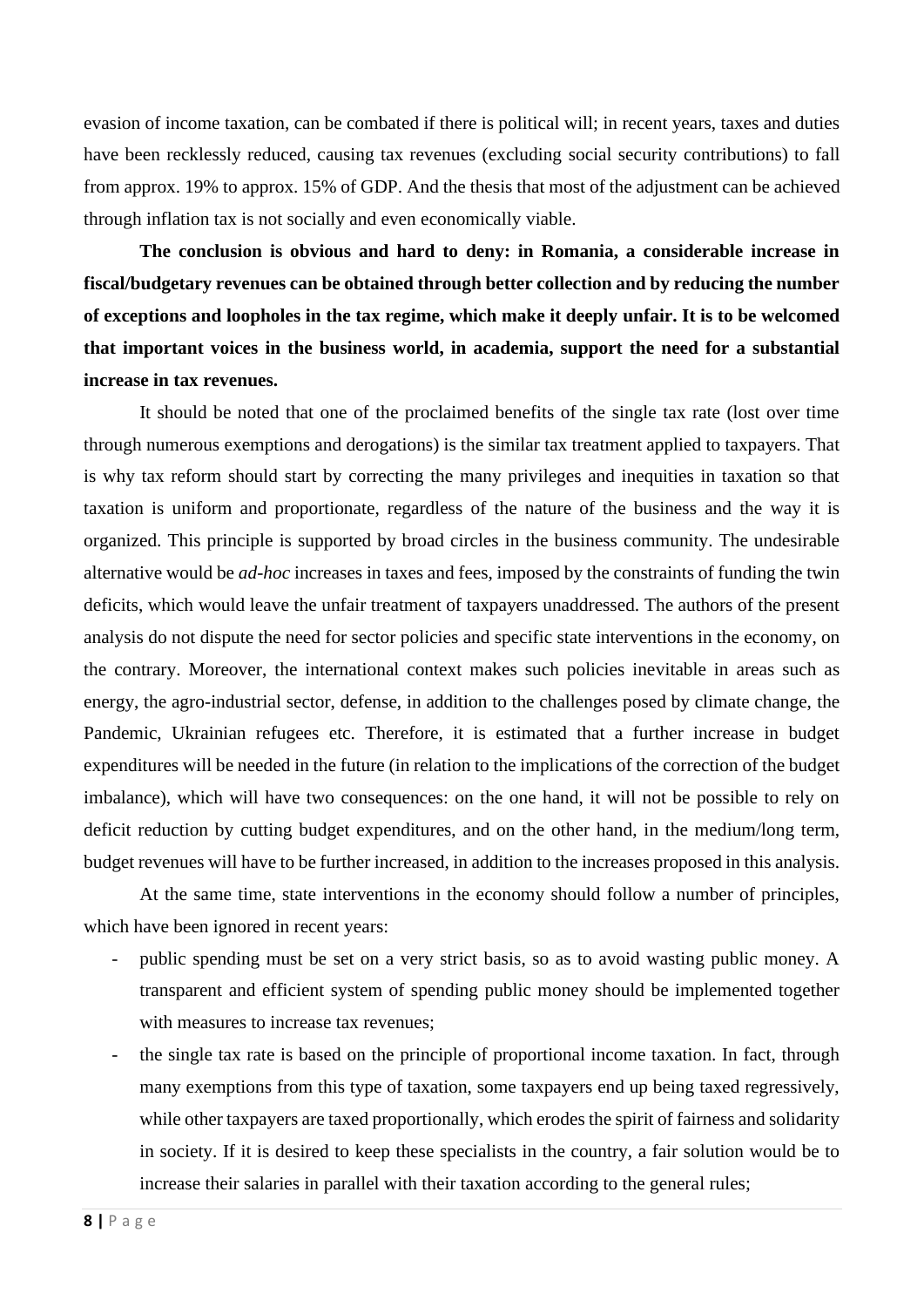evasion of income taxation, can be combated if there is political will; in recent years, taxes and duties have been recklessly reduced, causing tax revenues (excluding social security contributions) to fall from approx. 19% to approx. 15% of GDP. And the thesis that most of the adjustment can be achieved through inflation tax is not socially and even economically viable.

**The conclusion is obvious and hard to deny: in Romania, a considerable increase in fiscal/budgetary revenues can be obtained through better collection and by reducing the number of exceptions and loopholes in the tax regime, which make it deeply unfair. It is to be welcomed that important voices in the business world, in academia, support the need for a substantial increase in tax revenues.**

It should be noted that one of the proclaimed benefits of the single tax rate (lost over time through numerous exemptions and derogations) is the similar tax treatment applied to taxpayers. That is why tax reform should start by correcting the many privileges and inequities in taxation so that taxation is uniform and proportionate, regardless of the nature of the business and the way it is organized. This principle is supported by broad circles in the business community. The undesirable alternative would be *ad-hoc* increases in taxes and fees, imposed by the constraints of funding the twin deficits, which would leave the unfair treatment of taxpayers unaddressed. The authors of the present analysis do not dispute the need for sector policies and specific state interventions in the economy, on the contrary. Moreover, the international context makes such policies inevitable in areas such as energy, the agro-industrial sector, defense, in addition to the challenges posed by climate change, the Pandemic, Ukrainian refugees etc. Therefore, it is estimated that a further increase in budget expenditures will be needed in the future (in relation to the implications of the correction of the budget imbalance), which will have two consequences: on the one hand, it will not be possible to rely on deficit reduction by cutting budget expenditures, and on the other hand, in the medium/long term, budget revenues will have to be further increased, in addition to the increases proposed in this analysis.

At the same time, state interventions in the economy should follow a number of principles, which have been ignored in recent years:

- public spending must be set on a very strict basis, so as to avoid wasting public money. A transparent and efficient system of spending public money should be implemented together with measures to increase tax revenues;
- the single tax rate is based on the principle of proportional income taxation. In fact, through many exemptions from this type of taxation, some taxpayers end up being taxed regressively, while other taxpayers are taxed proportionally, which erodes the spirit of fairness and solidarity in society. If it is desired to keep these specialists in the country, a fair solution would be to increase their salaries in parallel with their taxation according to the general rules;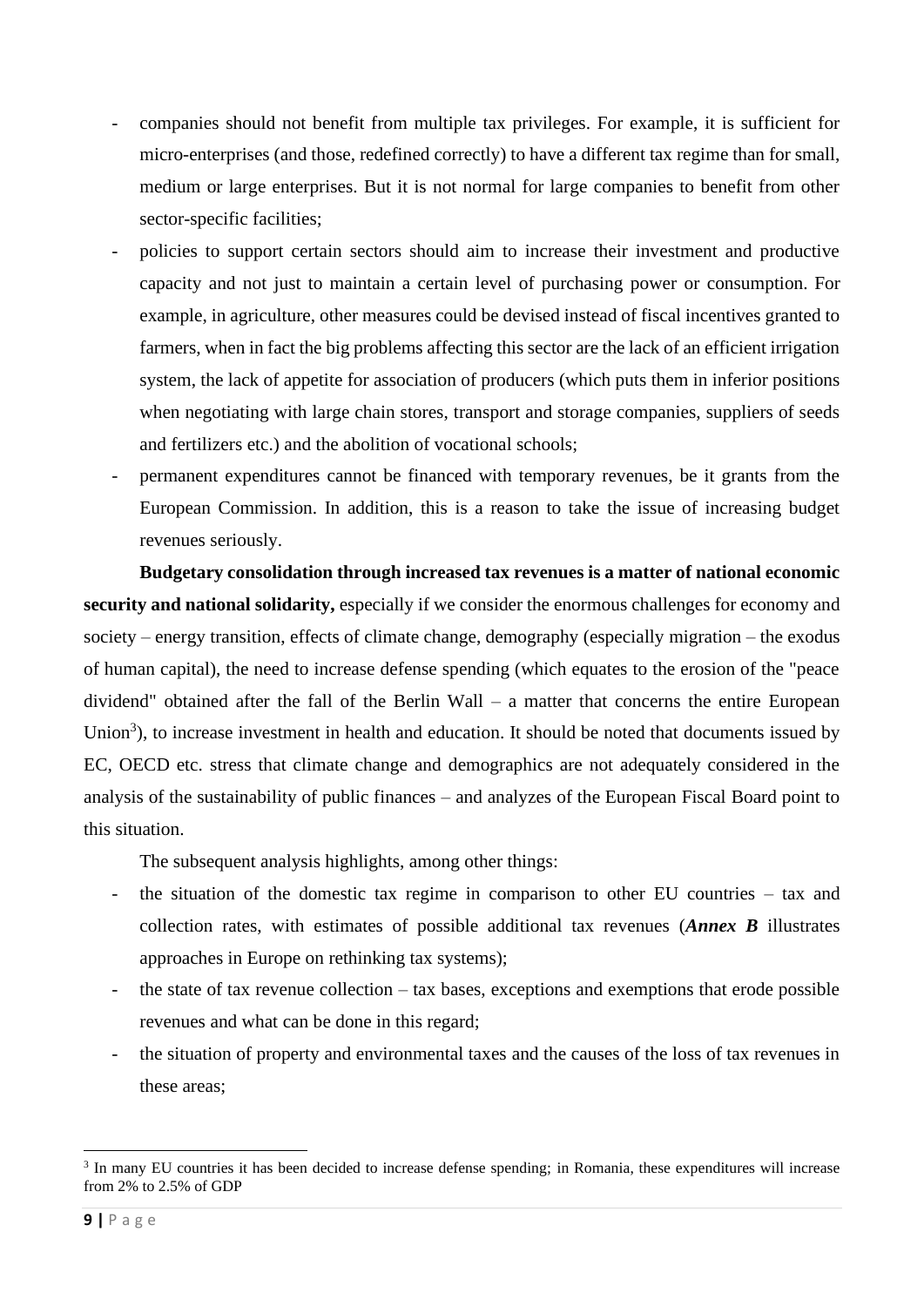- companies should not benefit from multiple tax privileges. For example, it is sufficient for micro-enterprises (and those, redefined correctly) to have a different tax regime than for small, medium or large enterprises. But it is not normal for large companies to benefit from other sector-specific facilities;
- policies to support certain sectors should aim to increase their investment and productive capacity and not just to maintain a certain level of purchasing power or consumption. For example, in agriculture, other measures could be devised instead of fiscal incentives granted to farmers, when in fact the big problems affecting this sector are the lack of an efficient irrigation system, the lack of appetite for association of producers (which puts them in inferior positions when negotiating with large chain stores, transport and storage companies, suppliers of seeds and fertilizers etc.) and the abolition of vocational schools;
- permanent expenditures cannot be financed with temporary revenues, be it grants from the European Commission. In addition, this is a reason to take the issue of increasing budget revenues seriously.

**Budgetary consolidation through increased tax revenues is a matter of national economic security and national solidarity,** especially if we consider the enormous challenges for economy and society – energy transition, effects of climate change, demography (especially migration – the exodus of human capital), the need to increase defense spending (which equates to the erosion of the "peace dividend" obtained after the fall of the Berlin Wall – a matter that concerns the entire European Union[3]), to increase investment in health and education. It should be noted that documents issued by EC, OECD etc. stress that climate change and demographics are not adequately considered in the analysis of the sustainability of public finances – and analyzes of the European Fiscal Board point to this situation.

The subsequent analysis highlights, among other things:

- the situation of the domestic tax regime in comparison to other EU countries – tax and collection rates, with estimates of possible additional tax revenues (***Annex B*** illustrates approaches in Europe on rethinking tax systems);
- the state of tax revenue collection – tax bases, exceptions and exemptions that erode possible revenues and what can be done in this regard;
- the situation of property and environmental taxes and the causes of the loss of tax revenues in these areas;

[3] In many EU countries it has been decided to increase defense spending; in Romania, these expenditures will increase from 2% to 2.5% of GDP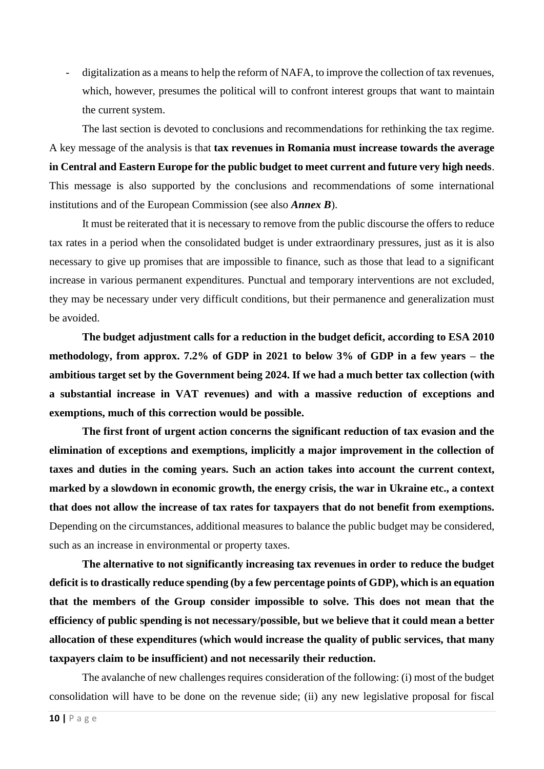- digitalization as a means to help the reform of NAFA, to improve the collection of tax revenues, which, however, presumes the political will to confront interest groups that want to maintain the current system.

The last section is devoted to conclusions and recommendations for rethinking the tax regime. A key message of the analysis is that **tax revenues in Romania must increase towards the average in Central and Eastern Europe for the public budget to meet current and future very high needs**. This message is also supported by the conclusions and recommendations of some international institutions and of the European Commission (see also ***Annex B***).

It must be reiterated that it is necessary to remove from the public discourse the offers to reduce tax rates in a period when the consolidated budget is under extraordinary pressures, just as it is also necessary to give up promises that are impossible to finance, such as those that lead to a significant increase in various permanent expenditures. Punctual and temporary interventions are not excluded, they may be necessary under very difficult conditions, but their permanence and generalization must be avoided.

**The budget adjustment calls for a reduction in the budget deficit, according to ESA 2010 methodology, from approx. 7.2% of GDP in 2021 to below 3% of GDP in a few years – the ambitious target set by the Government being 2024. If we had a much better tax collection (with a substantial increase in VAT revenues) and with a massive reduction of exceptions and exemptions, much of this correction would be possible.**

**The first front of urgent action concerns the significant reduction of tax evasion and the elimination of exceptions and exemptions, implicitly a major improvement in the collection of taxes and duties in the coming years. Such an action takes into account the current context, marked by a slowdown in economic growth, the energy crisis, the war in Ukraine etc., a context that does not allow the increase of tax rates for taxpayers that do not benefit from exemptions.** Depending on the circumstances, additional measures to balance the public budget may be considered, such as an increase in environmental or property taxes.

**The alternative to not significantly increasing tax revenues in order to reduce the budget deficit is to drastically reduce spending (by a few percentage points of GDP), which is an equation that the members of the Group consider impossible to solve. This does not mean that the efficiency of public spending is not necessary/possible, but we believe that it could mean a better allocation of these expenditures (which would increase the quality of public services, that many taxpayers claim to be insufficient) and not necessarily their reduction.**

The avalanche of new challenges requires consideration of the following: (i) most of the budget consolidation will have to be done on the revenue side; (ii) any new legislative proposal for fiscal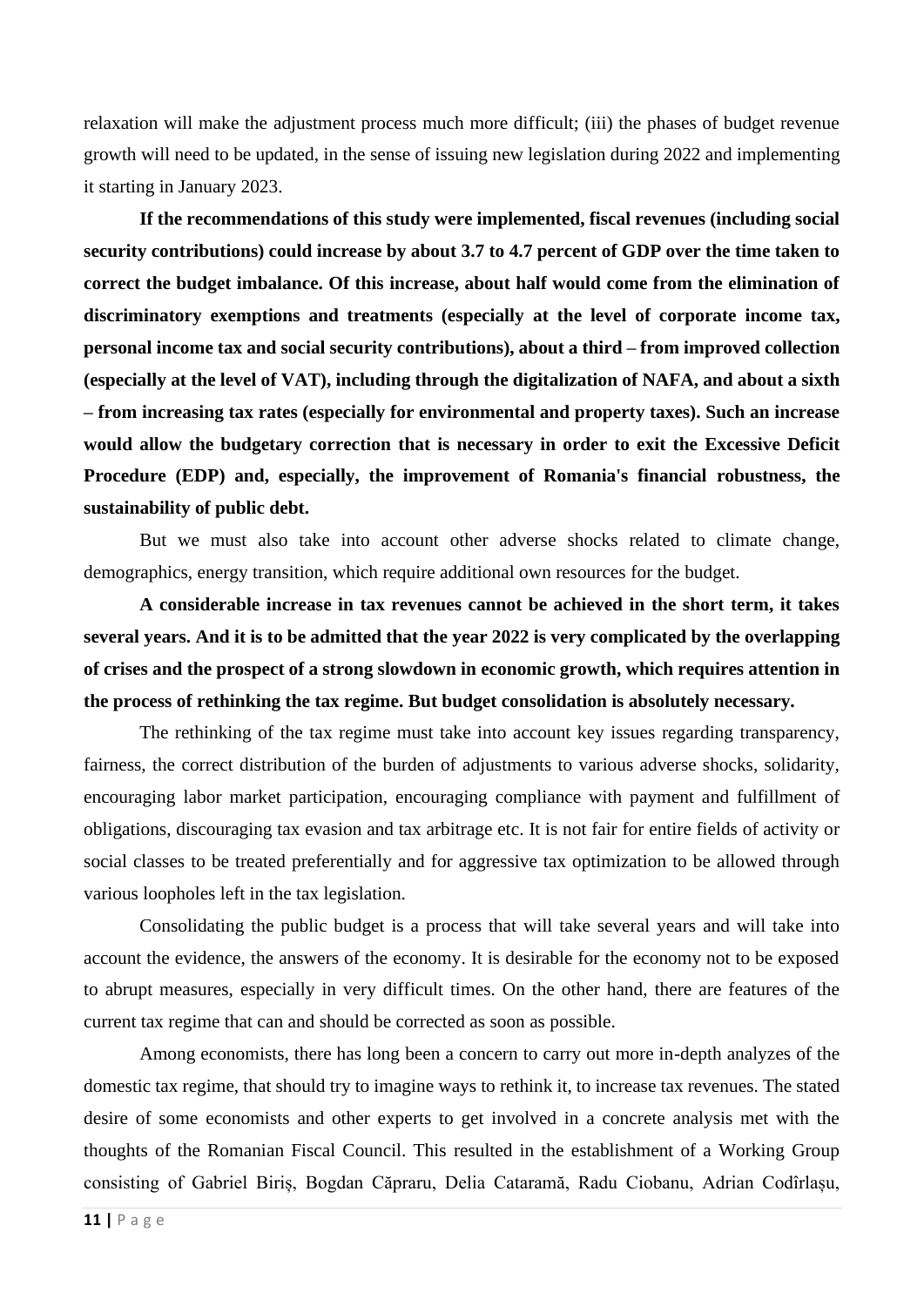relaxation will make the adjustment process much more difficult; (iii) the phases of budget revenue growth will need to be updated, in the sense of issuing new legislation during 2022 and implementing it starting in January 2023.

**If the recommendations of this study were implemented, fiscal revenues (including social security contributions) could increase by about 3.7 to 4.7 percent of GDP over the time taken to correct the budget imbalance. Of this increase, about half would come from the elimination of discriminatory exemptions and treatments (especially at the level of corporate income tax, personal income tax and social security contributions), about a third – from improved collection (especially at the level of VAT), including through the digitalization of NAFA, and about a sixth – from increasing tax rates (especially for environmental and property taxes). Such an increase would allow the budgetary correction that is necessary in order to exit the Excessive Deficit Procedure (EDP) and, especially, the improvement of Romania's financial robustness, the sustainability of public debt.**

But we must also take into account other adverse shocks related to climate change, demographics, energy transition, which require additional own resources for the budget.

**A considerable increase in tax revenues cannot be achieved in the short term, it takes several years. And it is to be admitted that the year 2022 is very complicated by the overlapping of crises and the prospect of a strong slowdown in economic growth, which requires attention in the process of rethinking the tax regime. But budget consolidation is absolutely necessary.**

The rethinking of the tax regime must take into account key issues regarding transparency, fairness, the correct distribution of the burden of adjustments to various adverse shocks, solidarity, encouraging labor market participation, encouraging compliance with payment and fulfillment of obligations, discouraging tax evasion and tax arbitrage etc. It is not fair for entire fields of activity or social classes to be treated preferentially and for aggressive tax optimization to be allowed through various loopholes left in the tax legislation.

Consolidating the public budget is a process that will take several years and will take into account the evidence, the answers of the economy. It is desirable for the economy not to be exposed to abrupt measures, especially in very difficult times. On the other hand, there are features of the current tax regime that can and should be corrected as soon as possible.

Among economists, there has long been a concern to carry out more in-depth analyzes of the domestic tax regime, that should try to imagine ways to rethink it, to increase tax revenues. The stated desire of some economists and other experts to get involved in a concrete analysis met with the thoughts of the Romanian Fiscal Council. This resulted in the establishment of a Working Group consisting of Gabriel Biriș, Bogdan Căpraru, Delia Cataramă, Radu Ciobanu, Adrian Codîrlașu,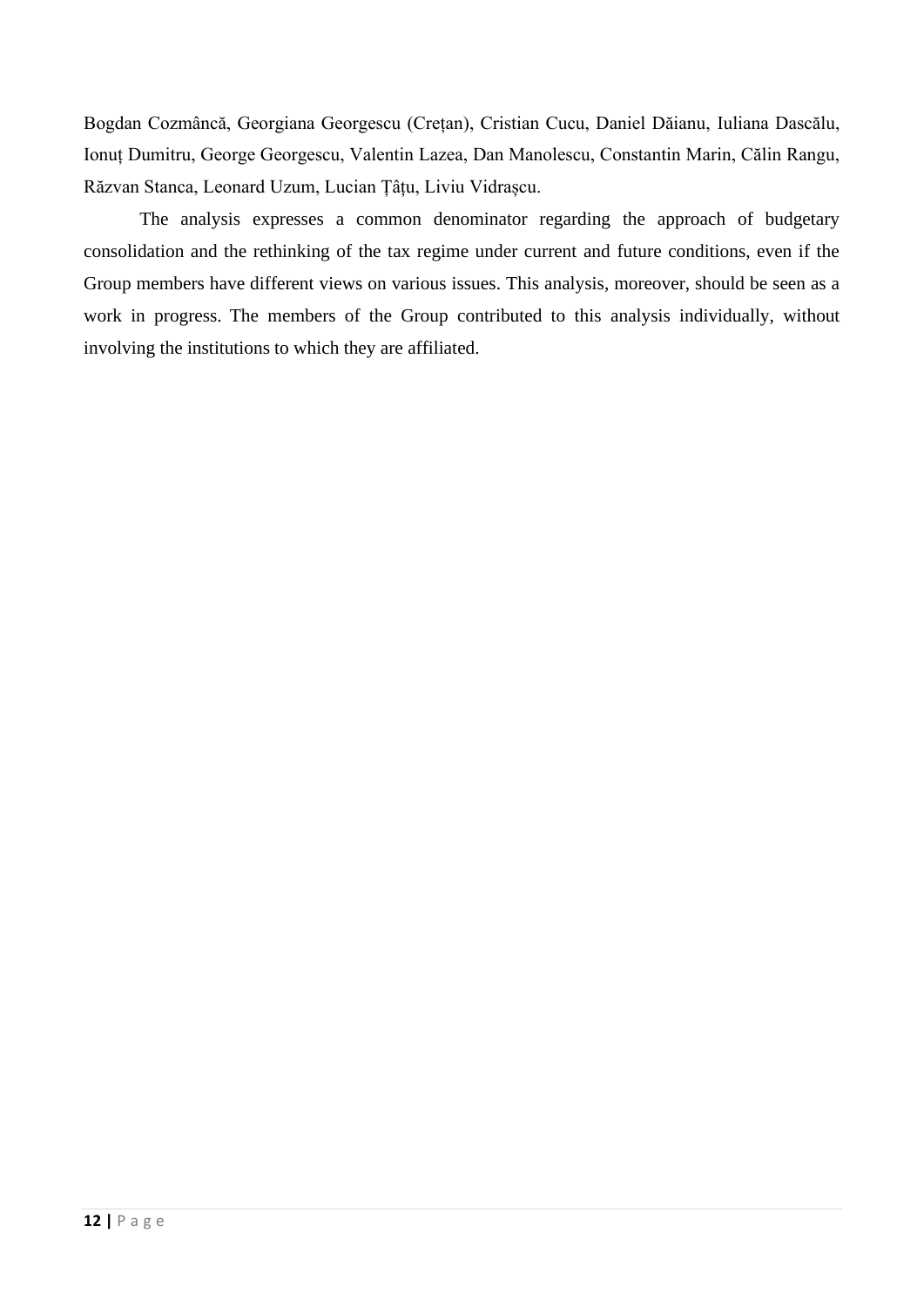Bogdan Cozmâncă, Georgiana Georgescu (Crețan), Cristian Cucu, Daniel Dăianu, Iuliana Dascălu, Ionuț Dumitru, George Georgescu, Valentin Lazea, Dan Manolescu, Constantin Marin, Călin Rangu, Răzvan Stanca, Leonard Uzum, Lucian Țâțu, Liviu Vidrașcu.

The analysis expresses a common denominator regarding the approach of budgetary consolidation and the rethinking of the tax regime under current and future conditions, even if the Group members have different views on various issues. This analysis, moreover, should be seen as a work in progress. The members of the Group contributed to this analysis individually, without involving the institutions to which they are affiliated.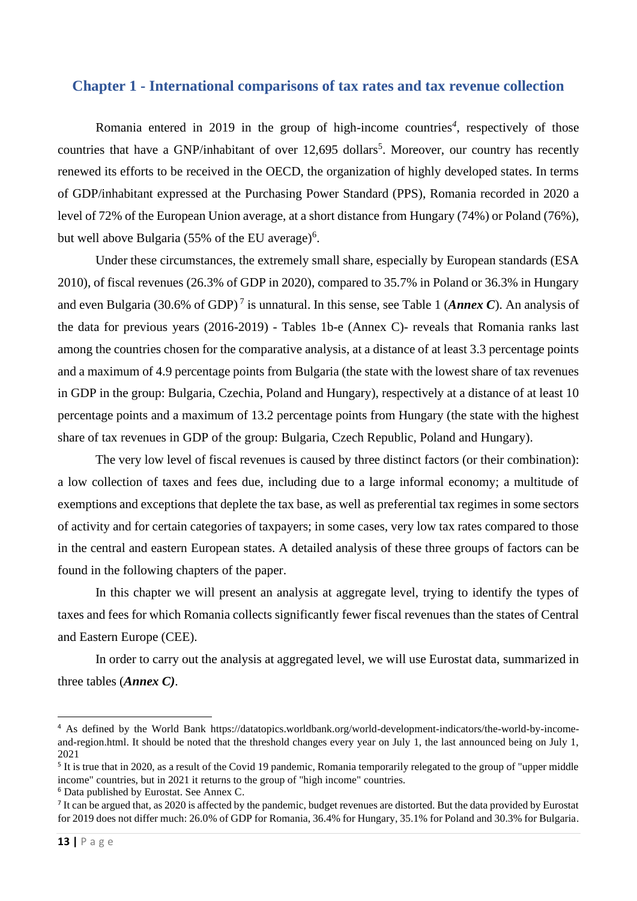## Chapter 1 - International comparisons of tax rates and tax revenue collection

Romania entered in 2019 in the group of high-income countries[4], respectively of those countries that have a GNP/inhabitant of over 12,695 dollars[5]. Moreover, our country has recently renewed its efforts to be received in the OECD, the organization of highly developed states. In terms of GDP/inhabitant expressed at the Purchasing Power Standard (PPS), Romania recorded in 2020 a level of 72% of the European Union average, at a short distance from Hungary (74%) or Poland (76%), but well above Bulgaria (55% of the EU average)[6].

Under these circumstances, the extremely small share, especially by European standards (ESA 2010), of fiscal revenues (26.3% of GDP in 2020), compared to 35.7% in Poland or 36.3% in Hungary and even Bulgaria (30.6% of GDP)[7] is unnatural. In this sense, see Table 1 (***Annex C***). An analysis of the data for previous years (2016-2019) - Tables 1b-e (Annex C)- reveals that Romania ranks last among the countries chosen for the comparative analysis, at a distance of at least 3.3 percentage points and a maximum of 4.9 percentage points from Bulgaria (the state with the lowest share of tax revenues in GDP in the group: Bulgaria, Czechia, Poland and Hungary), respectively at a distance of at least 10 percentage points and a maximum of 13.2 percentage points from Hungary (the state with the highest share of tax revenues in GDP of the group: Bulgaria, Czech Republic, Poland and Hungary).

The very low level of fiscal revenues is caused by three distinct factors (or their combination): a low collection of taxes and fees due, including due to a large informal economy; a multitude of exemptions and exceptions that deplete the tax base, as well as preferential tax regimes in some sectors of activity and for certain categories of taxpayers; in some cases, very low tax rates compared to those in the central and eastern European states. A detailed analysis of these three groups of factors can be found in the following chapters of the paper.

In this chapter we will present an analysis at aggregate level, trying to identify the types of taxes and fees for which Romania collects significantly fewer fiscal revenues than the states of Central and Eastern Europe (CEE).

In order to carry out the analysis at aggregated level, we will use Eurostat data, summarized in three tables (***Annex C)***.

---

[4] As defined by the World Bank https://datatopics.worldbank.org/world-development-indicators/the-world-by-income-and-region.html. It should be noted that the threshold changes every year on July 1, the last announced being on July 1, 2021

[5] It is true that in 2020, as a result of the Covid 19 pandemic, Romania temporarily relegated to the group of "upper middle income" countries, but in 2021 it returns to the group of "high income" countries.

[6] Data published by Eurostat. See Annex C.

[7] It can be argued that, as 2020 is affected by the pandemic, budget revenues are distorted. But the data provided by Eurostat for 2019 does not differ much: 26.0% of GDP for Romania, 36.4% for Hungary, 35.1% for Poland and 30.3% for Bulgaria.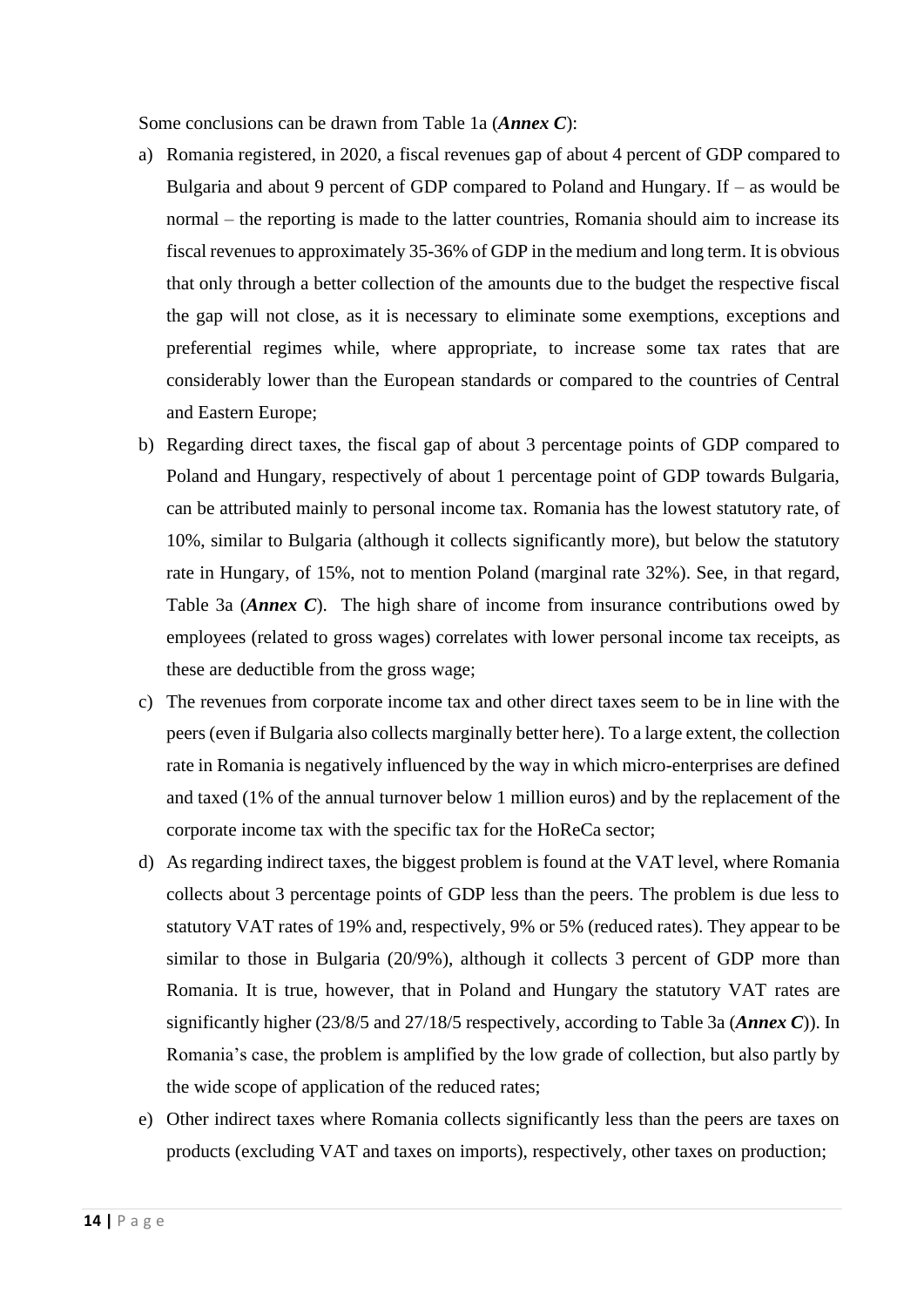Some conclusions can be drawn from Table 1a (***Annex C***):

a) Romania registered, in 2020, a fiscal revenues gap of about 4 percent of GDP compared to Bulgaria and about 9 percent of GDP compared to Poland and Hungary. If – as would be normal – the reporting is made to the latter countries, Romania should aim to increase its fiscal revenues to approximately 35-36% of GDP in the medium and long term. It is obvious that only through a better collection of the amounts due to the budget the respective fiscal the gap will not close, as it is necessary to eliminate some exemptions, exceptions and preferential regimes while, where appropriate, to increase some tax rates that are considerably lower than the European standards or compared to the countries of Central and Eastern Europe;

b) Regarding direct taxes, the fiscal gap of about 3 percentage points of GDP compared to Poland and Hungary, respectively of about 1 percentage point of GDP towards Bulgaria, can be attributed mainly to personal income tax. Romania has the lowest statutory rate, of 10%, similar to Bulgaria (although it collects significantly more), but below the statutory rate in Hungary, of 15%, not to mention Poland (marginal rate 32%). See, in that regard, Table 3a (***Annex C***). The high share of income from insurance contributions owed by employees (related to gross wages) correlates with lower personal income tax receipts, as these are deductible from the gross wage;

c) The revenues from corporate income tax and other direct taxes seem to be in line with the peers (even if Bulgaria also collects marginally better here). To a large extent, the collection rate in Romania is negatively influenced by the way in which micro-enterprises are defined and taxed (1% of the annual turnover below 1 million euros) and by the replacement of the corporate income tax with the specific tax for the HoReCa sector;

d) As regarding indirect taxes, the biggest problem is found at the VAT level, where Romania collects about 3 percentage points of GDP less than the peers. The problem is due less to statutory VAT rates of 19% and, respectively, 9% or 5% (reduced rates). They appear to be similar to those in Bulgaria (20/9%), although it collects 3 percent of GDP more than Romania. It is true, however, that in Poland and Hungary the statutory VAT rates are significantly higher (23/8/5 and 27/18/5 respectively, according to Table 3a (***Annex C***)). In Romania's case, the problem is amplified by the low grade of collection, but also partly by the wide scope of application of the reduced rates;

e) Other indirect taxes where Romania collects significantly less than the peers are taxes on products (excluding VAT and taxes on imports), respectively, other taxes on production;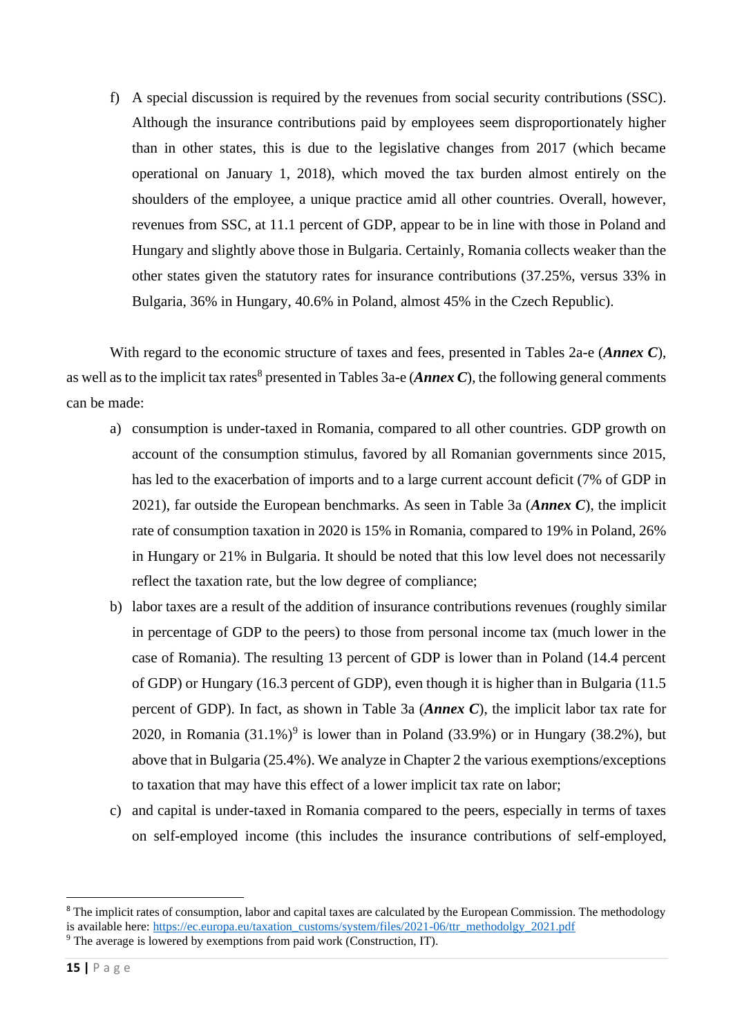f) A special discussion is required by the revenues from social security contributions (SSC). Although the insurance contributions paid by employees seem disproportionately higher than in other states, this is due to the legislative changes from 2017 (which became operational on January 1, 2018), which moved the tax burden almost entirely on the shoulders of the employee, a unique practice amid all other countries. Overall, however, revenues from SSC, at 11.1 percent of GDP, appear to be in line with those in Poland and Hungary and slightly above those in Bulgaria. Certainly, Romania collects weaker than the other states given the statutory rates for insurance contributions (37.25%, versus 33% in Bulgaria, 36% in Hungary, 40.6% in Poland, almost 45% in the Czech Republic).

With regard to the economic structure of taxes and fees, presented in Tables 2a-e (***Annex C***), as well as to the implicit tax rates[8] presented in Tables 3a-e (***Annex C***), the following general comments can be made:

a) consumption is under-taxed in Romania, compared to all other countries. GDP growth on account of the consumption stimulus, favored by all Romanian governments since 2015, has led to the exacerbation of imports and to a large current account deficit (7% of GDP in 2021), far outside the European benchmarks. As seen in Table 3a (***Annex C***), the implicit rate of consumption taxation in 2020 is 15% in Romania, compared to 19% in Poland, 26% in Hungary or 21% in Bulgaria. It should be noted that this low level does not necessarily reflect the taxation rate, but the low degree of compliance;
b) labor taxes are a result of the addition of insurance contributions revenues (roughly similar in percentage of GDP to the peers) to those from personal income tax (much lower in the case of Romania). The resulting 13 percent of GDP is lower than in Poland (14.4 percent of GDP) or Hungary (16.3 percent of GDP), even though it is higher than in Bulgaria (11.5 percent of GDP). In fact, as shown in Table 3a (***Annex C***), the implicit labor tax rate for 2020, in Romania (31.1%)[9] is lower than in Poland (33.9%) or in Hungary (38.2%), but above that in Bulgaria (25.4%). We analyze in Chapter 2 the various exemptions/exceptions to taxation that may have this effect of a lower implicit tax rate on labor;
c) and capital is under-taxed in Romania compared to the peers, especially in terms of taxes on self-employed income (this includes the insurance contributions of self-employed,

---

[8] The implicit rates of consumption, labor and capital taxes are calculated by the European Commission. The methodology is available here: https://ec.europa.eu/taxation_customs/system/files/2021-06/ttr_methodolgy_2021.pdf

[9] The average is lowered by exemptions from paid work (Construction, IT).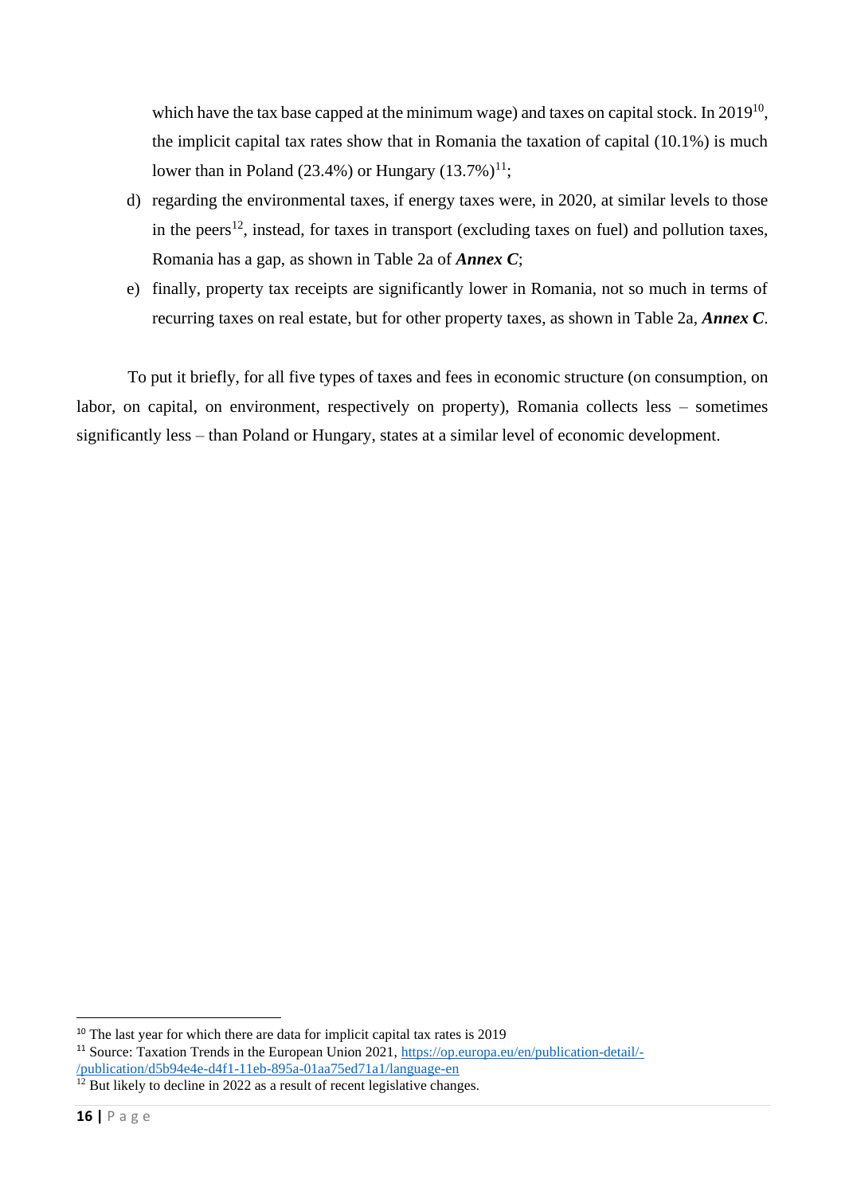which have the tax base capped at the minimum wage) and taxes on capital stock. In 2019[10], the implicit capital tax rates show that in Romania the taxation of capital (10.1%) is much lower than in Poland (23.4%) or Hungary (13.7%)[11];

d) regarding the environmental taxes, if energy taxes were, in 2020, at similar levels to those in the peers[12], instead, for taxes in transport (excluding taxes on fuel) and pollution taxes, Romania has a gap, as shown in Table 2a of ***Annex C***;

e) finally, property tax receipts are significantly lower in Romania, not so much in terms of recurring taxes on real estate, but for other property taxes, as shown in Table 2a, ***Annex C***.

To put it briefly, for all five types of taxes and fees in economic structure (on consumption, on labor, on capital, on environment, respectively on property), Romania collects less – sometimes significantly less – than Poland or Hungary, states at a similar level of economic development.

---

[10] The last year for which there are data for implicit capital tax rates is 2019

[11] Source: Taxation Trends in the European Union 2021, https://op.europa.eu/en/publication-detail/-/publication/d5b94e4e-d4f1-11eb-895a-01aa75ed71a1/language-en

[12] But likely to decline in 2022 as a result of recent legislative changes.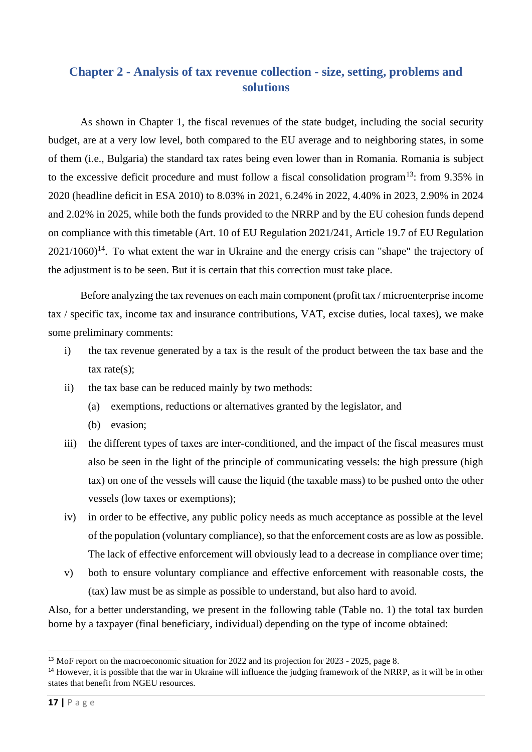## Chapter 2 - Analysis of tax revenue collection - size, setting, problems and solutions

As shown in Chapter 1, the fiscal revenues of the state budget, including the social security budget, are at a very low level, both compared to the EU average and to neighboring states, in some of them (i.e., Bulgaria) the standard tax rates being even lower than in Romania. Romania is subject to the excessive deficit procedure and must follow a fiscal consolidation program[13]: from 9.35% in 2020 (headline deficit in ESA 2010) to 8.03% in 2021, 6.24% in 2022, 4.40% in 2023, 2.90% in 2024 and 2.02% in 2025, while both the funds provided to the NRRP and by the EU cohesion funds depend on compliance with this timetable (Art. 10 of EU Regulation 2021/241, Article 19.7 of EU Regulation 2021/1060)[14]. To what extent the war in Ukraine and the energy crisis can "shape" the trajectory of the adjustment is to be seen. But it is certain that this correction must take place.

Before analyzing the tax revenues on each main component (profit tax / microenterprise income tax / specific tax, income tax and insurance contributions, VAT, excise duties, local taxes), we make some preliminary comments:

i) the tax revenue generated by a tax is the result of the product between the tax base and the tax rate(s);
ii) the tax base can be reduced mainly by two methods:
    (a) exemptions, reductions or alternatives granted by the legislator, and
    (b) evasion;
iii) the different types of taxes are inter-conditioned, and the impact of the fiscal measures must also be seen in the light of the principle of communicating vessels: the high pressure (high tax) on one of the vessels will cause the liquid (the taxable mass) to be pushed onto the other vessels (low taxes or exemptions);
iv) in order to be effective, any public policy needs as much acceptance as possible at the level of the population (voluntary compliance), so that the enforcement costs are as low as possible. The lack of effective enforcement will obviously lead to a decrease in compliance over time;
v) both to ensure voluntary compliance and effective enforcement with reasonable costs, the (tax) law must be as simple as possible to understand, but also hard to avoid.

Also, for a better understanding, we present in the following table (Table no. 1) the total tax burden borne by a taxpayer (final beneficiary, individual) depending on the type of income obtained:

---

[13] MoF report on the macroeconomic situation for 2022 and its projection for 2023 - 2025, page 8.

[14] However, it is possible that the war in Ukraine will influence the judging framework of the NRRP, as it will be in other states that benefit from NGEU resources.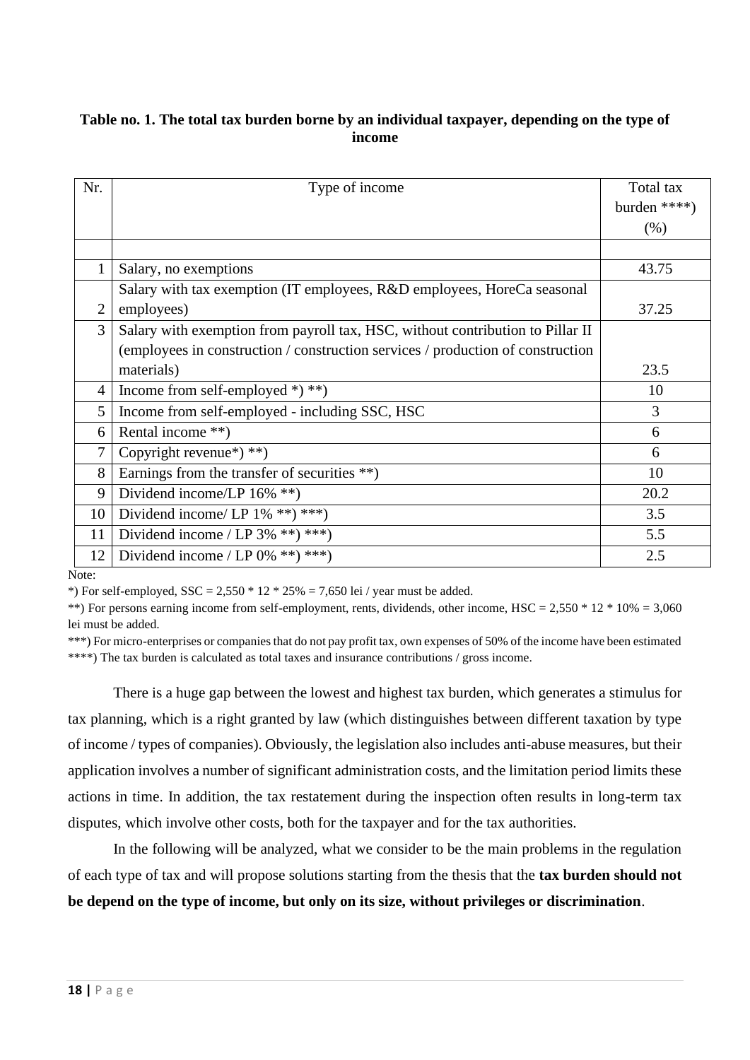**Table no. 1. The total tax burden borne by an individual taxpayer, depending on the type of income**

| Nr. | Type of income | Total tax burden ****) (%) |
|---|---|---|
| | | |
| 1 | Salary, no exemptions | 43.75 |
| 2 | Salary with tax exemption (IT employees, R&D employees, HoreCa seasonal employees) | 37.25 |
| 3 | Salary with exemption from payroll tax, HSC, without contribution to Pillar II (employees in construction / construction services / production of construction materials) | 23.5 |
| 4 | Income from self-employed *) **) | 10 |
| 5 | Income from self-employed - including SSC, HSC | 3 |
| 6 | Rental income **) | 6 |
| 7 | Copyright revenue*) **) | 6 |
| 8 | Earnings from the transfer of securities **) | 10 |
| 9 | Dividend income/LP 16% **) | 20.2 |
| 10 | Dividend income/ LP 1% **) ***) | 3.5 |
| 11 | Dividend income / LP 3% **) ***) | 5.5 |
| 12 | Dividend income / LP 0% **) ***) | 2.5 |

Note:

*) For self-employed, SSC = 2,550 * 12 * 25% = 7,650 lei / year must be added.

**) For persons earning income from self-employment, rents, dividends, other income, HSC = 2,550 * 12 * 10% = 3,060 lei must be added.

***) For micro-enterprises or companies that do not pay profit tax, own expenses of 50% of the income have been estimated

****) The tax burden is calculated as total taxes and insurance contributions / gross income.

There is a huge gap between the lowest and highest tax burden, which generates a stimulus for tax planning, which is a right granted by law (which distinguishes between different taxation by type of income / types of companies). Obviously, the legislation also includes anti-abuse measures, but their application involves a number of significant administration costs, and the limitation period limits these actions in time. In addition, the tax restatement during the inspection often results in long-term tax disputes, which involve other costs, both for the taxpayer and for the tax authorities.

In the following will be analyzed, what we consider to be the main problems in the regulation of each type of tax and will propose solutions starting from the thesis that the **tax burden should not be depend on the type of income, but only on its size, without privileges or discrimination**.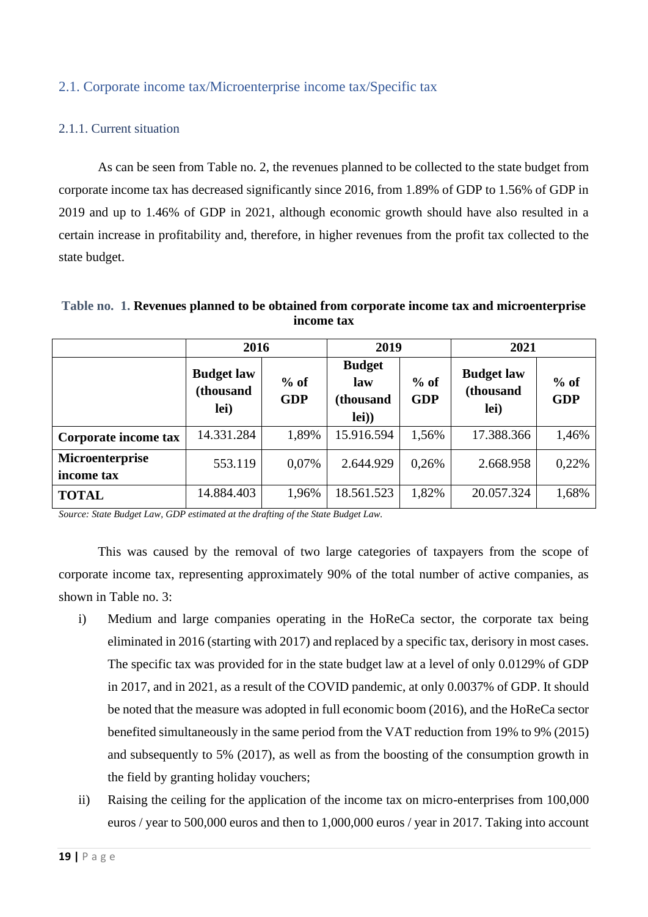## 2.1. Corporate income tax/Microenterprise income tax/Specific tax

### 2.1.1. Current situation

As can be seen from Table no. 2, the revenues planned to be collected to the state budget from corporate income tax has decreased significantly since 2016, from 1.89% of GDP to 1.56% of GDP in 2019 and up to 1.46% of GDP in 2021, although economic growth should have also resulted in a certain increase in profitability and, therefore, in higher revenues from the profit tax collected to the state budget.

**Table no. 1. Revenues planned to be obtained from corporate income tax and microenterprise income tax**

| | 2016 | | 2019 | | 2021 | |
|---|---|---|---|---|---|---|
| | **Budget law (thousand lei)** | **% of GDP** | **Budget law (thousand lei))** | **% of GDP** | **Budget law (thousand lei)** | **% of GDP** |
| **Corporate income tax** | 14.331.284 | 1,89% | 15.916.594 | 1,56% | 17.388.366 | 1,46% |
| **Microenterprise income tax** | 553.119 | 0,07% | 2.644.929 | 0,26% | 2.668.958 | 0,22% |
| **TOTAL** | 14.884.403 | 1,96% | 18.561.523 | 1,82% | 20.057.324 | 1,68% |

*Source: State Budget Law, GDP estimated at the drafting of the State Budget Law.*

This was caused by the removal of two large categories of taxpayers from the scope of corporate income tax, representing approximately 90% of the total number of active companies, as shown in Table no. 3:

i) Medium and large companies operating in the HoReCa sector, the corporate tax being eliminated in 2016 (starting with 2017) and replaced by a specific tax, derisory in most cases. The specific tax was provided for in the state budget law at a level of only 0.0129% of GDP in 2017, and in 2021, as a result of the COVID pandemic, at only 0.0037% of GDP. It should be noted that the measure was adopted in full economic boom (2016), and the HoReCa sector benefited simultaneously in the same period from the VAT reduction from 19% to 9% (2015) and subsequently to 5% (2017), as well as from the boosting of the consumption growth in the field by granting holiday vouchers;

ii) Raising the ceiling for the application of the income tax on micro-enterprises from 100,000 euros / year to 500,000 euros and then to 1,000,000 euros / year in 2017. Taking into account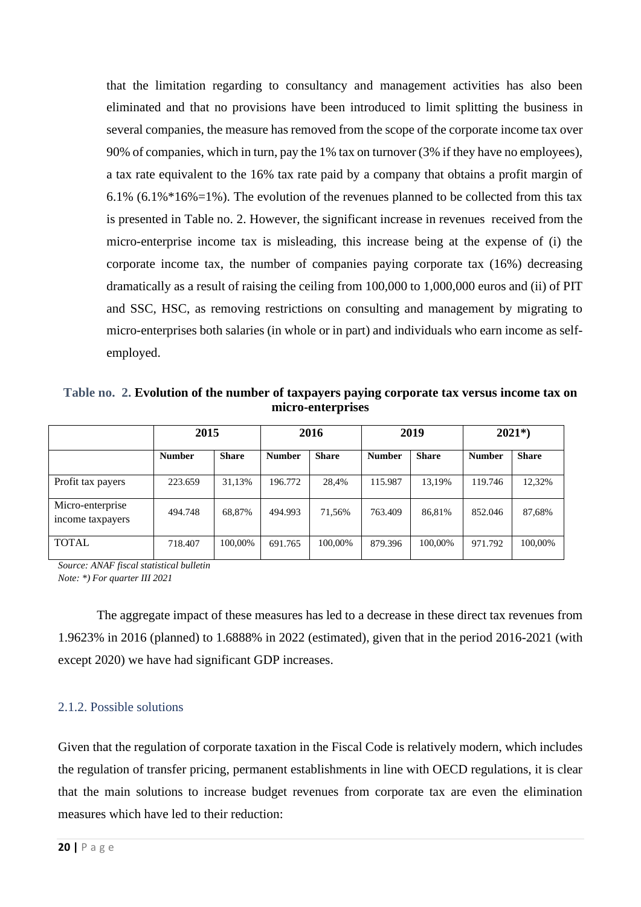that the limitation regarding to consultancy and management activities has also been eliminated and that no provisions have been introduced to limit splitting the business in several companies, the measure has removed from the scope of the corporate income tax over 90% of companies, which in turn, pay the 1% tax on turnover (3% if they have no employees), a tax rate equivalent to the 16% tax rate paid by a company that obtains a profit margin of 6.1% (6.1%*16%=1%). The evolution of the revenues planned to be collected from this tax is presented in Table no. 2. However, the significant increase in revenues received from the micro-enterprise income tax is misleading, this increase being at the expense of (i) the corporate income tax, the number of companies paying corporate tax (16%) decreasing dramatically as a result of raising the ceiling from 100,000 to 1,000,000 euros and (ii) of PIT and SSC, HSC, as removing restrictions on consulting and management by migrating to micro-enterprises both salaries (in whole or in part) and individuals who earn income as self-employed.

**Table no. 2. Evolution of the number of taxpayers paying corporate tax versus income tax on micro-enterprises**

| | 2015 | | 2016 | | 2019 | | 2021*) | |
|---|---|---|---|---|---|---|---|---|
| | **Number** | **Share** | **Number** | **Share** | **Number** | **Share** | **Number** | **Share** |
| Profit tax payers | 223.659 | 31,13% | 196.772 | 28,4% | 115.987 | 13,19% | 119.746 | 12,32% |
| Micro-enterprise income taxpayers | 494.748 | 68,87% | 494.993 | 71,56% | 763.409 | 86,81% | 852.046 | 87,68% |
| TOTAL | 718.407 | 100,00% | 691.765 | 100,00% | 879.396 | 100,00% | 971.792 | 100,00% |

*Source: ANAF fiscal statistical bulletin*
*Note: *) For quarter III 2021*

The aggregate impact of these measures has led to a decrease in these direct tax revenues from 1.9623% in 2016 (planned) to 1.6888% in 2022 (estimated), given that in the period 2016-2021 (with except 2020) we have had significant GDP increases.

### 2.1.2. Possible solutions

Given that the regulation of corporate taxation in the Fiscal Code is relatively modern, which includes the regulation of transfer pricing, permanent establishments in line with OECD regulations, it is clear that the main solutions to increase budget revenues from corporate tax are even the elimination measures which have led to their reduction: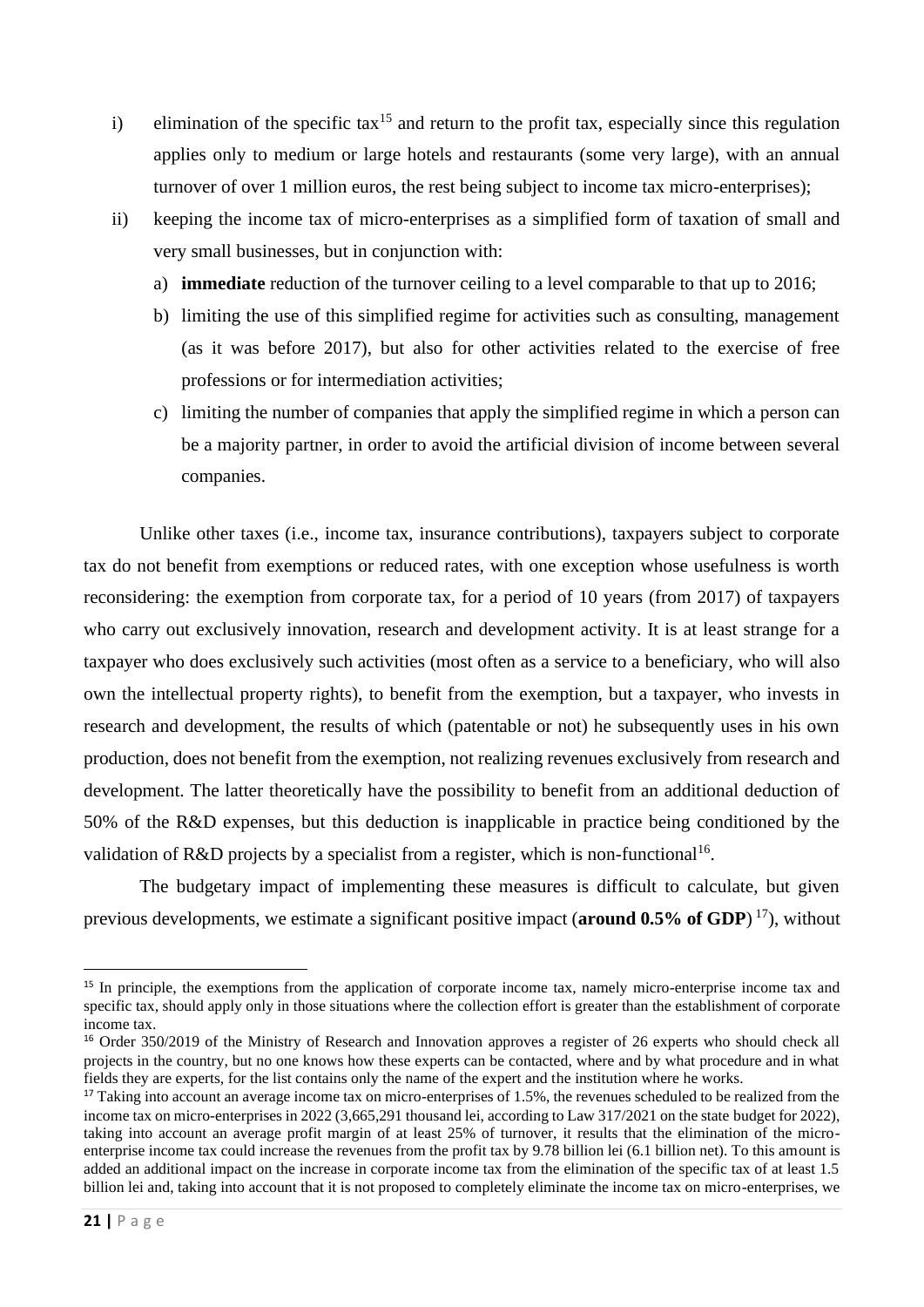i) elimination of the specific tax[15] and return to the profit tax, especially since this regulation applies only to medium or large hotels and restaurants (some very large), with an annual turnover of over 1 million euros, the rest being subject to income tax micro-enterprises);

ii) keeping the income tax of micro-enterprises as a simplified form of taxation of small and very small businesses, but in conjunction with:

   a) **immediate** reduction of the turnover ceiling to a level comparable to that up to 2016;

   b) limiting the use of this simplified regime for activities such as consulting, management (as it was before 2017), but also for other activities related to the exercise of free professions or for intermediation activities;

   c) limiting the number of companies that apply the simplified regime in which a person can be a majority partner, in order to avoid the artificial division of income between several companies.

Unlike other taxes (i.e., income tax, insurance contributions), taxpayers subject to corporate tax do not benefit from exemptions or reduced rates, with one exception whose usefulness is worth reconsidering: the exemption from corporate tax, for a period of 10 years (from 2017) of taxpayers who carry out exclusively innovation, research and development activity. It is at least strange for a taxpayer who does exclusively such activities (most often as a service to a beneficiary, who will also own the intellectual property rights), to benefit from the exemption, but a taxpayer, who invests in research and development, the results of which (patentable or not) he subsequently uses in his own production, does not benefit from the exemption, not realizing revenues exclusively from research and development. The latter theoretically have the possibility to benefit from an additional deduction of 50% of the R&D expenses, but this deduction is inapplicable in practice being conditioned by the validation of R&D projects by a specialist from a register, which is non-functional[16].

The budgetary impact of implementing these measures is difficult to calculate, but given previous developments, we estimate a significant positive impact (**around 0.5% of GDP**)[17]), without

---

[15] In principle, the exemptions from the application of corporate income tax, namely micro-enterprise income tax and specific tax, should apply only in those situations where the collection effort is greater than the establishment of corporate income tax.

[16] Order 350/2019 of the Ministry of Research and Innovation approves a register of 26 experts who should check all projects in the country, but no one knows how these experts can be contacted, where and by what procedure and in what fields they are experts, for the list contains only the name of the expert and the institution where he works.

[17] Taking into account an average income tax on micro-enterprises of 1.5%, the revenues scheduled to be realized from the income tax on micro-enterprises in 2022 (3,665,291 thousand lei, according to Law 317/2021 on the state budget for 2022), taking into account an average profit margin of at least 25% of turnover, it results that the elimination of the micro-enterprise income tax could increase the revenues from the profit tax by 9.78 billion lei (6.1 billion net). To this amount is added an additional impact on the increase in corporate income tax from the elimination of the specific tax of at least 1.5 billion lei and, taking into account that it is not proposed to completely eliminate the income tax on micro-enterprises, we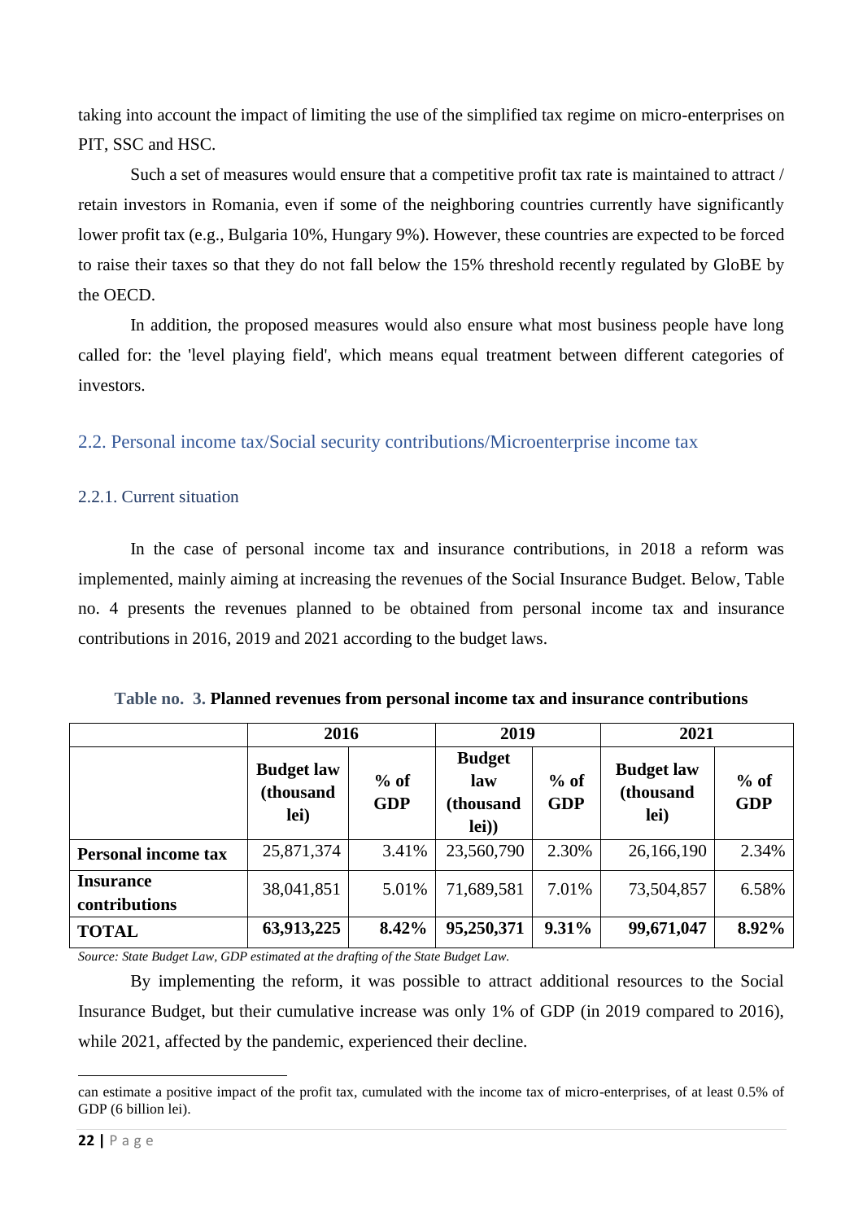taking into account the impact of limiting the use of the simplified tax regime on micro-enterprises on PIT, SSC and HSC.

Such a set of measures would ensure that a competitive profit tax rate is maintained to attract / retain investors in Romania, even if some of the neighboring countries currently have significantly lower profit tax (e.g., Bulgaria 10%, Hungary 9%). However, these countries are expected to be forced to raise their taxes so that they do not fall below the 15% threshold recently regulated by GloBE by the OECD.

In addition, the proposed measures would also ensure what most business people have long called for: the 'level playing field', which means equal treatment between different categories of investors.

## 2.2. Personal income tax/Social security contributions/Microenterprise income tax

### 2.2.1. Current situation

In the case of personal income tax and insurance contributions, in 2018 a reform was implemented, mainly aiming at increasing the revenues of the Social Insurance Budget. Below, Table no. 4 presents the revenues planned to be obtained from personal income tax and insurance contributions in 2016, 2019 and 2021 according to the budget laws.

**Table no. 3. Planned revenues from personal income tax and insurance contributions**

| | 2016 | | 2019 | | 2021 | |
|---|---|---|---|---|---|---|
| | **Budget law (thousand lei)** | **% of GDP** | **Budget law (thousand lei))** | **% of GDP** | **Budget law (thousand lei)** | **% of GDP** |
| **Personal income tax** | 25,871,374 | 3.41% | 23,560,790 | 2.30% | 26,166,190 | 2.34% |
| **Insurance contributions** | 38,041,851 | 5.01% | 71,689,581 | 7.01% | 73,504,857 | 6.58% |
| **TOTAL** | **63,913,225** | **8.42%** | **95,250,371** | **9.31%** | **99,671,047** | **8.92%** |

*Source: State Budget Law, GDP estimated at the drafting of the State Budget Law.*

By implementing the reform, it was possible to attract additional resources to the Social Insurance Budget, but their cumulative increase was only 1% of GDP (in 2019 compared to 2016), while 2021, affected by the pandemic, experienced their decline.

can estimate a positive impact of the profit tax, cumulated with the income tax of micro-enterprises, of at least 0.5% of GDP (6 billion lei).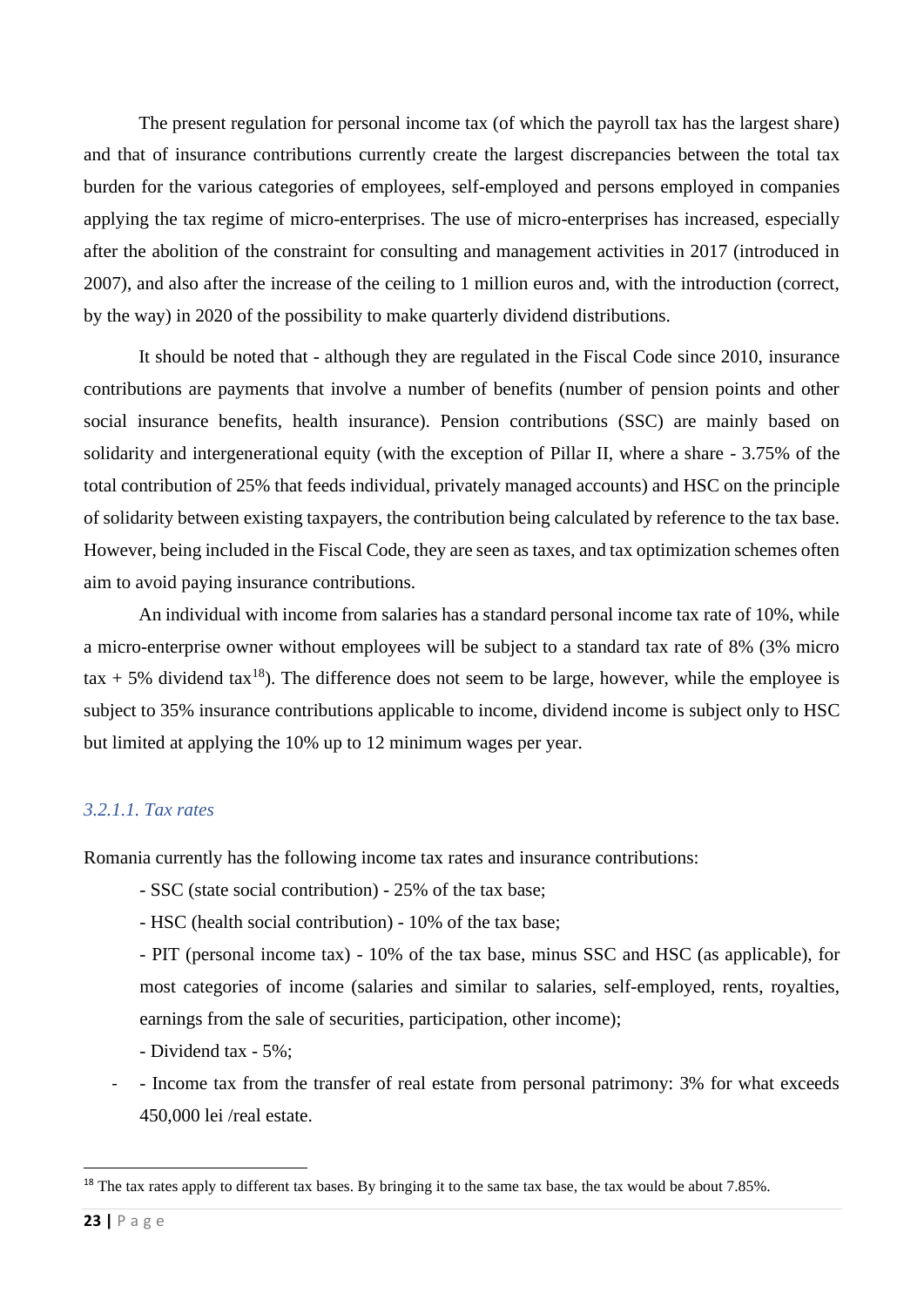The present regulation for personal income tax (of which the payroll tax has the largest share) and that of insurance contributions currently create the largest discrepancies between the total tax burden for the various categories of employees, self-employed and persons employed in companies applying the tax regime of micro-enterprises. The use of micro-enterprises has increased, especially after the abolition of the constraint for consulting and management activities in 2017 (introduced in 2007), and also after the increase of the ceiling to 1 million euros and, with the introduction (correct, by the way) in 2020 of the possibility to make quarterly dividend distributions.

It should be noted that - although they are regulated in the Fiscal Code since 2010, insurance contributions are payments that involve a number of benefits (number of pension points and other social insurance benefits, health insurance). Pension contributions (SSC) are mainly based on solidarity and intergenerational equity (with the exception of Pillar II, where a share - 3.75% of the total contribution of 25% that feeds individual, privately managed accounts) and HSC on the principle of solidarity between existing taxpayers, the contribution being calculated by reference to the tax base. However, being included in the Fiscal Code, they are seen as taxes, and tax optimization schemes often aim to avoid paying insurance contributions.

An individual with income from salaries has a standard personal income tax rate of 10%, while a micro-enterprise owner without employees will be subject to a standard tax rate of 8% (3% micro tax + 5% dividend tax[18]). The difference does not seem to be large, however, while the employee is subject to 35% insurance contributions applicable to income, dividend income is subject only to HSC but limited at applying the 10% up to 12 minimum wages per year.

#### *3.2.1.1. Tax rates*

Romania currently has the following income tax rates and insurance contributions:

- SSC (state social contribution) - 25% of the tax base;
- HSC (health social contribution) - 10% of the tax base;
- PIT (personal income tax) - 10% of the tax base, minus SSC and HSC (as applicable), for most categories of income (salaries and similar to salaries, self-employed, rents, royalties, earnings from the sale of securities, participation, other income);
- Dividend tax - 5%;
- Income tax from the transfer of real estate from personal patrimony: 3% for what exceeds 450,000 lei /real estate.

[18] The tax rates apply to different tax bases. By bringing it to the same tax base, the tax would be about 7.85%.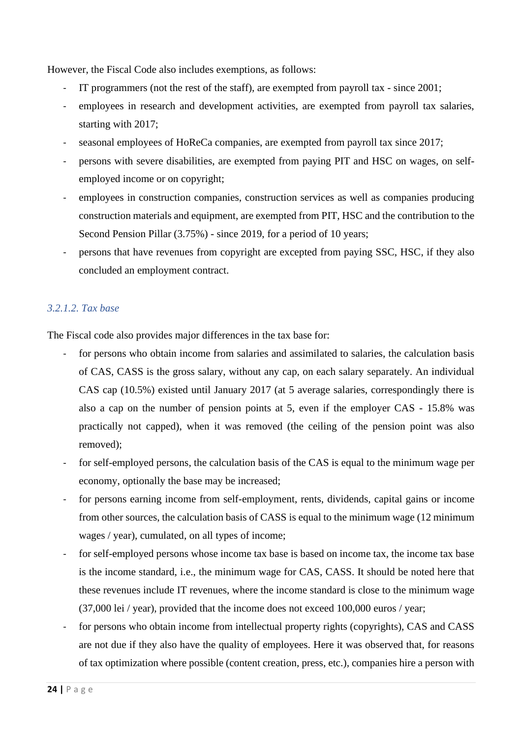However, the Fiscal Code also includes exemptions, as follows:

- IT programmers (not the rest of the staff), are exempted from payroll tax - since 2001;
- employees in research and development activities, are exempted from payroll tax salaries, starting with 2017;
- seasonal employees of HoReCa companies, are exempted from payroll tax since 2017;
- persons with severe disabilities, are exempted from paying PIT and HSC on wages, on self-employed income or on copyright;
- employees in construction companies, construction services as well as companies producing construction materials and equipment, are exempted from PIT, HSC and the contribution to the Second Pension Pillar (3.75%) - since 2019, for a period of 10 years;
- persons that have revenues from copyright are excepted from paying SSC, HSC, if they also concluded an employment contract.

#### *3.2.1.2. Tax base*

The Fiscal code also provides major differences in the tax base for:

- for persons who obtain income from salaries and assimilated to salaries, the calculation basis of CAS, CASS is the gross salary, without any cap, on each salary separately. An individual CAS cap (10.5%) existed until January 2017 (at 5 average salaries, correspondingly there is also a cap on the number of pension points at 5, even if the employer CAS - 15.8% was practically not capped), when it was removed (the ceiling of the pension point was also removed);
- for self-employed persons, the calculation basis of the CAS is equal to the minimum wage per economy, optionally the base may be increased;
- for persons earning income from self-employment, rents, dividends, capital gains or income from other sources, the calculation basis of CASS is equal to the minimum wage (12 minimum wages / year), cumulated, on all types of income;
- for self-employed persons whose income tax base is based on income tax, the income tax base is the income standard, i.e., the minimum wage for CAS, CASS. It should be noted here that these revenues include IT revenues, where the income standard is close to the minimum wage (37,000 lei / year), provided that the income does not exceed 100,000 euros / year;
- for persons who obtain income from intellectual property rights (copyrights), CAS and CASS are not due if they also have the quality of employees. Here it was observed that, for reasons of tax optimization where possible (content creation, press, etc.), companies hire a person with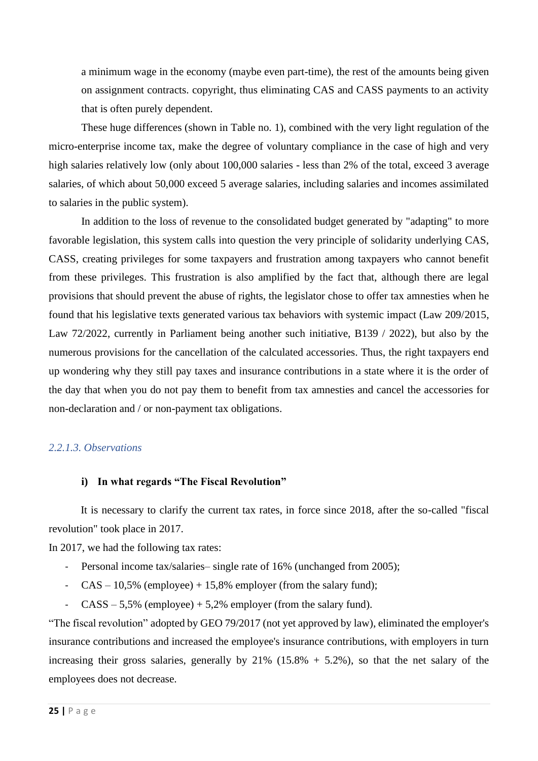a minimum wage in the economy (maybe even part-time), the rest of the amounts being given on assignment contracts. copyright, thus eliminating CAS and CASS payments to an activity that is often purely dependent.

These huge differences (shown in Table no. 1), combined with the very light regulation of the micro-enterprise income tax, make the degree of voluntary compliance in the case of high and very high salaries relatively low (only about 100,000 salaries - less than 2% of the total, exceed 3 average salaries, of which about 50,000 exceed 5 average salaries, including salaries and incomes assimilated to salaries in the public system).

In addition to the loss of revenue to the consolidated budget generated by "adapting" to more favorable legislation, this system calls into question the very principle of solidarity underlying CAS, CASS, creating privileges for some taxpayers and frustration among taxpayers who cannot benefit from these privileges. This frustration is also amplified by the fact that, although there are legal provisions that should prevent the abuse of rights, the legislator chose to offer tax amnesties when he found that his legislative texts generated various tax behaviors with systemic impact (Law 209/2015, Law 72/2022, currently in Parliament being another such initiative, B139 / 2022), but also by the numerous provisions for the cancellation of the calculated accessories. Thus, the right taxpayers end up wondering why they still pay taxes and insurance contributions in a state where it is the order of the day that when you do not pay them to benefit from tax amnesties and cancel the accessories for non-declaration and / or non-payment tax obligations.

#### *2.2.1.3. Observations*

**i) In what regards "The Fiscal Revolution"**

It is necessary to clarify the current tax rates, in force since 2018, after the so-called "fiscal revolution" took place in 2017.

In 2017, we had the following tax rates:

- Personal income tax/salaries– single rate of 16% (unchanged from 2005);
- CAS – 10,5% (employee) + 15,8% employer (from the salary fund);
- CASS – 5,5% (employee) + 5,2% employer (from the salary fund).

"The fiscal revolution" adopted by GEO 79/2017 (not yet approved by law), eliminated the employer's insurance contributions and increased the employee's insurance contributions, with employers in turn increasing their gross salaries, generally by 21% (15.8% + 5.2%), so that the net salary of the employees does not decrease.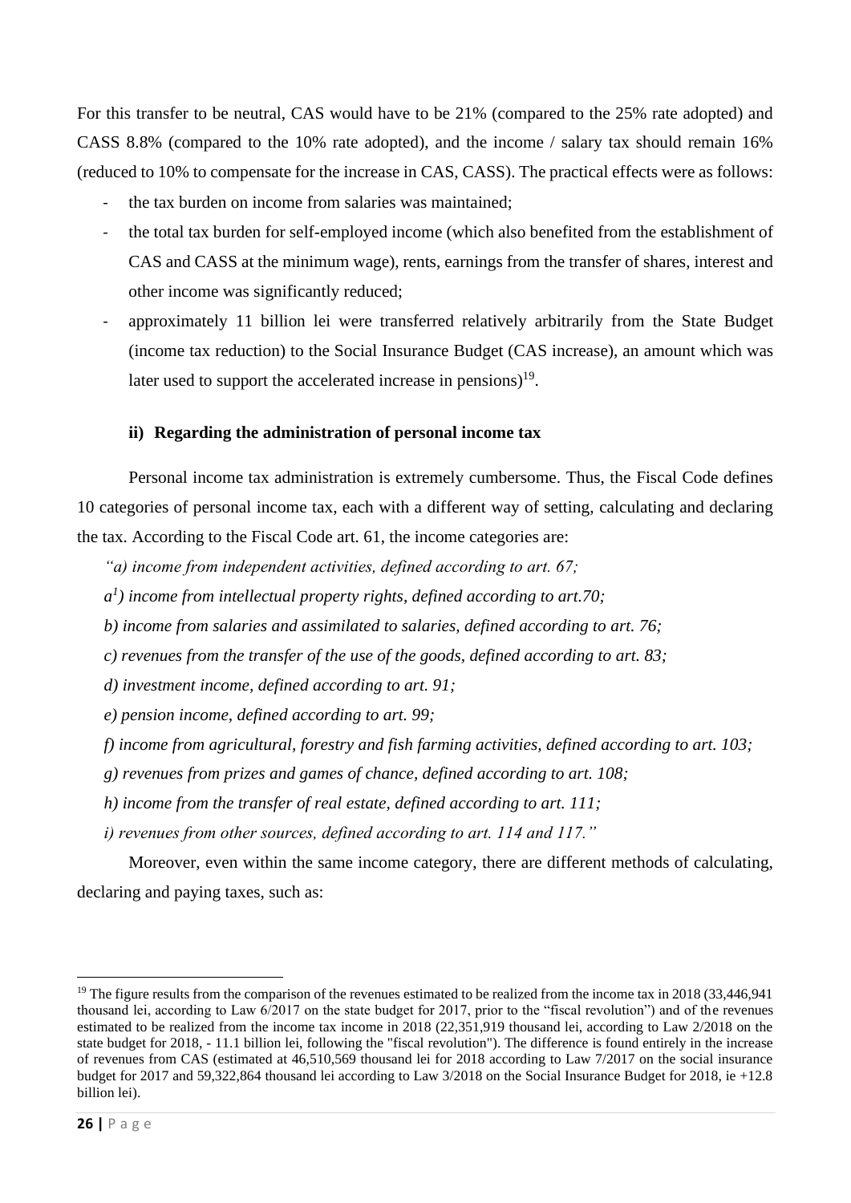For this transfer to be neutral, CAS would have to be 21% (compared to the 25% rate adopted) and CASS 8.8% (compared to the 10% rate adopted), and the income / salary tax should remain 16% (reduced to 10% to compensate for the increase in CAS, CASS). The practical effects were as follows:

- the tax burden on income from salaries was maintained;
- the total tax burden for self-employed income (which also benefited from the establishment of CAS and CASS at the minimum wage), rents, earnings from the transfer of shares, interest and other income was significantly reduced;
- approximately 11 billion lei were transferred relatively arbitrarily from the State Budget (income tax reduction) to the Social Insurance Budget (CAS increase), an amount which was later used to support the accelerated increase in pensions)[19].

**ii) Regarding the administration of personal income tax**

Personal income tax administration is extremely cumbersome. Thus, the Fiscal Code defines 10 categories of personal income tax, each with a different way of setting, calculating and declaring the tax. According to the Fiscal Code art. 61, the income categories are:

*"a) income from independent activities, defined according to art. 67;*

*a[1]) income from intellectual property rights, defined according to art.70;*

*b) income from salaries and assimilated to salaries, defined according to art. 76;*

*c) revenues from the transfer of the use of the goods, defined according to art. 83;*

*d) investment income, defined according to art. 91;*

*e) pension income, defined according to art. 99;*

*f) income from agricultural, forestry and fish farming activities, defined according to art. 103;*

*g) revenues from prizes and games of chance, defined according to art. 108;*

*h) income from the transfer of real estate, defined according to art. 111;*

*i) revenues from other sources, defined according to art. 114 and 117."*

Moreover, even within the same income category, there are different methods of calculating, declaring and paying taxes, such as:

---

[19] The figure results from the comparison of the revenues estimated to be realized from the income tax in 2018 (33,446,941 thousand lei, according to Law 6/2017 on the state budget for 2017, prior to the "fiscal revolution") and of the revenues estimated to be realized from the income tax income in 2018 (22,351,919 thousand lei, according to Law 2/2018 on the state budget for 2018, - 11.1 billion lei, following the "fiscal revolution"). The difference is found entirely in the increase of revenues from CAS (estimated at 46,510,569 thousand lei for 2018 according to Law 7/2017 on the social insurance budget for 2017 and 59,322,864 thousand lei according to Law 3/2018 on the Social Insurance Budget for 2018, ie +12.8 billion lei).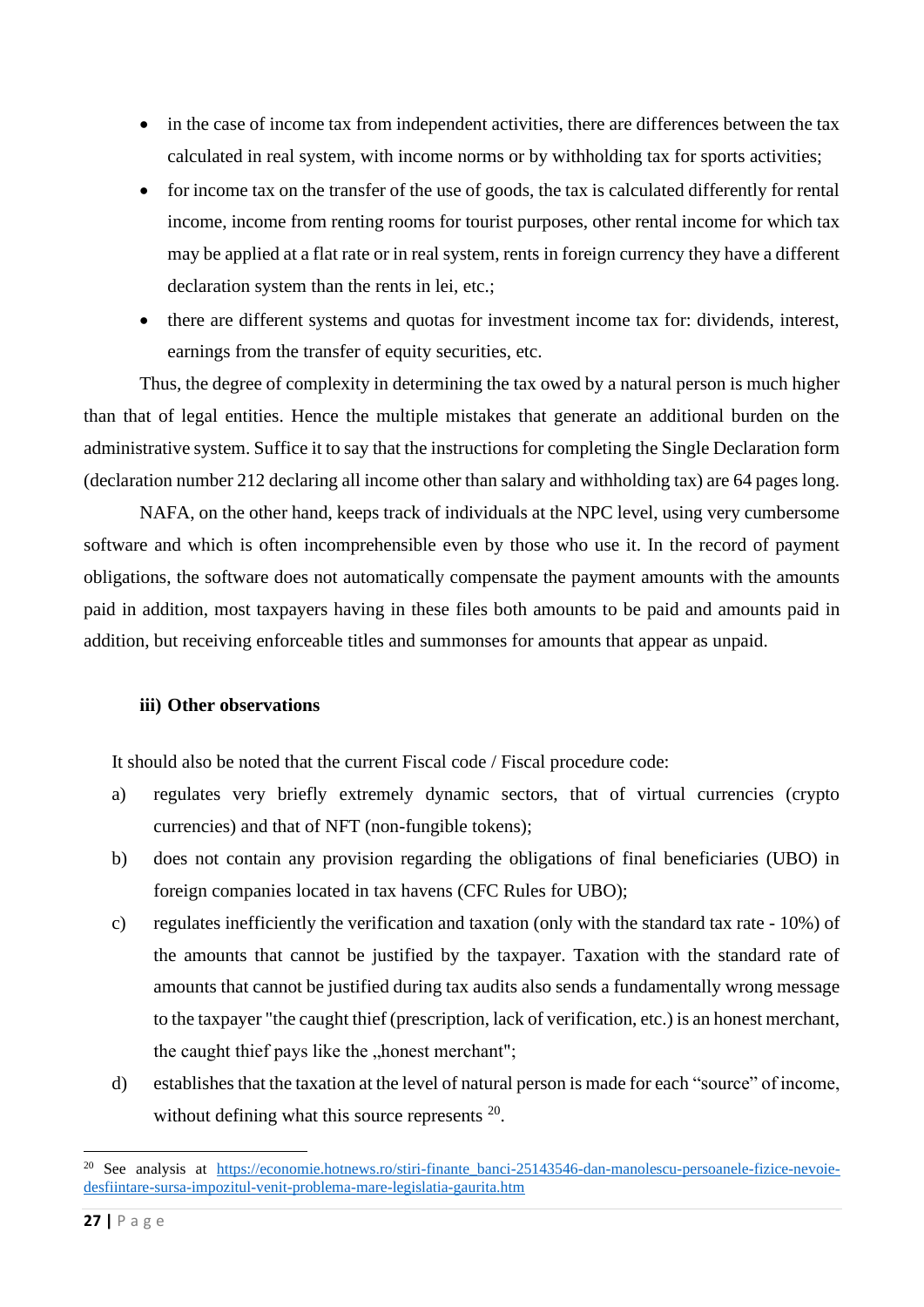- in the case of income tax from independent activities, there are differences between the tax calculated in real system, with income norms or by withholding tax for sports activities;
- for income tax on the transfer of the use of goods, the tax is calculated differently for rental income, income from renting rooms for tourist purposes, other rental income for which tax may be applied at a flat rate or in real system, rents in foreign currency they have a different declaration system than the rents in lei, etc.;
- there are different systems and quotas for investment income tax for: dividends, interest, earnings from the transfer of equity securities, etc.

Thus, the degree of complexity in determining the tax owed by a natural person is much higher than that of legal entities. Hence the multiple mistakes that generate an additional burden on the administrative system. Suffice it to say that the instructions for completing the Single Declaration form (declaration number 212 declaring all income other than salary and withholding tax) are 64 pages long.

NAFA, on the other hand, keeps track of individuals at the NPC level, using very cumbersome software and which is often incomprehensible even by those who use it. In the record of payment obligations, the software does not automatically compensate the payment amounts with the amounts paid in addition, most taxpayers having in these files both amounts to be paid and amounts paid in addition, but receiving enforceable titles and summonses for amounts that appear as unpaid.

#### iii) Other observations

It should also be noted that the current Fiscal code / Fiscal procedure code:

a) regulates very briefly extremely dynamic sectors, that of virtual currencies (crypto currencies) and that of NFT (non-fungible tokens);
b) does not contain any provision regarding the obligations of final beneficiaries (UBO) in foreign companies located in tax havens (CFC Rules for UBO);
c) regulates inefficiently the verification and taxation (only with the standard tax rate - 10%) of the amounts that cannot be justified by the taxpayer. Taxation with the standard rate of amounts that cannot be justified during tax audits also sends a fundamentally wrong message to the taxpayer "the caught thief (prescription, lack of verification, etc.) is an honest merchant, the caught thief pays like the „honest merchant";
d) establishes that the taxation at the level of natural person is made for each "source" of income, without defining what this source represents [20].

---

[20] See analysis at https://economie.hotnews.ro/stiri-finante_banci-25143546-dan-manolescu-persoanele-fizice-nevoie-desfiintare-sursa-impozitul-venit-problema-mare-legislatia-gaurita.htm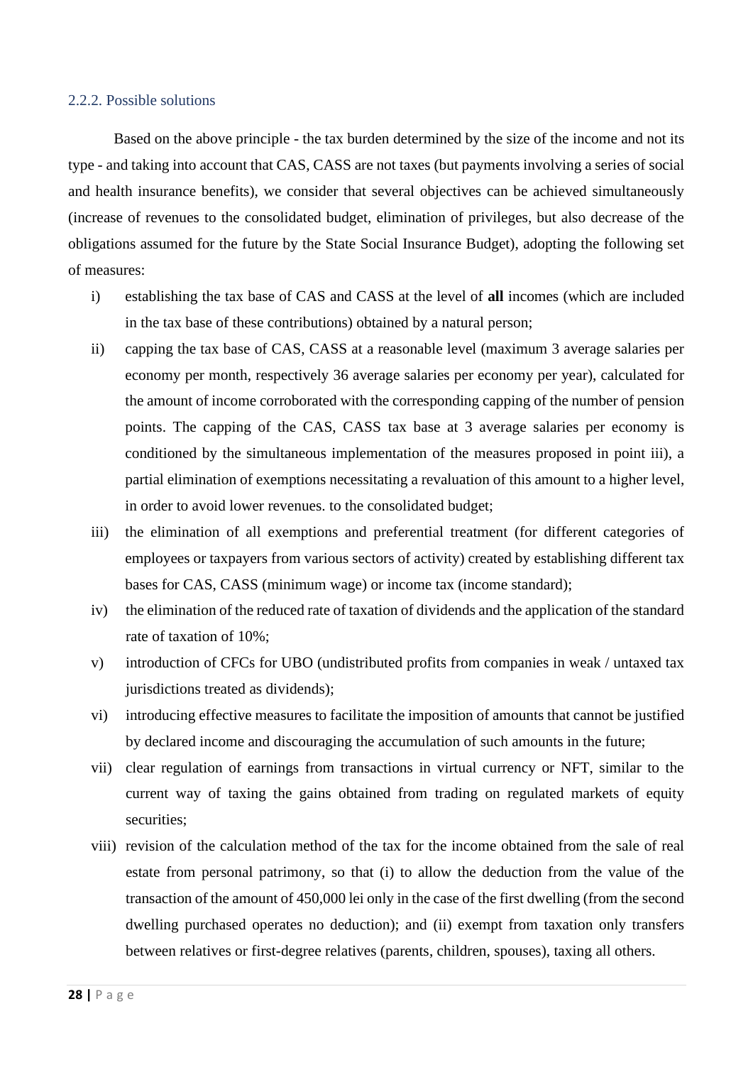### 2.2.2. Possible solutions

Based on the above principle - the tax burden determined by the size of the income and not its type - and taking into account that CAS, CASS are not taxes (but payments involving a series of social and health insurance benefits), we consider that several objectives can be achieved simultaneously (increase of revenues to the consolidated budget, elimination of privileges, but also decrease of the obligations assumed for the future by the State Social Insurance Budget), adopting the following set of measures:

- i) establishing the tax base of CAS and CASS at the level of **all** incomes (which are included in the tax base of these contributions) obtained by a natural person;
- ii) capping the tax base of CAS, CASS at a reasonable level (maximum 3 average salaries per economy per month, respectively 36 average salaries per economy per year), calculated for the amount of income corroborated with the corresponding capping of the number of pension points. The capping of the CAS, CASS tax base at 3 average salaries per economy is conditioned by the simultaneous implementation of the measures proposed in point iii), a partial elimination of exemptions necessitating a revaluation of this amount to a higher level, in order to avoid lower revenues. to the consolidated budget;
- iii) the elimination of all exemptions and preferential treatment (for different categories of employees or taxpayers from various sectors of activity) created by establishing different tax bases for CAS, CASS (minimum wage) or income tax (income standard);
- iv) the elimination of the reduced rate of taxation of dividends and the application of the standard rate of taxation of 10%;
- v) introduction of CFCs for UBO (undistributed profits from companies in weak / untaxed tax jurisdictions treated as dividends);
- vi) introducing effective measures to facilitate the imposition of amounts that cannot be justified by declared income and discouraging the accumulation of such amounts in the future;
- vii) clear regulation of earnings from transactions in virtual currency or NFT, similar to the current way of taxing the gains obtained from trading on regulated markets of equity securities;
- viii) revision of the calculation method of the tax for the income obtained from the sale of real estate from personal patrimony, so that (i) to allow the deduction from the value of the transaction of the amount of 450,000 lei only in the case of the first dwelling (from the second dwelling purchased operates no deduction); and (ii) exempt from taxation only transfers between relatives or first-degree relatives (parents, children, spouses), taxing all others.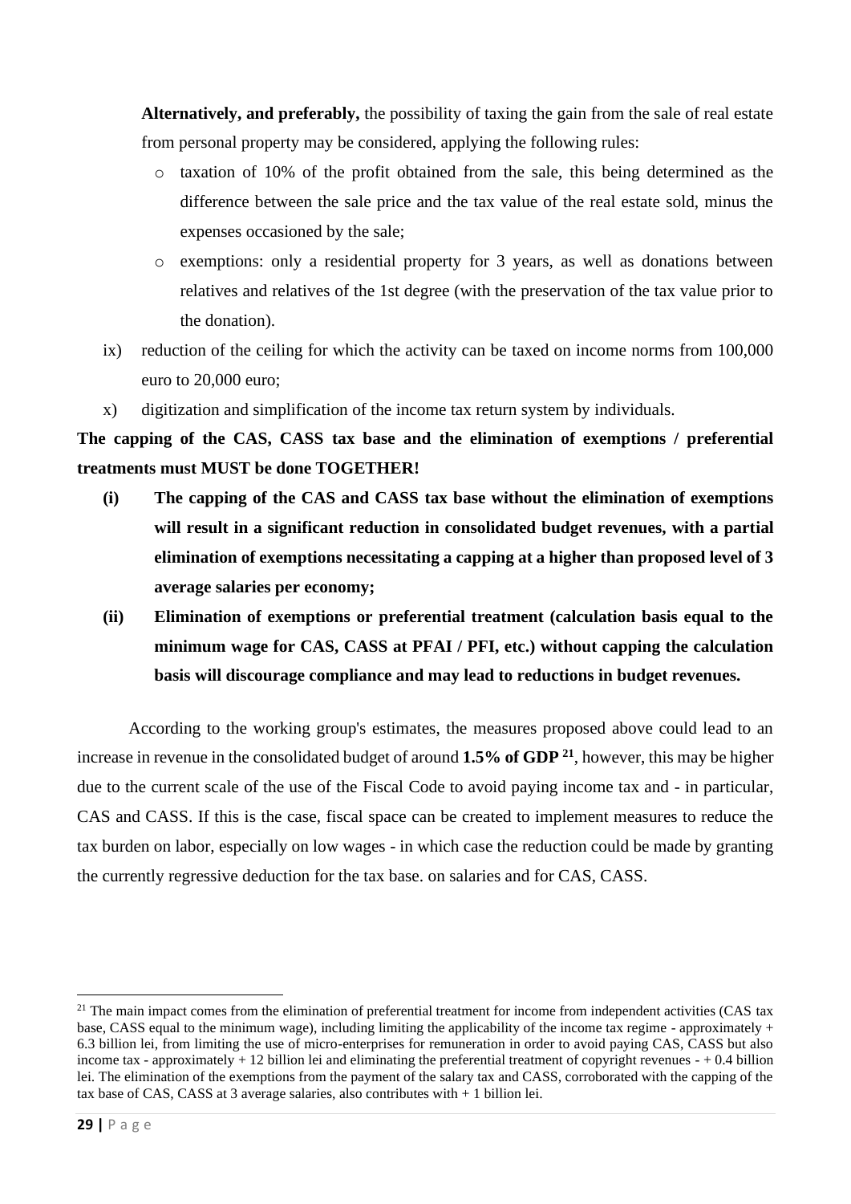**Alternatively, and preferably,** the possibility of taxing the gain from the sale of real estate from personal property may be considered, applying the following rules:

- taxation of 10% of the profit obtained from the sale, this being determined as the difference between the sale price and the tax value of the real estate sold, minus the expenses occasioned by the sale;
- exemptions: only a residential property for 3 years, as well as donations between relatives and relatives of the 1st degree (with the preservation of the tax value prior to the donation).

ix) reduction of the ceiling for which the activity can be taxed on income norms from 100,000 euro to 20,000 euro;

x) digitization and simplification of the income tax return system by individuals.

**The capping of the CAS, CASS tax base and the elimination of exemptions / preferential treatments must MUST be done TOGETHER!**

**(i) The capping of the CAS and CASS tax base without the elimination of exemptions will result in a significant reduction in consolidated budget revenues, with a partial elimination of exemptions necessitating a capping at a higher than proposed level of 3 average salaries per economy;**

**(ii) Elimination of exemptions or preferential treatment (calculation basis equal to the minimum wage for CAS, CASS at PFAI / PFI, etc.) without capping the calculation basis will discourage compliance and may lead to reductions in budget revenues.**

According to the working group's estimates, the measures proposed above could lead to an increase in revenue in the consolidated budget of around **1.5% of GDP** [21], however, this may be higher due to the current scale of the use of the Fiscal Code to avoid paying income tax and - in particular, CAS and CASS. If this is the case, fiscal space can be created to implement measures to reduce the tax burden on labor, especially on low wages - in which case the reduction could be made by granting the currently regressive deduction for the tax base. on salaries and for CAS, CASS.

---

[21] The main impact comes from the elimination of preferential treatment for income from independent activities (CAS tax base, CASS equal to the minimum wage), including limiting the applicability of the income tax regime - approximately + 6.3 billion lei, from limiting the use of micro-enterprises for remuneration in order to avoid paying CAS, CASS but also income tax - approximately + 12 billion lei and eliminating the preferential treatment of copyright revenues - + 0.4 billion lei. The elimination of the exemptions from the payment of the salary tax and CASS, corroborated with the capping of the tax base of CAS, CASS at 3 average salaries, also contributes with + 1 billion lei.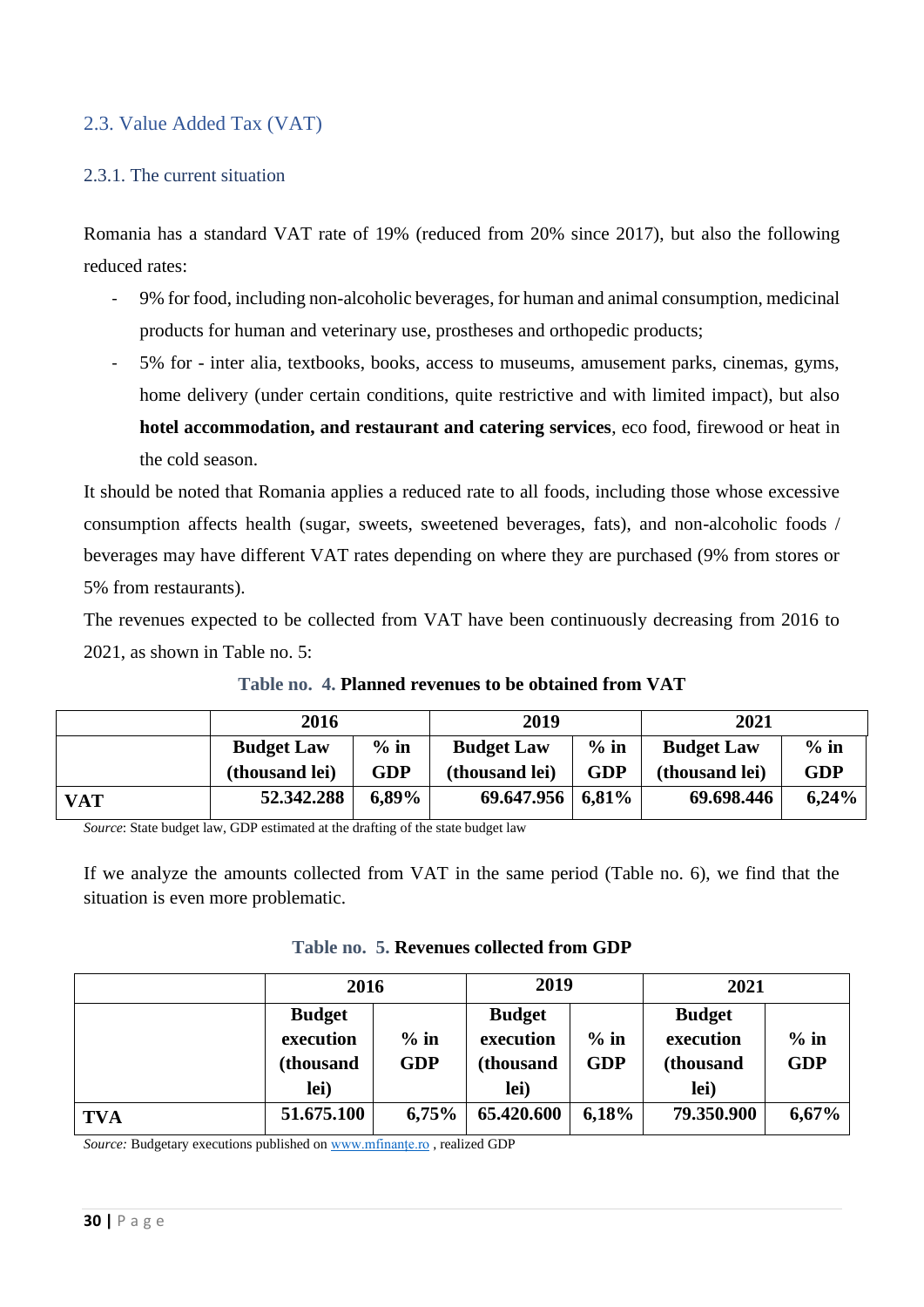## 2.3. Value Added Tax (VAT)

### 2.3.1. The current situation

Romania has a standard VAT rate of 19% (reduced from 20% since 2017), but also the following reduced rates:

- 9% for food, including non-alcoholic beverages, for human and animal consumption, medicinal products for human and veterinary use, prostheses and orthopedic products;
- 5% for - inter alia, textbooks, books, access to museums, amusement parks, cinemas, gyms, home delivery (under certain conditions, quite restrictive and with limited impact), but also **hotel accommodation, and restaurant and catering services**, eco food, firewood or heat in the cold season.

It should be noted that Romania applies a reduced rate to all foods, including those whose excessive consumption affects health (sugar, sweets, sweetened beverages, fats), and non-alcoholic foods / beverages may have different VAT rates depending on where they are purchased (9% from stores or 5% from restaurants).

The revenues expected to be collected from VAT have been continuously decreasing from 2016 to 2021, as shown in Table no. 5:

Table no. 4. **Planned revenues to be obtained from VAT**

| | 2016 | | 2019 | | 2021 | |
|---|---|---|---|---|---|---|
| | **Budget Law (thousand lei)** | **% in GDP** | **Budget Law (thousand lei)** | **% in GDP** | **Budget Law (thousand lei)** | **% in GDP** |
| **VAT** | **52.342.288** | **6,89%** | **69.647.956** | **6,81%** | **69.698.446** | **6,24%** |

*Source*: State budget law, GDP estimated at the drafting of the state budget law

If we analyze the amounts collected from VAT in the same period (Table no. 6), we find that the situation is even more problematic.

Table no. 5. **Revenues collected from GDP**

| | 2016 | | 2019 | | 2021 | |
|---|---|---|---|---|---|---|
| | **Budget execution (thousand lei)** | **% in GDP** | **Budget execution (thousand lei)** | **% in GDP** | **Budget execution (thousand lei)** | **% in GDP** |
| **TVA** | **51.675.100** | **6,75%** | **65.420.600** | **6,18%** | **79.350.900** | **6,67%** |

*Source:* Budgetary executions published on www.mfinanțe.ro , realized GDP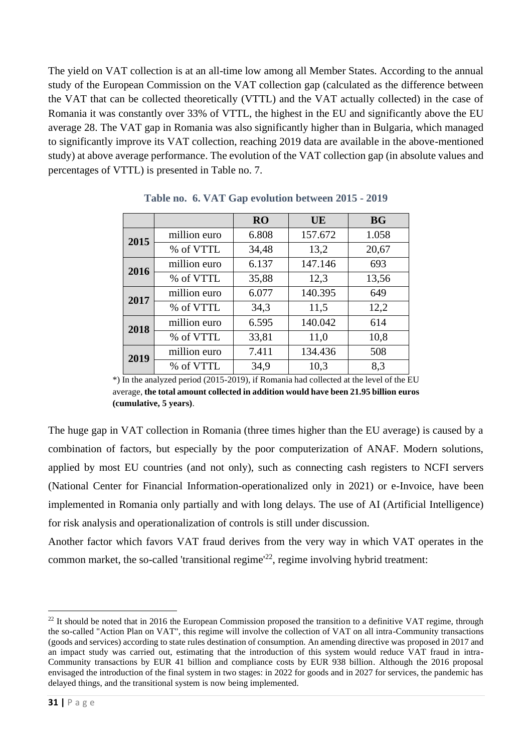The yield on VAT collection is at an all-time low among all Member States. According to the annual study of the European Commission on the VAT collection gap (calculated as the difference between the VAT that can be collected theoretically (VTTL) and the VAT actually collected) in the case of Romania it was constantly over 33% of VTTL, the highest in the EU and significantly above the EU average 28. The VAT gap in Romania was also significantly higher than in Bulgaria, which managed to significantly improve its VAT collection, reaching 2019 data are available in the above-mentioned study) at above average performance. The evolution of the VAT collection gap (in absolute values and percentages of VTTL) is presented in Table no. 7.

**Table no. 6. VAT Gap evolution between 2015 - 2019**

| | | RO | UE | BG |
|---|---|---|---|---|
| **2015** | million euro | 6.808 | 157.672 | 1.058 |
| | % of VTTL | 34,48 | 13,2 | 20,67 |
| **2016** | million euro | 6.137 | 147.146 | 693 |
| | % of VTTL | 35,88 | 12,3 | 13,56 |
| **2017** | million euro | 6.077 | 140.395 | 649 |
| | % of VTTL | 34,3 | 11,5 | 12,2 |
| **2018** | million euro | 6.595 | 140.042 | 614 |
| | % of VTTL | 33,81 | 11,0 | 10,8 |
| **2019** | million euro | 7.411 | 134.436 | 508 |
| | % of VTTL | 34,9 | 10,3 | 8,3 |

*) In the analyzed period (2015-2019), if Romania had collected at the level of the EU average, **the total amount collected in addition would have been 21.95 billion euros (cumulative, 5 years)**.

The huge gap in VAT collection in Romania (three times higher than the EU average) is caused by a combination of factors, but especially by the poor computerization of ANAF. Modern solutions, applied by most EU countries (and not only), such as connecting cash registers to NCFI servers (National Center for Financial Information-operationalized only in 2021) or e-Invoice, have been implemented in Romania only partially and with long delays. The use of AI (Artificial Intelligence) for risk analysis and operationalization of controls is still under discussion.

Another factor which favors VAT fraud derives from the very way in which VAT operates in the common market, the so-called 'transitional regime'[22], regime involving hybrid treatment:

[22] It should be noted that in 2016 the European Commission proposed the transition to a definitive VAT regime, through the so-called "Action Plan on VAT", this regime will involve the collection of VAT on all intra-Community transactions (goods and services) according to state rules destination of consumption. An amending directive was proposed in 2017 and an impact study was carried out, estimating that the introduction of this system would reduce VAT fraud in intra-Community transactions by EUR 41 billion and compliance costs by EUR 938 billion. Although the 2016 proposal envisaged the introduction of the final system in two stages: in 2022 for goods and in 2027 for services, the pandemic has delayed things, and the transitional system is now being implemented.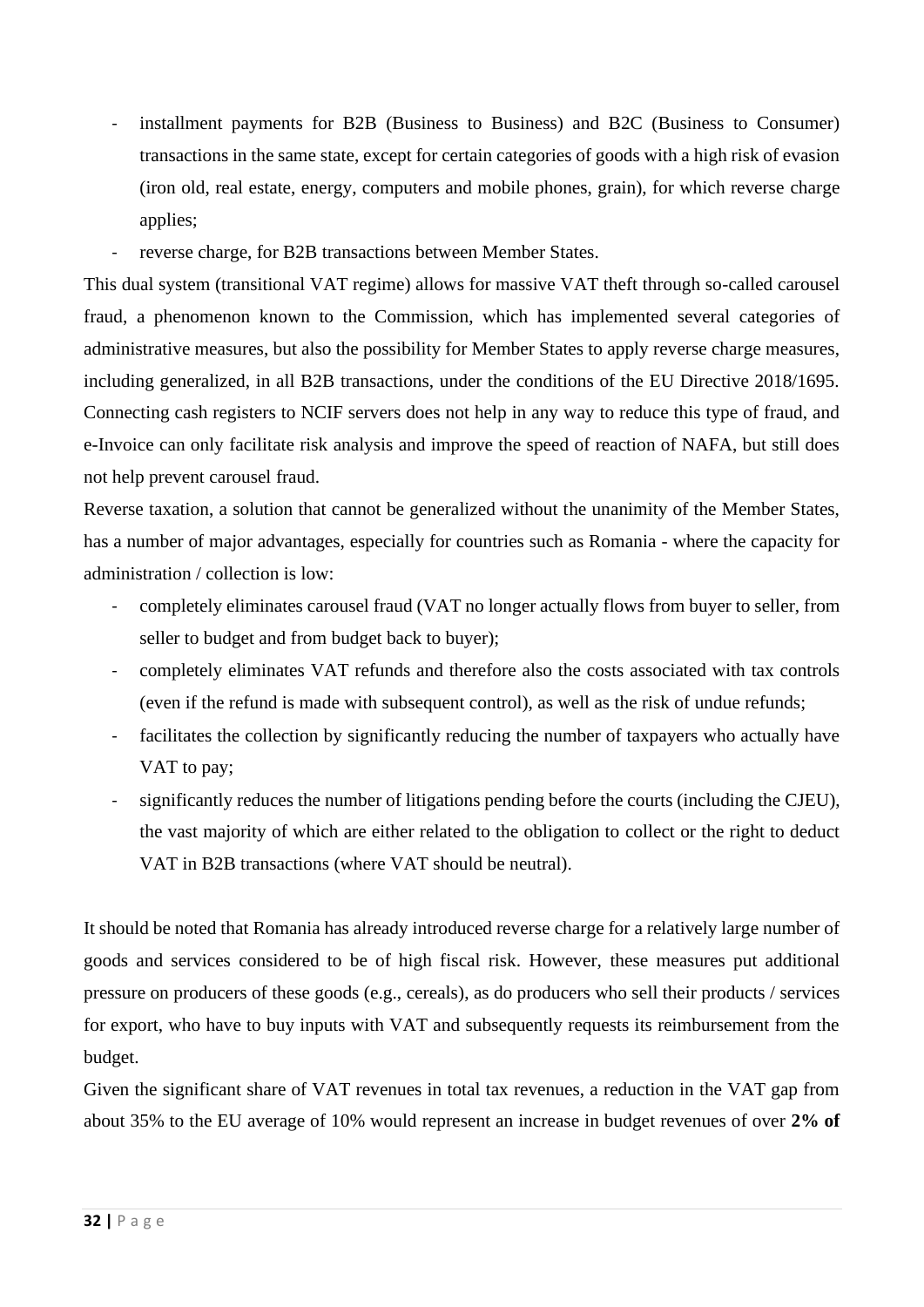- installment payments for B2B (Business to Business) and B2C (Business to Consumer) transactions in the same state, except for certain categories of goods with a high risk of evasion (iron old, real estate, energy, computers and mobile phones, grain), for which reverse charge applies;
- reverse charge, for B2B transactions between Member States.

This dual system (transitional VAT regime) allows for massive VAT theft through so-called carousel fraud, a phenomenon known to the Commission, which has implemented several categories of administrative measures, but also the possibility for Member States to apply reverse charge measures, including generalized, in all B2B transactions, under the conditions of the EU Directive 2018/1695. Connecting cash registers to NCIF servers does not help in any way to reduce this type of fraud, and e-Invoice can only facilitate risk analysis and improve the speed of reaction of NAFA, but still does not help prevent carousel fraud.

Reverse taxation, a solution that cannot be generalized without the unanimity of the Member States, has a number of major advantages, especially for countries such as Romania - where the capacity for administration / collection is low:

- completely eliminates carousel fraud (VAT no longer actually flows from buyer to seller, from seller to budget and from budget back to buyer);
- completely eliminates VAT refunds and therefore also the costs associated with tax controls (even if the refund is made with subsequent control), as well as the risk of undue refunds;
- facilitates the collection by significantly reducing the number of taxpayers who actually have VAT to pay;
- significantly reduces the number of litigations pending before the courts (including the CJEU), the vast majority of which are either related to the obligation to collect or the right to deduct VAT in B2B transactions (where VAT should be neutral).

It should be noted that Romania has already introduced reverse charge for a relatively large number of goods and services considered to be of high fiscal risk. However, these measures put additional pressure on producers of these goods (e.g., cereals), as do producers who sell their products / services for export, who have to buy inputs with VAT and subsequently requests its reimbursement from the budget.

Given the significant share of VAT revenues in total tax revenues, a reduction in the VAT gap from about 35% to the EU average of 10% would represent an increase in budget revenues of over **2% of**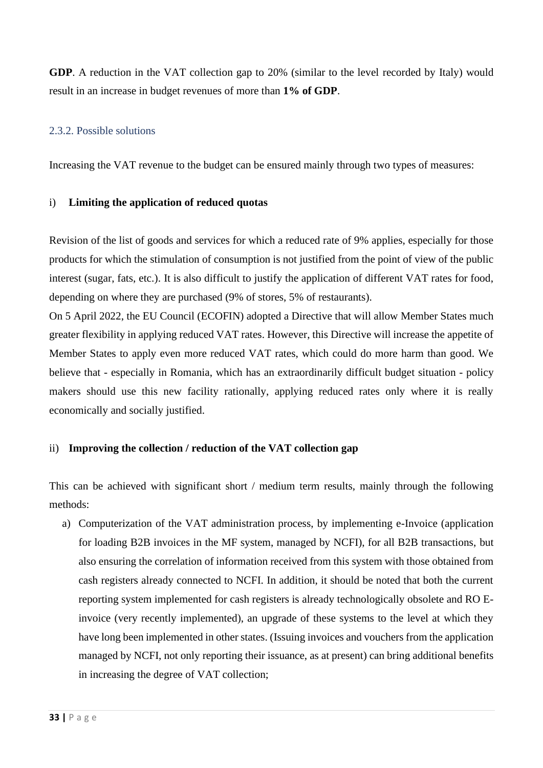**GDP**. A reduction in the VAT collection gap to 20% (similar to the level recorded by Italy) would result in an increase in budget revenues of more than **1% of GDP**.

### 2.3.2. Possible solutions

Increasing the VAT revenue to the budget can be ensured mainly through two types of measures:

i) **Limiting the application of reduced quotas**

Revision of the list of goods and services for which a reduced rate of 9% applies, especially for those products for which the stimulation of consumption is not justified from the point of view of the public interest (sugar, fats, etc.). It is also difficult to justify the application of different VAT rates for food, depending on where they are purchased (9% of stores, 5% of restaurants).

On 5 April 2022, the EU Council (ECOFIN) adopted a Directive that will allow Member States much greater flexibility in applying reduced VAT rates. However, this Directive will increase the appetite of Member States to apply even more reduced VAT rates, which could do more harm than good. We believe that - especially in Romania, which has an extraordinarily difficult budget situation - policy makers should use this new facility rationally, applying reduced rates only where it is really economically and socially justified.

ii) **Improving the collection / reduction of the VAT collection gap**

This can be achieved with significant short / medium term results, mainly through the following methods:

a) Computerization of the VAT administration process, by implementing e-Invoice (application for loading B2B invoices in the MF system, managed by NCFI), for all B2B transactions, but also ensuring the correlation of information received from this system with those obtained from cash registers already connected to NCFI. In addition, it should be noted that both the current reporting system implemented for cash registers is already technologically obsolete and RO E-invoice (very recently implemented), an upgrade of these systems to the level at which they have long been implemented in other states. (Issuing invoices and vouchers from the application managed by NCFI, not only reporting their issuance, as at present) can bring additional benefits in increasing the degree of VAT collection;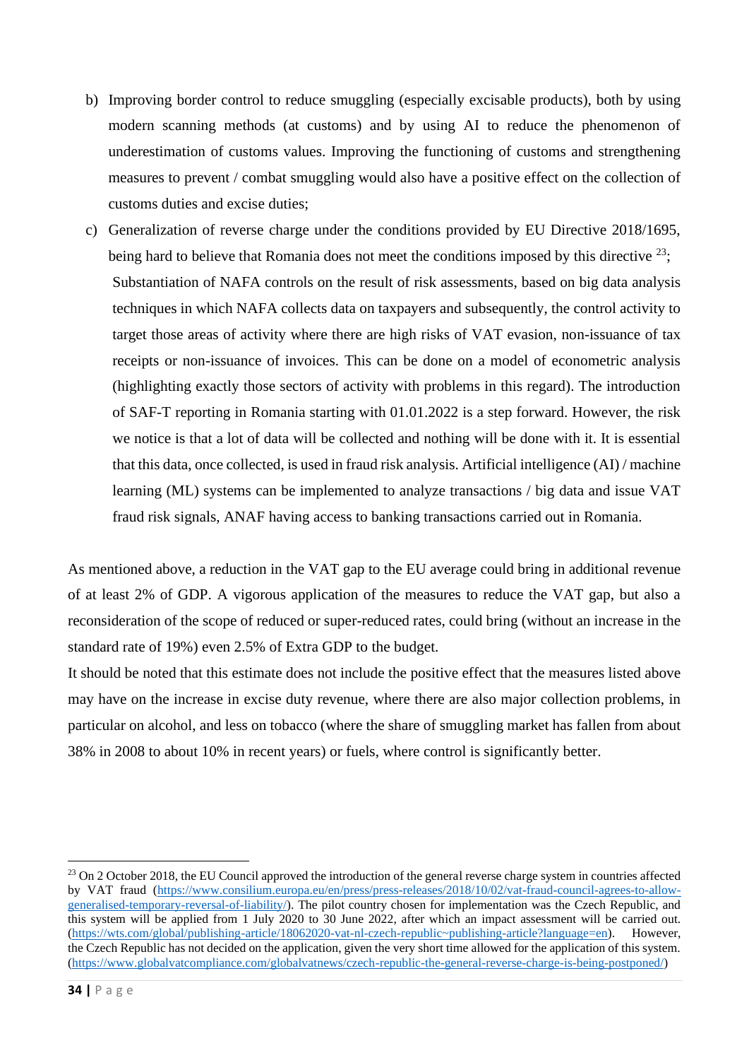b) Improving border control to reduce smuggling (especially excisable products), both by using modern scanning methods (at customs) and by using AI to reduce the phenomenon of underestimation of customs values. Improving the functioning of customs and strengthening measures to prevent / combat smuggling would also have a positive effect on the collection of customs duties and excise duties;

c) Generalization of reverse charge under the conditions provided by EU Directive 2018/1695, being hard to believe that Romania does not meet the conditions imposed by this directive [23];
Substantiation of NAFA controls on the result of risk assessments, based on big data analysis techniques in which NAFA collects data on taxpayers and subsequently, the control activity to target those areas of activity where there are high risks of VAT evasion, non-issuance of tax receipts or non-issuance of invoices. This can be done on a model of econometric analysis (highlighting exactly those sectors of activity with problems in this regard). The introduction of SAF-T reporting in Romania starting with 01.01.2022 is a step forward. However, the risk we notice is that a lot of data will be collected and nothing will be done with it. It is essential that this data, once collected, is used in fraud risk analysis. Artificial intelligence (AI) / machine learning (ML) systems can be implemented to analyze transactions / big data and issue VAT fraud risk signals, ANAF having access to banking transactions carried out in Romania.

As mentioned above, a reduction in the VAT gap to the EU average could bring in additional revenue of at least 2% of GDP. A vigorous application of the measures to reduce the VAT gap, but also a reconsideration of the scope of reduced or super-reduced rates, could bring (without an increase in the standard rate of 19%) even 2.5% of Extra GDP to the budget.

It should be noted that this estimate does not include the positive effect that the measures listed above may have on the increase in excise duty revenue, where there are also major collection problems, in particular on alcohol, and less on tobacco (where the share of smuggling market has fallen from about 38% in 2008 to about 10% in recent years) or fuels, where control is significantly better.

[23] On 2 October 2018, the EU Council approved the introduction of the general reverse charge system in countries affected by VAT fraud (https://www.consilium.europa.eu/en/press/press-releases/2018/10/02/vat-fraud-council-agrees-to-allow-generalised-temporary-reversal-of-liability/). The pilot country chosen for implementation was the Czech Republic, and this system will be applied from 1 July 2020 to 30 June 2022, after which an impact assessment will be carried out. (https://wts.com/global/publishing-article/18062020-vat-nl-czech-republic~publishing-article?language=en). However, the Czech Republic has not decided on the application, given the very short time allowed for the application of this system. (https://www.globalvatcompliance.com/globalvatnews/czech-republic-the-general-reverse-charge-is-being-postponed/)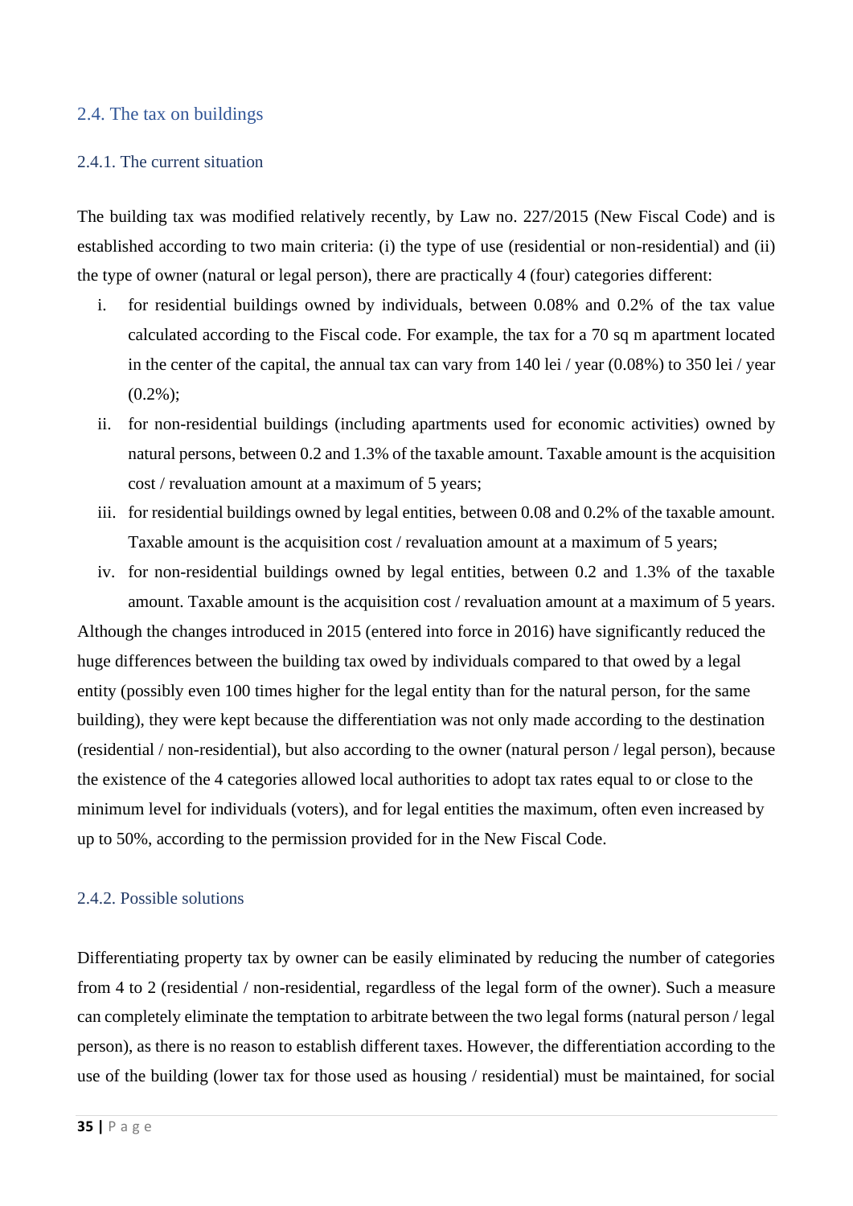## 2.4. The tax on buildings

### 2.4.1. The current situation

The building tax was modified relatively recently, by Law no. 227/2015 (New Fiscal Code) and is established according to two main criteria: (i) the type of use (residential or non-residential) and (ii) the type of owner (natural or legal person), there are practically 4 (four) categories different:

i. for residential buildings owned by individuals, between 0.08% and 0.2% of the tax value calculated according to the Fiscal code. For example, the tax for a 70 sq m apartment located in the center of the capital, the annual tax can vary from 140 lei / year (0.08%) to 350 lei / year (0.2%);
ii. for non-residential buildings (including apartments used for economic activities) owned by natural persons, between 0.2 and 1.3% of the taxable amount. Taxable amount is the acquisition cost / revaluation amount at a maximum of 5 years;
iii. for residential buildings owned by legal entities, between 0.08 and 0.2% of the taxable amount. Taxable amount is the acquisition cost / revaluation amount at a maximum of 5 years;
iv. for non-residential buildings owned by legal entities, between 0.2 and 1.3% of the taxable amount. Taxable amount is the acquisition cost / revaluation amount at a maximum of 5 years.

Although the changes introduced in 2015 (entered into force in 2016) have significantly reduced the huge differences between the building tax owed by individuals compared to that owed by a legal entity (possibly even 100 times higher for the legal entity than for the natural person, for the same building), they were kept because the differentiation was not only made according to the destination (residential / non-residential), but also according to the owner (natural person / legal person), because the existence of the 4 categories allowed local authorities to adopt tax rates equal to or close to the minimum level for individuals (voters), and for legal entities the maximum, often even increased by up to 50%, according to the permission provided for in the New Fiscal Code.

### 2.4.2. Possible solutions

Differentiating property tax by owner can be easily eliminated by reducing the number of categories from 4 to 2 (residential / non-residential, regardless of the legal form of the owner). Such a measure can completely eliminate the temptation to arbitrate between the two legal forms (natural person / legal person), as there is no reason to establish different taxes. However, the differentiation according to the use of the building (lower tax for those used as housing / residential) must be maintained, for social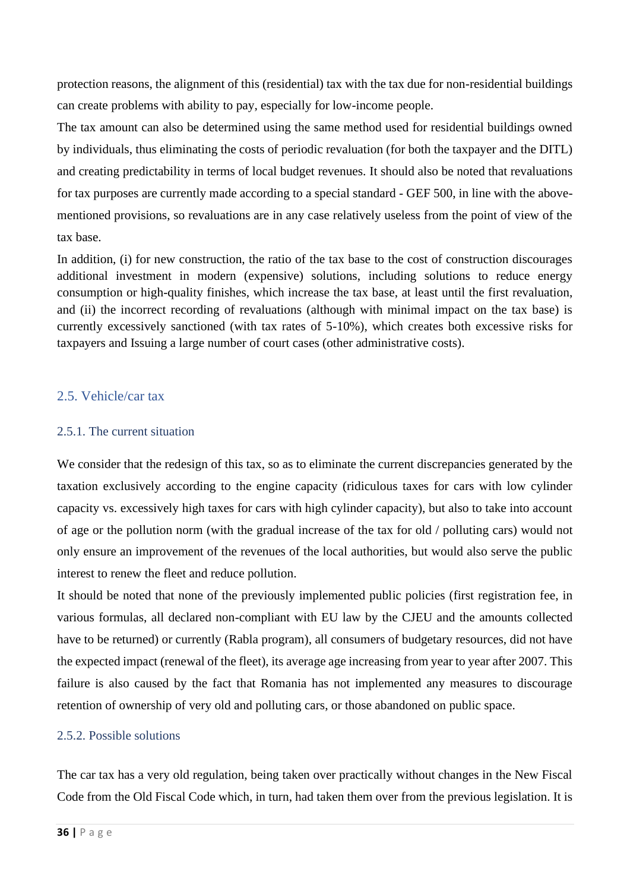protection reasons, the alignment of this (residential) tax with the tax due for non-residential buildings can create problems with ability to pay, especially for low-income people.

The tax amount can also be determined using the same method used for residential buildings owned by individuals, thus eliminating the costs of periodic revaluation (for both the taxpayer and the DITL) and creating predictability in terms of local budget revenues. It should also be noted that revaluations for tax purposes are currently made according to a special standard - GEF 500, in line with the above-mentioned provisions, so revaluations are in any case relatively useless from the point of view of the tax base.

In addition, (i) for new construction, the ratio of the tax base to the cost of construction discourages additional investment in modern (expensive) solutions, including solutions to reduce energy consumption or high-quality finishes, which increase the tax base, at least until the first revaluation, and (ii) the incorrect recording of revaluations (although with minimal impact on the tax base) is currently excessively sanctioned (with tax rates of 5-10%), which creates both excessive risks for taxpayers and Issuing a large number of court cases (other administrative costs).

## 2.5. Vehicle/car tax

### 2.5.1. The current situation

We consider that the redesign of this tax, so as to eliminate the current discrepancies generated by the taxation exclusively according to the engine capacity (ridiculous taxes for cars with low cylinder capacity vs. excessively high taxes for cars with high cylinder capacity), but also to take into account of age or the pollution norm (with the gradual increase of the tax for old / polluting cars) would not only ensure an improvement of the revenues of the local authorities, but would also serve the public interest to renew the fleet and reduce pollution.

It should be noted that none of the previously implemented public policies (first registration fee, in various formulas, all declared non-compliant with EU law by the CJEU and the amounts collected have to be returned) or currently (Rabla program), all consumers of budgetary resources, did not have the expected impact (renewal of the fleet), its average age increasing from year to year after 2007. This failure is also caused by the fact that Romania has not implemented any measures to discourage retention of ownership of very old and polluting cars, or those abandoned on public space.

### 2.5.2. Possible solutions

The car tax has a very old regulation, being taken over practically without changes in the New Fiscal Code from the Old Fiscal Code which, in turn, had taken them over from the previous legislation. It is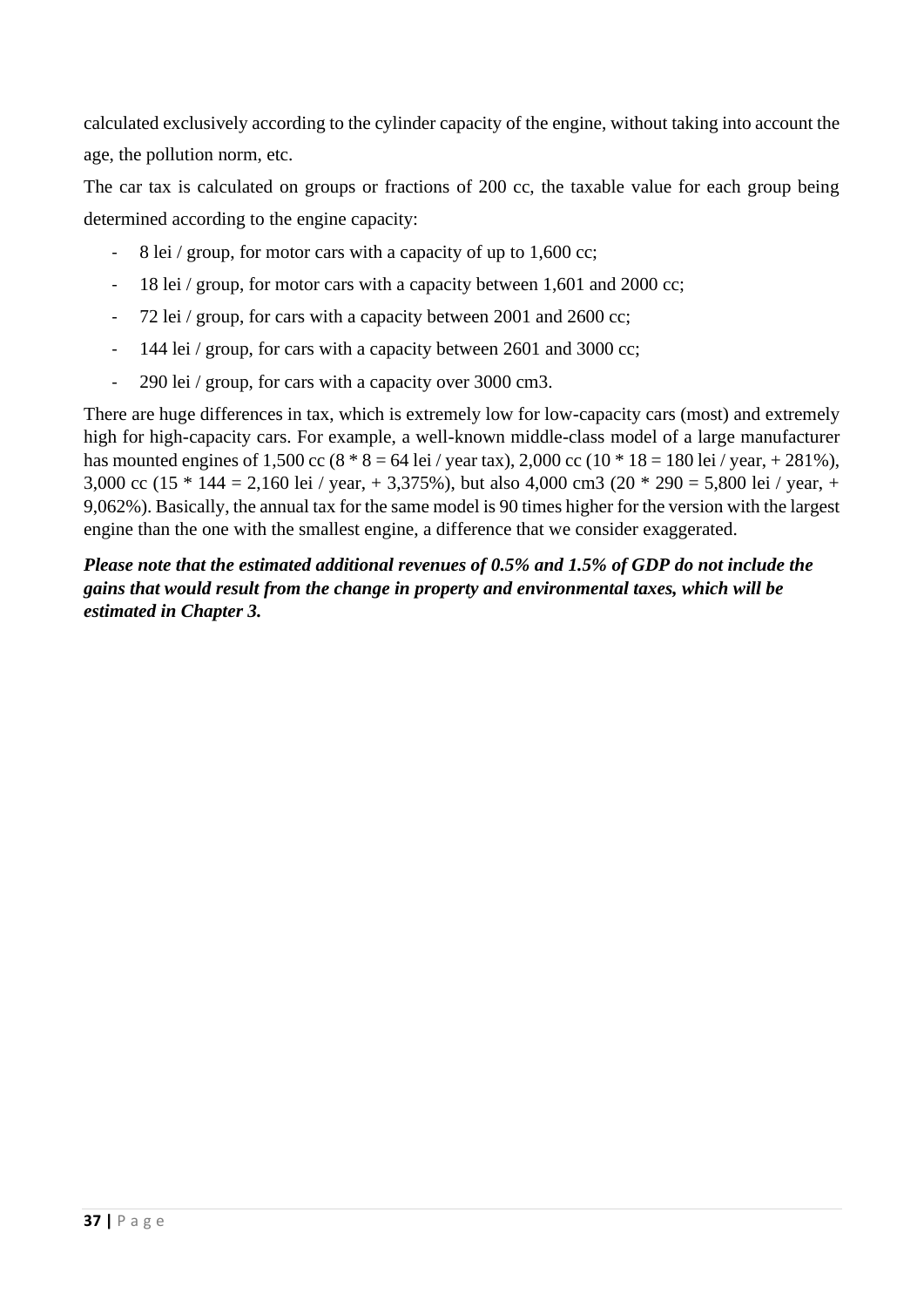calculated exclusively according to the cylinder capacity of the engine, without taking into account the age, the pollution norm, etc.

The car tax is calculated on groups or fractions of 200 cc, the taxable value for each group being determined according to the engine capacity:

- 8 lei / group, for motor cars with a capacity of up to 1,600 cc;
- 18 lei / group, for motor cars with a capacity between 1,601 and 2000 cc;
- 72 lei / group, for cars with a capacity between 2001 and 2600 cc;
- 144 lei / group, for cars with a capacity between 2601 and 3000 cc;
- 290 lei / group, for cars with a capacity over 3000 cm3.

There are huge differences in tax, which is extremely low for low-capacity cars (most) and extremely high for high-capacity cars. For example, a well-known middle-class model of a large manufacturer has mounted engines of 1,500 cc (8 * 8 = 64 lei / year tax), 2,000 cc (10 * 18 = 180 lei / year, + 281%), 3,000 cc (15 * 144 = 2,160 lei / year, + 3,375%), but also 4,000 cm3 (20 * 290 = 5,800 lei / year, + 9,062%). Basically, the annual tax for the same model is 90 times higher for the version with the largest engine than the one with the smallest engine, a difference that we consider exaggerated.

***Please note that the estimated additional revenues of 0.5% and 1.5% of GDP do not include the gains that would result from the change in property and environmental taxes, which will be estimated in Chapter 3.***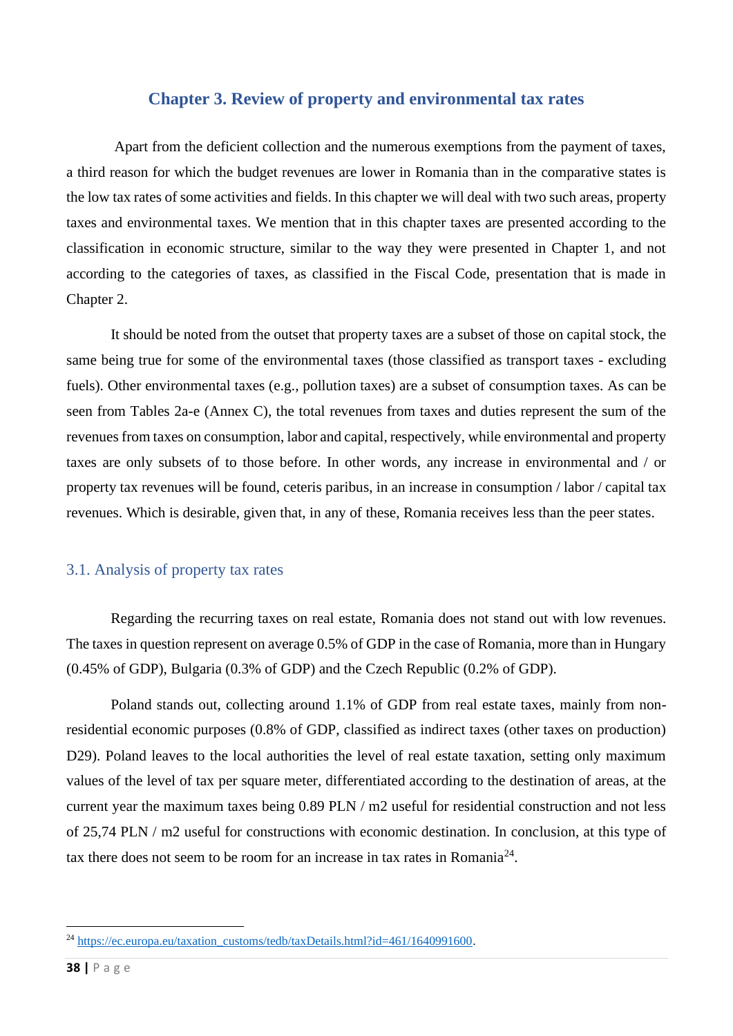## Chapter 3. Review of property and environmental tax rates

Apart from the deficient collection and the numerous exemptions from the payment of taxes, a third reason for which the budget revenues are lower in Romania than in the comparative states is the low tax rates of some activities and fields. In this chapter we will deal with two such areas, property taxes and environmental taxes. We mention that in this chapter taxes are presented according to the classification in economic structure, similar to the way they were presented in Chapter 1, and not according to the categories of taxes, as classified in the Fiscal Code, presentation that is made in Chapter 2.

It should be noted from the outset that property taxes are a subset of those on capital stock, the same being true for some of the environmental taxes (those classified as transport taxes - excluding fuels). Other environmental taxes (e.g., pollution taxes) are a subset of consumption taxes. As can be seen from Tables 2a-e (Annex C), the total revenues from taxes and duties represent the sum of the revenues from taxes on consumption, labor and capital, respectively, while environmental and property taxes are only subsets of to those before. In other words, any increase in environmental and / or property tax revenues will be found, ceteris paribus, in an increase in consumption / labor / capital tax revenues. Which is desirable, given that, in any of these, Romania receives less than the peer states.

### 3.1. Analysis of property tax rates

Regarding the recurring taxes on real estate, Romania does not stand out with low revenues. The taxes in question represent on average 0.5% of GDP in the case of Romania, more than in Hungary (0.45% of GDP), Bulgaria (0.3% of GDP) and the Czech Republic (0.2% of GDP).

Poland stands out, collecting around 1.1% of GDP from real estate taxes, mainly from non-residential economic purposes (0.8% of GDP, classified as indirect taxes (other taxes on production) D29). Poland leaves to the local authorities the level of real estate taxation, setting only maximum values of the level of tax per square meter, differentiated according to the destination of areas, at the current year the maximum taxes being 0.89 PLN / m2 useful for residential construction and not less of 25,74 PLN / m2 useful for constructions with economic destination. In conclusion, at this type of tax there does not seem to be room for an increase in tax rates in Romania[24].

[24] https://ec.europa.eu/taxation_customs/tedb/taxDetails.html?id=461/1640991600.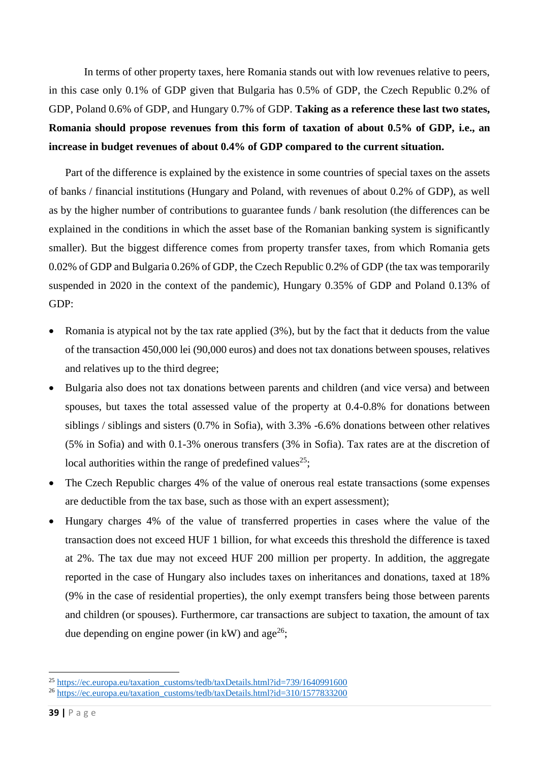In terms of other property taxes, here Romania stands out with low revenues relative to peers, in this case only 0.1% of GDP given that Bulgaria has 0.5% of GDP, the Czech Republic 0.2% of GDP, Poland 0.6% of GDP, and Hungary 0.7% of GDP. **Taking as a reference these last two states, Romania should propose revenues from this form of taxation of about 0.5% of GDP, i.e., an increase in budget revenues of about 0.4% of GDP compared to the current situation.**

Part of the difference is explained by the existence in some countries of special taxes on the assets of banks / financial institutions (Hungary and Poland, with revenues of about 0.2% of GDP), as well as by the higher number of contributions to guarantee funds / bank resolution (the differences can be explained in the conditions in which the asset base of the Romanian banking system is significantly smaller). But the biggest difference comes from property transfer taxes, from which Romania gets 0.02% of GDP and Bulgaria 0.26% of GDP, the Czech Republic 0.2% of GDP (the tax was temporarily suspended in 2020 in the context of the pandemic), Hungary 0.35% of GDP and Poland 0.13% of GDP:

- Romania is atypical not by the tax rate applied (3%), but by the fact that it deducts from the value of the transaction 450,000 lei (90,000 euros) and does not tax donations between spouses, relatives and relatives up to the third degree;
- Bulgaria also does not tax donations between parents and children (and vice versa) and between spouses, but taxes the total assessed value of the property at 0.4-0.8% for donations between siblings / siblings and sisters (0.7% in Sofia), with 3.3% -6.6% donations between other relatives (5% in Sofia) and with 0.1-3% onerous transfers (3% in Sofia). Tax rates are at the discretion of local authorities within the range of predefined values[25];
- The Czech Republic charges 4% of the value of onerous real estate transactions (some expenses are deductible from the tax base, such as those with an expert assessment);
- Hungary charges 4% of the value of transferred properties in cases where the value of the transaction does not exceed HUF 1 billion, for what exceeds this threshold the difference is taxed at 2%. The tax due may not exceed HUF 200 million per property. In addition, the aggregate reported in the case of Hungary also includes taxes on inheritances and donations, taxed at 18% (9% in the case of residential properties), the only exempt transfers being those between parents and children (or spouses). Furthermore, car transactions are subject to taxation, the amount of tax due depending on engine power (in kW) and age[26];

[25] https://ec.europa.eu/taxation_customs/tedb/taxDetails.html?id=739/1640991600

[26] https://ec.europa.eu/taxation_customs/tedb/taxDetails.html?id=310/1577833200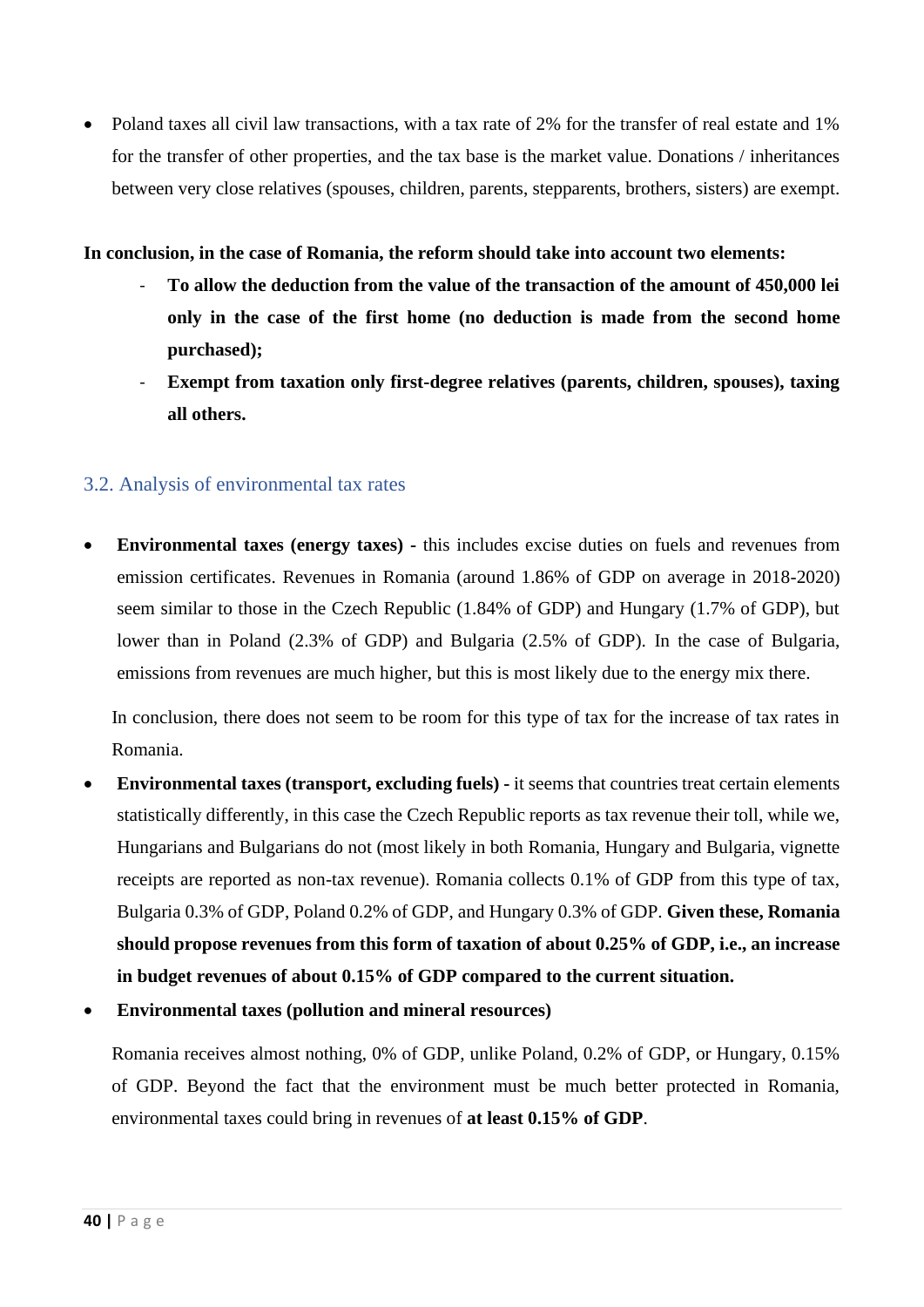- Poland taxes all civil law transactions, with a tax rate of 2% for the transfer of real estate and 1% for the transfer of other properties, and the tax base is the market value. Donations / inheritances between very close relatives (spouses, children, parents, stepparents, brothers, sisters) are exempt.

**In conclusion, in the case of Romania, the reform should take into account two elements:**

- **To allow the deduction from the value of the transaction of the amount of 450,000 lei only in the case of the first home (no deduction is made from the second home purchased);**
- **Exempt from taxation only first-degree relatives (parents, children, spouses), taxing all others.**

### 3.2. Analysis of environmental tax rates

- **Environmental taxes (energy taxes) -** this includes excise duties on fuels and revenues from emission certificates. Revenues in Romania (around 1.86% of GDP on average in 2018-2020) seem similar to those in the Czech Republic (1.84% of GDP) and Hungary (1.7% of GDP), but lower than in Poland (2.3% of GDP) and Bulgaria (2.5% of GDP). In the case of Bulgaria, emissions from revenues are much higher, but this is most likely due to the energy mix there.

  In conclusion, there does not seem to be room for this type of tax for the increase of tax rates in Romania.

- **Environmental taxes (transport, excluding fuels) -** it seems that countries treat certain elements statistically differently, in this case the Czech Republic reports as tax revenue their toll, while we, Hungarians and Bulgarians do not (most likely in both Romania, Hungary and Bulgaria, vignette receipts are reported as non-tax revenue). Romania collects 0.1% of GDP from this type of tax, Bulgaria 0.3% of GDP, Poland 0.2% of GDP, and Hungary 0.3% of GDP. **Given these, Romania should propose revenues from this form of taxation of about 0.25% of GDP, i.e., an increase in budget revenues of about 0.15% of GDP compared to the current situation.**

- **Environmental taxes (pollution and mineral resources)**

  Romania receives almost nothing, 0% of GDP, unlike Poland, 0.2% of GDP, or Hungary, 0.15% of GDP. Beyond the fact that the environment must be much better protected in Romania, environmental taxes could bring in revenues of **at least 0.15% of GDP**.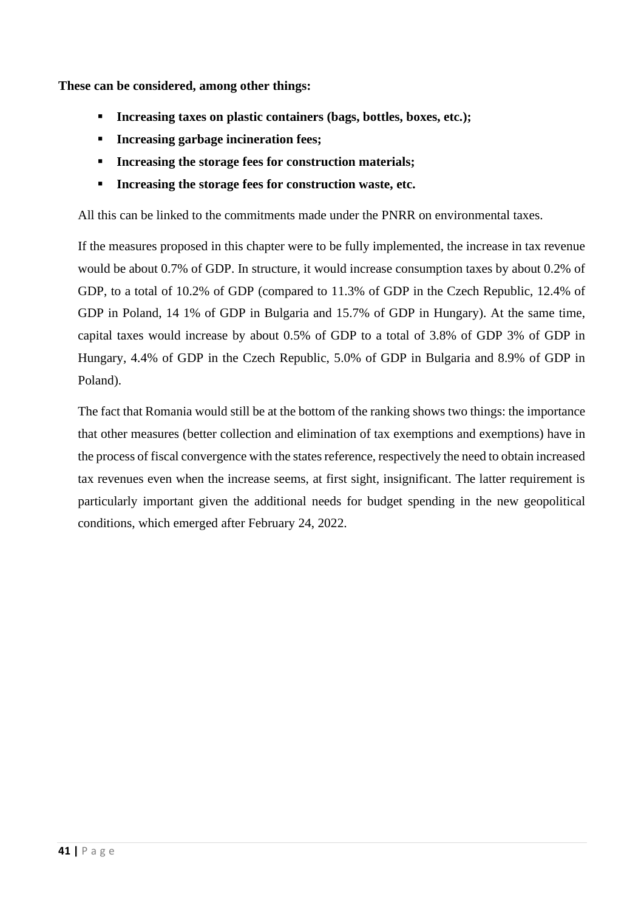**These can be considered, among other things:**

- **Increasing taxes on plastic containers (bags, bottles, boxes, etc.);**
- **Increasing garbage incineration fees;**
- **Increasing the storage fees for construction materials;**
- **Increasing the storage fees for construction waste, etc.**

All this can be linked to the commitments made under the PNRR on environmental taxes.

If the measures proposed in this chapter were to be fully implemented, the increase in tax revenue would be about 0.7% of GDP. In structure, it would increase consumption taxes by about 0.2% of GDP, to a total of 10.2% of GDP (compared to 11.3% of GDP in the Czech Republic, 12.4% of GDP in Poland, 14 1% of GDP in Bulgaria and 15.7% of GDP in Hungary). At the same time, capital taxes would increase by about 0.5% of GDP to a total of 3.8% of GDP 3% of GDP in Hungary, 4.4% of GDP in the Czech Republic, 5.0% of GDP in Bulgaria and 8.9% of GDP in Poland).

The fact that Romania would still be at the bottom of the ranking shows two things: the importance that other measures (better collection and elimination of tax exemptions and exemptions) have in the process of fiscal convergence with the states reference, respectively the need to obtain increased tax revenues even when the increase seems, at first sight, insignificant. The latter requirement is particularly important given the additional needs for budget spending in the new geopolitical conditions, which emerged after February 24, 2022.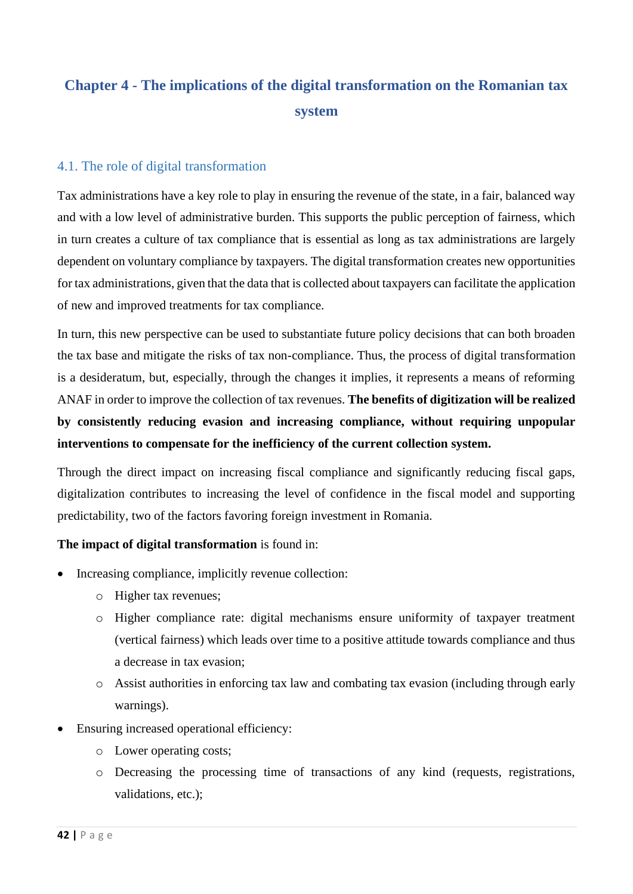# Chapter 4 - The implications of the digital transformation on the Romanian tax system

## 4.1. The role of digital transformation

Tax administrations have a key role to play in ensuring the revenue of the state, in a fair, balanced way and with a low level of administrative burden. This supports the public perception of fairness, which in turn creates a culture of tax compliance that is essential as long as tax administrations are largely dependent on voluntary compliance by taxpayers. The digital transformation creates new opportunities for tax administrations, given that the data that is collected about taxpayers can facilitate the application of new and improved treatments for tax compliance.

In turn, this new perspective can be used to substantiate future policy decisions that can both broaden the tax base and mitigate the risks of tax non-compliance. Thus, the process of digital transformation is a desideratum, but, especially, through the changes it implies, it represents a means of reforming ANAF in order to improve the collection of tax revenues. **The benefits of digitization will be realized by consistently reducing evasion and increasing compliance, without requiring unpopular interventions to compensate for the inefficiency of the current collection system.**

Through the direct impact on increasing fiscal compliance and significantly reducing fiscal gaps, digitalization contributes to increasing the level of confidence in the fiscal model and supporting predictability, two of the factors favoring foreign investment in Romania.

**The impact of digital transformation** is found in:

- Increasing compliance, implicitly revenue collection:
  - Higher tax revenues;
  - Higher compliance rate: digital mechanisms ensure uniformity of taxpayer treatment (vertical fairness) which leads over time to a positive attitude towards compliance and thus a decrease in tax evasion;
  - Assist authorities in enforcing tax law and combating tax evasion (including through early warnings).
- Ensuring increased operational efficiency:
  - Lower operating costs;
  - Decreasing the processing time of transactions of any kind (requests, registrations, validations, etc.);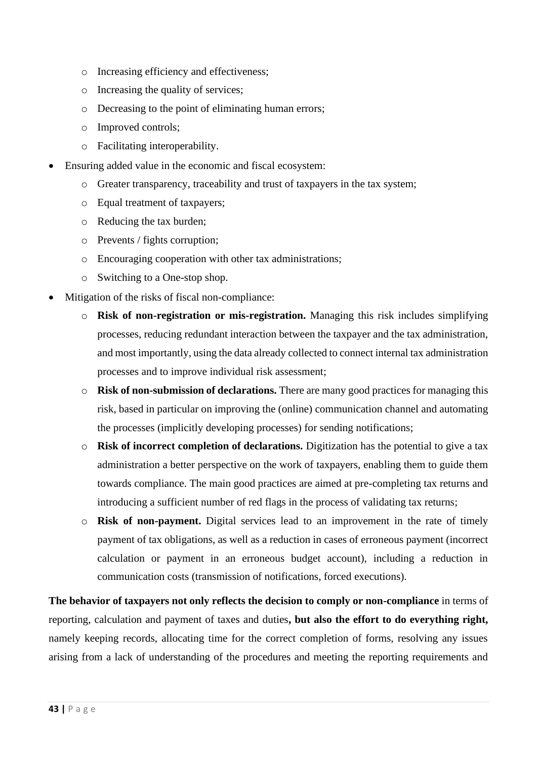- Increasing efficiency and effectiveness;
  - Increasing the quality of services;
  - Decreasing to the point of eliminating human errors;
  - Improved controls;
  - Facilitating interoperability.
- Ensuring added value in the economic and fiscal ecosystem:
  - Greater transparency, traceability and trust of taxpayers in the tax system;
  - Equal treatment of taxpayers;
  - Reducing the tax burden;
  - Prevents / fights corruption;
  - Encouraging cooperation with other tax administrations;
  - Switching to a One-stop shop.
- Mitigation of the risks of fiscal non-compliance:
  - **Risk of non-registration or mis-registration.** Managing this risk includes simplifying processes, reducing redundant interaction between the taxpayer and the tax administration, and most importantly, using the data already collected to connect internal tax administration processes and to improve individual risk assessment;
  - **Risk of non-submission of declarations.** There are many good practices for managing this risk, based in particular on improving the (online) communication channel and automating the processes (implicitly developing processes) for sending notifications;
  - **Risk of incorrect completion of declarations.** Digitization has the potential to give a tax administration a better perspective on the work of taxpayers, enabling them to guide them towards compliance. The main good practices are aimed at pre-completing tax returns and introducing a sufficient number of red flags in the process of validating tax returns;
  - **Risk of non-payment.** Digital services lead to an improvement in the rate of timely payment of tax obligations, as well as a reduction in cases of erroneous payment (incorrect calculation or payment in an erroneous budget account), including a reduction in communication costs (transmission of notifications, forced executions).

**The behavior of taxpayers not only reflects the decision to comply or non-compliance** in terms of reporting, calculation and payment of taxes and duties**, but also the effort to do everything right,** namely keeping records, allocating time for the correct completion of forms, resolving any issues arising from a lack of understanding of the procedures and meeting the reporting requirements and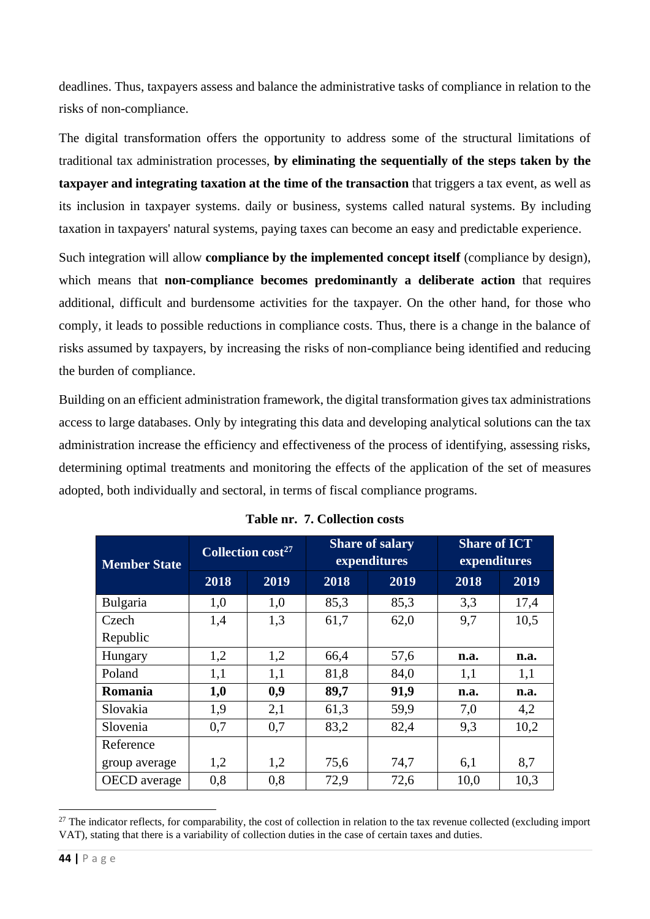deadlines. Thus, taxpayers assess and balance the administrative tasks of compliance in relation to the risks of non-compliance.

The digital transformation offers the opportunity to address some of the structural limitations of traditional tax administration processes, **by eliminating the sequentially of the steps taken by the taxpayer and integrating taxation at the time of the transaction** that triggers a tax event, as well as its inclusion in taxpayer systems. daily or business, systems called natural systems. By including taxation in taxpayers' natural systems, paying taxes can become an easy and predictable experience.

Such integration will allow **compliance by the implemented concept itself** (compliance by design), which means that **non-compliance becomes predominantly a deliberate action** that requires additional, difficult and burdensome activities for the taxpayer. On the other hand, for those who comply, it leads to possible reductions in compliance costs. Thus, there is a change in the balance of risks assumed by taxpayers, by increasing the risks of non-compliance being identified and reducing the burden of compliance.

Building on an efficient administration framework, the digital transformation gives tax administrations access to large databases. Only by integrating this data and developing analytical solutions can the tax administration increase the efficiency and effectiveness of the process of identifying, assessing risks, determining optimal treatments and monitoring the effects of the application of the set of measures adopted, both individually and sectoral, in terms of fiscal compliance programs.

**Table nr. 7. Collection costs**

| Member State | Collection cost[27] | | Share of salary expenditures | | Share of ICT expenditures | |
|---|---|---|---|---|---|---|
| | 2018 | 2019 | 2018 | 2019 | 2018 | 2019 |
| Bulgaria | 1,0 | 1,0 | 85,3 | 85,3 | 3,3 | 17,4 |
| Czech Republic | 1,4 | 1,3 | 61,7 | 62,0 | 9,7 | 10,5 |
| Hungary | 1,2 | 1,2 | 66,4 | 57,6 | **n.a.** | **n.a.** |
| Poland | 1,1 | 1,1 | 81,8 | 84,0 | 1,1 | 1,1 |
| **Romania** | **1,0** | **0,9** | **89,7** | **91,9** | **n.a.** | **n.a.** |
| Slovakia | 1,9 | 2,1 | 61,3 | 59,9 | 7,0 | 4,2 |
| Slovenia | 0,7 | 0,7 | 83,2 | 82,4 | 9,3 | 10,2 |
| Reference group average | 1,2 | 1,2 | 75,6 | 74,7 | 6,1 | 8,7 |
| OECD average | 0,8 | 0,8 | 72,9 | 72,6 | 10,0 | 10,3 |

[27] The indicator reflects, for comparability, the cost of collection in relation to the tax revenue collected (excluding import VAT), stating that there is a variability of collection duties in the case of certain taxes and duties.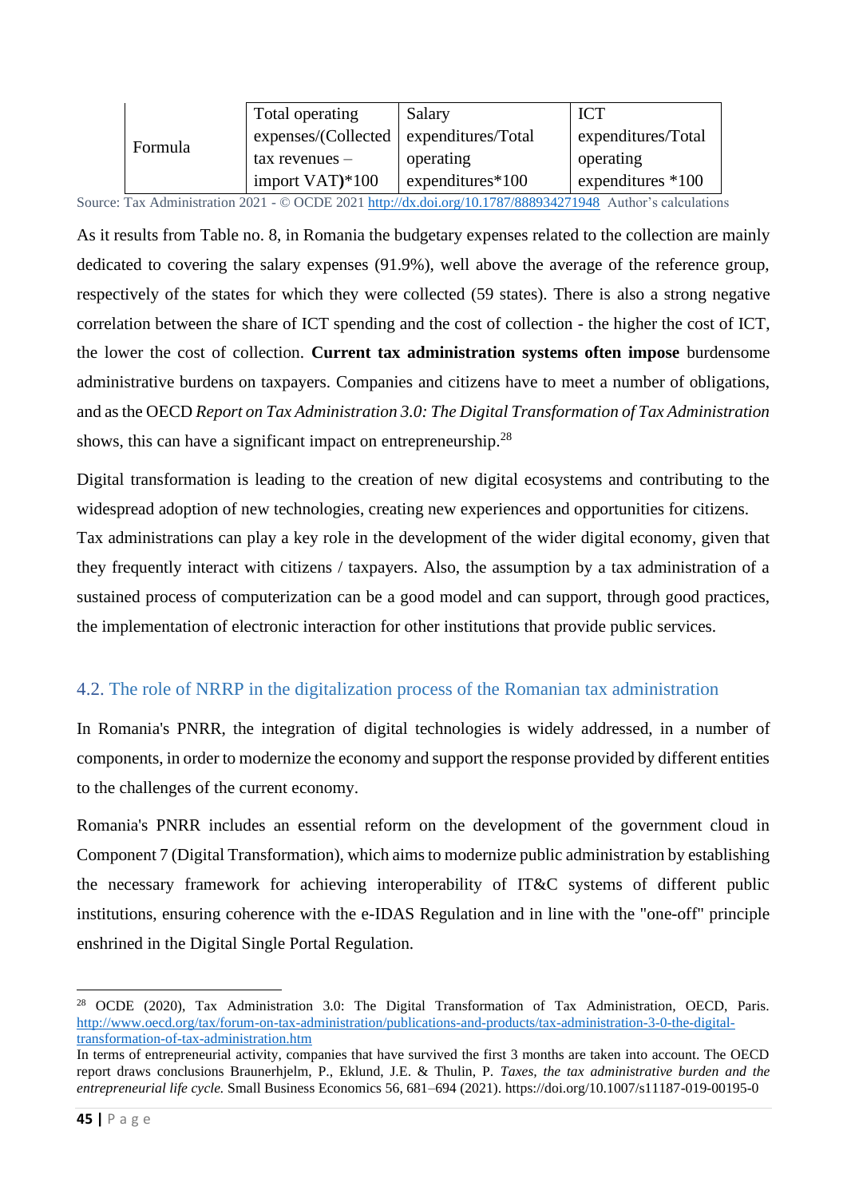| Formula | Total operating expenses/(Collected tax revenues – import VAT)*100 | Salary expenditures/Total operating expenditures*100 | ICT expenditures/Total operating expenditures *100 |
|---|---|---|---|

Source: Tax Administration 2021 - © OCDE 2021 http://dx.doi.org/10.1787/888934271948 Author's calculations

As it results from Table no. 8, in Romania the budgetary expenses related to the collection are mainly dedicated to covering the salary expenses (91.9%), well above the average of the reference group, respectively of the states for which they were collected (59 states). There is also a strong negative correlation between the share of ICT spending and the cost of collection - the higher the cost of ICT, the lower the cost of collection. **Current tax administration systems often impose** burdensome administrative burdens on taxpayers. Companies and citizens have to meet a number of obligations, and as the OECD *Report on Tax Administration 3.0: The Digital Transformation of Tax Administration* shows, this can have a significant impact on entrepreneurship.[28]

Digital transformation is leading to the creation of new digital ecosystems and contributing to the widespread adoption of new technologies, creating new experiences and opportunities for citizens. Tax administrations can play a key role in the development of the wider digital economy, given that they frequently interact with citizens / taxpayers. Also, the assumption by a tax administration of a sustained process of computerization can be a good model and can support, through good practices, the implementation of electronic interaction for other institutions that provide public services.

## 4.2. The role of NRRP in the digitalization process of the Romanian tax administration

In Romania's PNRR, the integration of digital technologies is widely addressed, in a number of components, in order to modernize the economy and support the response provided by different entities to the challenges of the current economy.

Romania's PNRR includes an essential reform on the development of the government cloud in Component 7 (Digital Transformation), which aims to modernize public administration by establishing the necessary framework for achieving interoperability of IT&C systems of different public institutions, ensuring coherence with the e-IDAS Regulation and in line with the "one-off" principle enshrined in the Digital Single Portal Regulation.

---

[28] OCDE (2020), Tax Administration 3.0: The Digital Transformation of Tax Administration, OECD, Paris. http://www.oecd.org/tax/forum-on-tax-administration/publications-and-products/tax-administration-3-0-the-digital-transformation-of-tax-administration.htm

In terms of entrepreneurial activity, companies that have survived the first 3 months are taken into account. The OECD report draws conclusions Braunerhjelm, P., Eklund, J.E. & Thulin, P. *Taxes, the tax administrative burden and the entrepreneurial life cycle.* Small Business Economics 56, 681–694 (2021). https://doi.org/10.1007/s11187-019-00195-0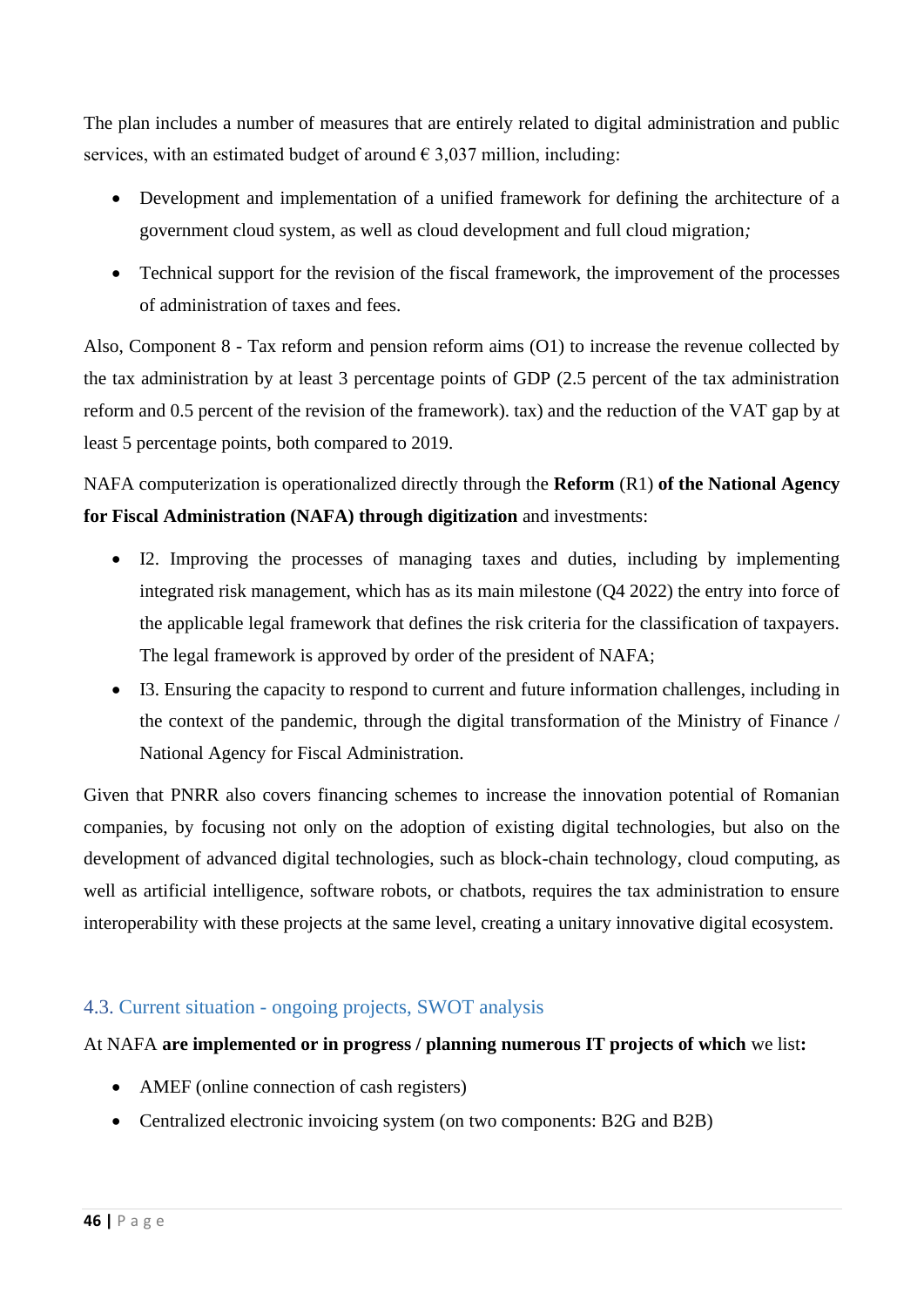The plan includes a number of measures that are entirely related to digital administration and public services, with an estimated budget of around € 3,037 million, including:

- Development and implementation of a unified framework for defining the architecture of a government cloud system, as well as cloud development and full cloud migration*;*
- Technical support for the revision of the fiscal framework, the improvement of the processes of administration of taxes and fees.

Also, Component 8 - Tax reform and pension reform aims (O1) to increase the revenue collected by the tax administration by at least 3 percentage points of GDP (2.5 percent of the tax administration reform and 0.5 percent of the revision of the framework). tax) and the reduction of the VAT gap by at least 5 percentage points, both compared to 2019.

NAFA computerization is operationalized directly through the **Reform** (R1) **of the National Agency for Fiscal Administration (NAFA) through digitization** and investments:

- I2. Improving the processes of managing taxes and duties, including by implementing integrated risk management, which has as its main milestone (Q4 2022) the entry into force of the applicable legal framework that defines the risk criteria for the classification of taxpayers. The legal framework is approved by order of the president of NAFA;
- I3. Ensuring the capacity to respond to current and future information challenges, including in the context of the pandemic, through the digital transformation of the Ministry of Finance / National Agency for Fiscal Administration.

Given that PNRR also covers financing schemes to increase the innovation potential of Romanian companies, by focusing not only on the adoption of existing digital technologies, but also on the development of advanced digital technologies, such as block-chain technology, cloud computing, as well as artificial intelligence, software robots, or chatbots, requires the tax administration to ensure interoperability with these projects at the same level, creating a unitary innovative digital ecosystem.

## 4.3. Current situation - ongoing projects, SWOT analysis

At NAFA **are implemented or in progress / planning numerous IT projects of which** we list**:**

- AMEF (online connection of cash registers)
- Centralized electronic invoicing system (on two components: B2G and B2B)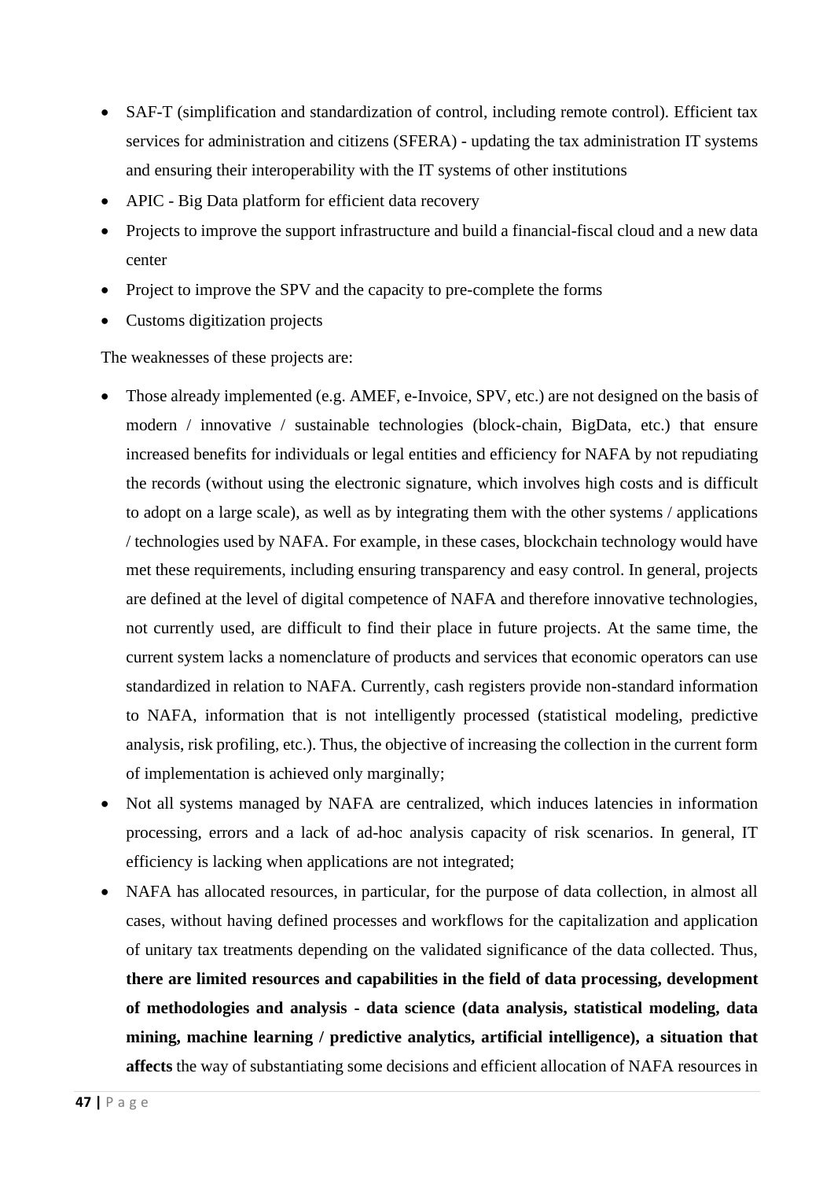- SAF-T (simplification and standardization of control, including remote control). Efficient tax services for administration and citizens (SFERA) - updating the tax administration IT systems and ensuring their interoperability with the IT systems of other institutions
- APIC - Big Data platform for efficient data recovery
- Projects to improve the support infrastructure and build a financial-fiscal cloud and a new data center
- Project to improve the SPV and the capacity to pre-complete the forms
- Customs digitization projects

The weaknesses of these projects are:

- Those already implemented (e.g. AMEF, e-Invoice, SPV, etc.) are not designed on the basis of modern / innovative / sustainable technologies (block-chain, BigData, etc.) that ensure increased benefits for individuals or legal entities and efficiency for NAFA by not repudiating the records (without using the electronic signature, which involves high costs and is difficult to adopt on a large scale), as well as by integrating them with the other systems / applications / technologies used by NAFA. For example, in these cases, blockchain technology would have met these requirements, including ensuring transparency and easy control. In general, projects are defined at the level of digital competence of NAFA and therefore innovative technologies, not currently used, are difficult to find their place in future projects. At the same time, the current system lacks a nomenclature of products and services that economic operators can use standardized in relation to NAFA. Currently, cash registers provide non-standard information to NAFA, information that is not intelligently processed (statistical modeling, predictive analysis, risk profiling, etc.). Thus, the objective of increasing the collection in the current form of implementation is achieved only marginally;
- Not all systems managed by NAFA are centralized, which induces latencies in information processing, errors and a lack of ad-hoc analysis capacity of risk scenarios. In general, IT efficiency is lacking when applications are not integrated;
- NAFA has allocated resources, in particular, for the purpose of data collection, in almost all cases, without having defined processes and workflows for the capitalization and application of unitary tax treatments depending on the validated significance of the data collected. Thus, **there are limited resources and capabilities in the field of data processing, development of methodologies and analysis - data science (data analysis, statistical modeling, data mining, machine learning / predictive analytics, artificial intelligence), a situation that affects** the way of substantiating some decisions and efficient allocation of NAFA resources in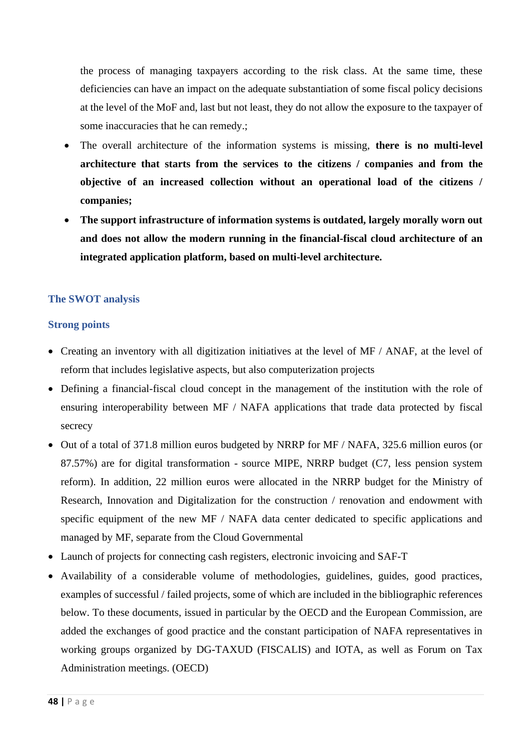the process of managing taxpayers according to the risk class. At the same time, these deficiencies can have an impact on the adequate substantiation of some fiscal policy decisions at the level of the MoF and, last but not least, they do not allow the exposure to the taxpayer of some inaccuracies that he can remedy.;

- The overall architecture of the information systems is missing, **there is no multi-level architecture that starts from the services to the citizens / companies and from the objective of an increased collection without an operational load of the citizens / companies;**
- **The support infrastructure of information systems is outdated, largely morally worn out and does not allow the modern running in the financial-fiscal cloud architecture of an integrated application platform, based on multi-level architecture.**

## The SWOT analysis

### Strong points

- Creating an inventory with all digitization initiatives at the level of MF / ANAF, at the level of reform that includes legislative aspects, but also computerization projects
- Defining a financial-fiscal cloud concept in the management of the institution with the role of ensuring interoperability between MF / NAFA applications that trade data protected by fiscal secrecy
- Out of a total of 371.8 million euros budgeted by NRRP for MF / NAFA, 325.6 million euros (or 87.57%) are for digital transformation - source MIPE, NRRP budget (C7, less pension system reform). In addition, 22 million euros were allocated in the NRRP budget for the Ministry of Research, Innovation and Digitalization for the construction / renovation and endowment with specific equipment of the new MF / NAFA data center dedicated to specific applications and managed by MF, separate from the Cloud Governmental
- Launch of projects for connecting cash registers, electronic invoicing and SAF-T
- Availability of a considerable volume of methodologies, guidelines, guides, good practices, examples of successful / failed projects, some of which are included in the bibliographic references below. To these documents, issued in particular by the OECD and the European Commission, are added the exchanges of good practice and the constant participation of NAFA representatives in working groups organized by DG-TAXUD (FISCALIS) and IOTA, as well as Forum on Tax Administration meetings. (OECD)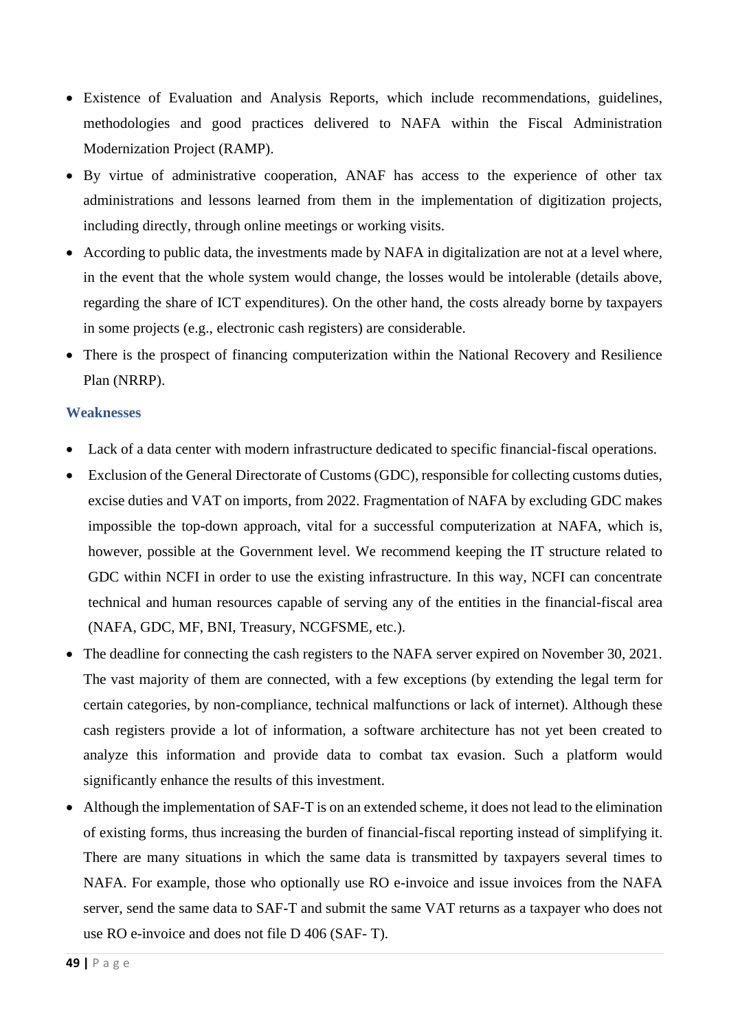- Existence of Evaluation and Analysis Reports, which include recommendations, guidelines, methodologies and good practices delivered to NAFA within the Fiscal Administration Modernization Project (RAMP).
- By virtue of administrative cooperation, ANAF has access to the experience of other tax administrations and lessons learned from them in the implementation of digitization projects, including directly, through online meetings or working visits.
- According to public data, the investments made by NAFA in digitalization are not at a level where, in the event that the whole system would change, the losses would be intolerable (details above, regarding the share of ICT expenditures). On the other hand, the costs already borne by taxpayers in some projects (e.g., electronic cash registers) are considerable.
- There is the prospect of financing computerization within the National Recovery and Resilience Plan (NRRP).

### Weaknesses

- Lack of a data center with modern infrastructure dedicated to specific financial-fiscal operations.
- Exclusion of the General Directorate of Customs (GDC), responsible for collecting customs duties, excise duties and VAT on imports, from 2022. Fragmentation of NAFA by excluding GDC makes impossible the top-down approach, vital for a successful computerization at NAFA, which is, however, possible at the Government level. We recommend keeping the IT structure related to GDC within NCFI in order to use the existing infrastructure. In this way, NCFI can concentrate technical and human resources capable of serving any of the entities in the financial-fiscal area (NAFA, GDC, MF, BNI, Treasury, NCGFSME, etc.).
- The deadline for connecting the cash registers to the NAFA server expired on November 30, 2021. The vast majority of them are connected, with a few exceptions (by extending the legal term for certain categories, by non-compliance, technical malfunctions or lack of internet). Although these cash registers provide a lot of information, a software architecture has not yet been created to analyze this information and provide data to combat tax evasion. Such a platform would significantly enhance the results of this investment.
- Although the implementation of SAF-T is on an extended scheme, it does not lead to the elimination of existing forms, thus increasing the burden of financial-fiscal reporting instead of simplifying it. There are many situations in which the same data is transmitted by taxpayers several times to NAFA. For example, those who optionally use RO e-invoice and issue invoices from the NAFA server, send the same data to SAF-T and submit the same VAT returns as a taxpayer who does not use RO e-invoice and does not file D 406 (SAF- T).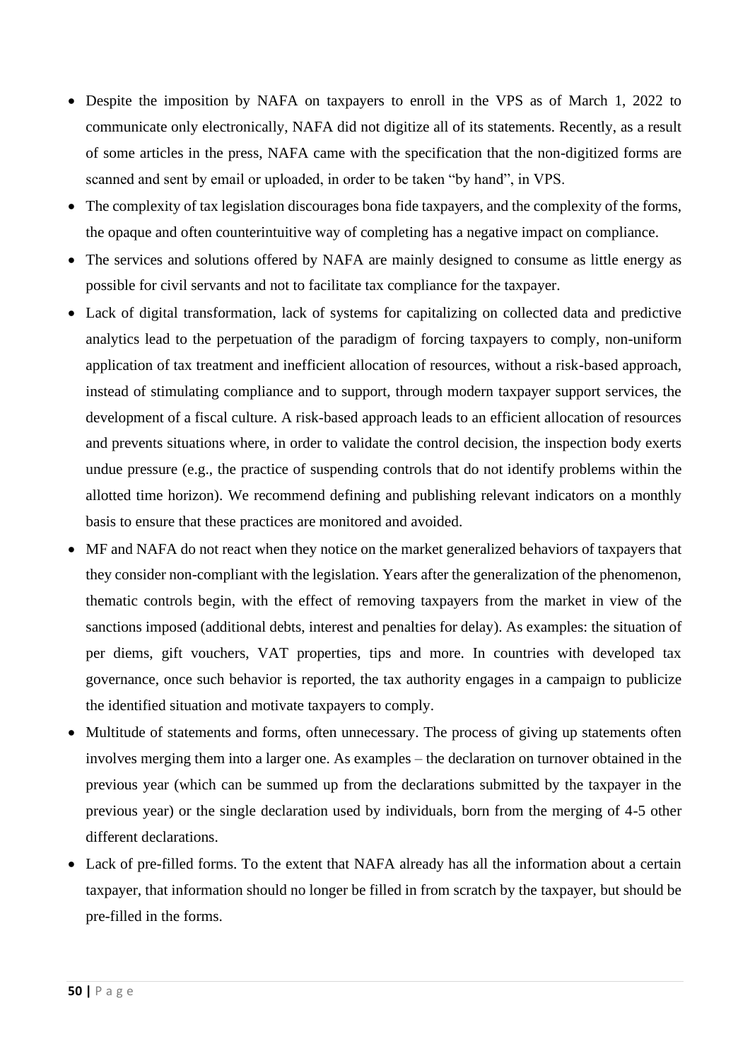- Despite the imposition by NAFA on taxpayers to enroll in the VPS as of March 1, 2022 to communicate only electronically, NAFA did not digitize all of its statements. Recently, as a result of some articles in the press, NAFA came with the specification that the non-digitized forms are scanned and sent by email or uploaded, in order to be taken "by hand", in VPS.
- The complexity of tax legislation discourages bona fide taxpayers, and the complexity of the forms, the opaque and often counterintuitive way of completing has a negative impact on compliance.
- The services and solutions offered by NAFA are mainly designed to consume as little energy as possible for civil servants and not to facilitate tax compliance for the taxpayer.
- Lack of digital transformation, lack of systems for capitalizing on collected data and predictive analytics lead to the perpetuation of the paradigm of forcing taxpayers to comply, non-uniform application of tax treatment and inefficient allocation of resources, without a risk-based approach, instead of stimulating compliance and to support, through modern taxpayer support services, the development of a fiscal culture. A risk-based approach leads to an efficient allocation of resources and prevents situations where, in order to validate the control decision, the inspection body exerts undue pressure (e.g., the practice of suspending controls that do not identify problems within the allotted time horizon). We recommend defining and publishing relevant indicators on a monthly basis to ensure that these practices are monitored and avoided.
- MF and NAFA do not react when they notice on the market generalized behaviors of taxpayers that they consider non-compliant with the legislation. Years after the generalization of the phenomenon, thematic controls begin, with the effect of removing taxpayers from the market in view of the sanctions imposed (additional debts, interest and penalties for delay). As examples: the situation of per diems, gift vouchers, VAT properties, tips and more. In countries with developed tax governance, once such behavior is reported, the tax authority engages in a campaign to publicize the identified situation and motivate taxpayers to comply.
- Multitude of statements and forms, often unnecessary. The process of giving up statements often involves merging them into a larger one. As examples – the declaration on turnover obtained in the previous year (which can be summed up from the declarations submitted by the taxpayer in the previous year) or the single declaration used by individuals, born from the merging of 4-5 other different declarations.
- Lack of pre-filled forms. To the extent that NAFA already has all the information about a certain taxpayer, that information should no longer be filled in from scratch by the taxpayer, but should be pre-filled in the forms.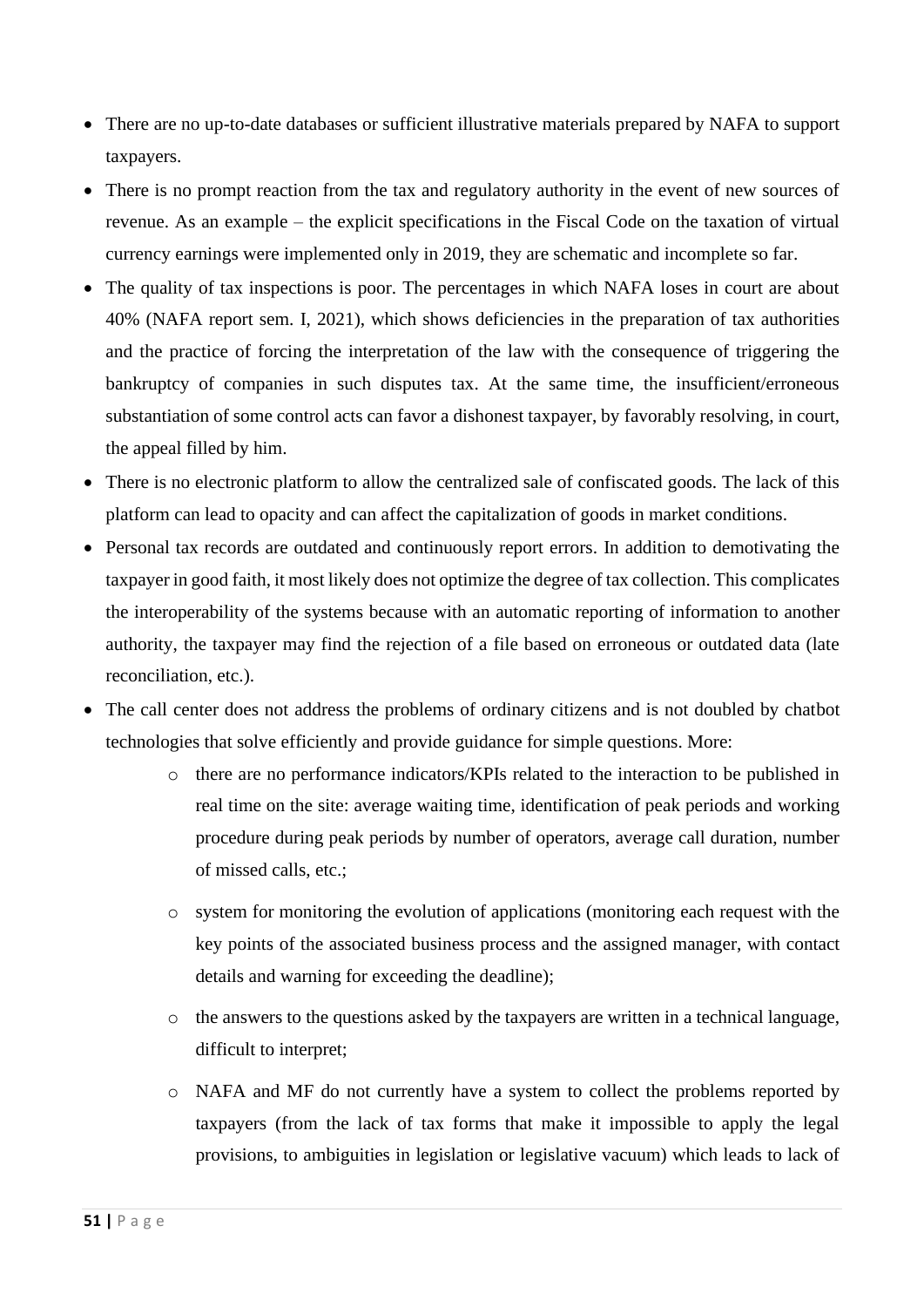- There are no up-to-date databases or sufficient illustrative materials prepared by NAFA to support taxpayers.
- There is no prompt reaction from the tax and regulatory authority in the event of new sources of revenue. As an example – the explicit specifications in the Fiscal Code on the taxation of virtual currency earnings were implemented only in 2019, they are schematic and incomplete so far.
- The quality of tax inspections is poor. The percentages in which NAFA loses in court are about 40% (NAFA report sem. I, 2021), which shows deficiencies in the preparation of tax authorities and the practice of forcing the interpretation of the law with the consequence of triggering the bankruptcy of companies in such disputes tax. At the same time, the insufficient/erroneous substantiation of some control acts can favor a dishonest taxpayer, by favorably resolving, in court, the appeal filled by him.
- There is no electronic platform to allow the centralized sale of confiscated goods. The lack of this platform can lead to opacity and can affect the capitalization of goods in market conditions.
- Personal tax records are outdated and continuously report errors. In addition to demotivating the taxpayer in good faith, it most likely does not optimize the degree of tax collection. This complicates the interoperability of the systems because with an automatic reporting of information to another authority, the taxpayer may find the rejection of a file based on erroneous or outdated data (late reconciliation, etc.).
- The call center does not address the problems of ordinary citizens and is not doubled by chatbot technologies that solve efficiently and provide guidance for simple questions. More:
    - there are no performance indicators/KPIs related to the interaction to be published in real time on the site: average waiting time, identification of peak periods and working procedure during peak periods by number of operators, average call duration, number of missed calls, etc.;
    - system for monitoring the evolution of applications (monitoring each request with the key points of the associated business process and the assigned manager, with contact details and warning for exceeding the deadline);
    - the answers to the questions asked by the taxpayers are written in a technical language, difficult to interpret;
    - NAFA and MF do not currently have a system to collect the problems reported by taxpayers (from the lack of tax forms that make it impossible to apply the legal provisions, to ambiguities in legislation or legislative vacuum) which leads to lack of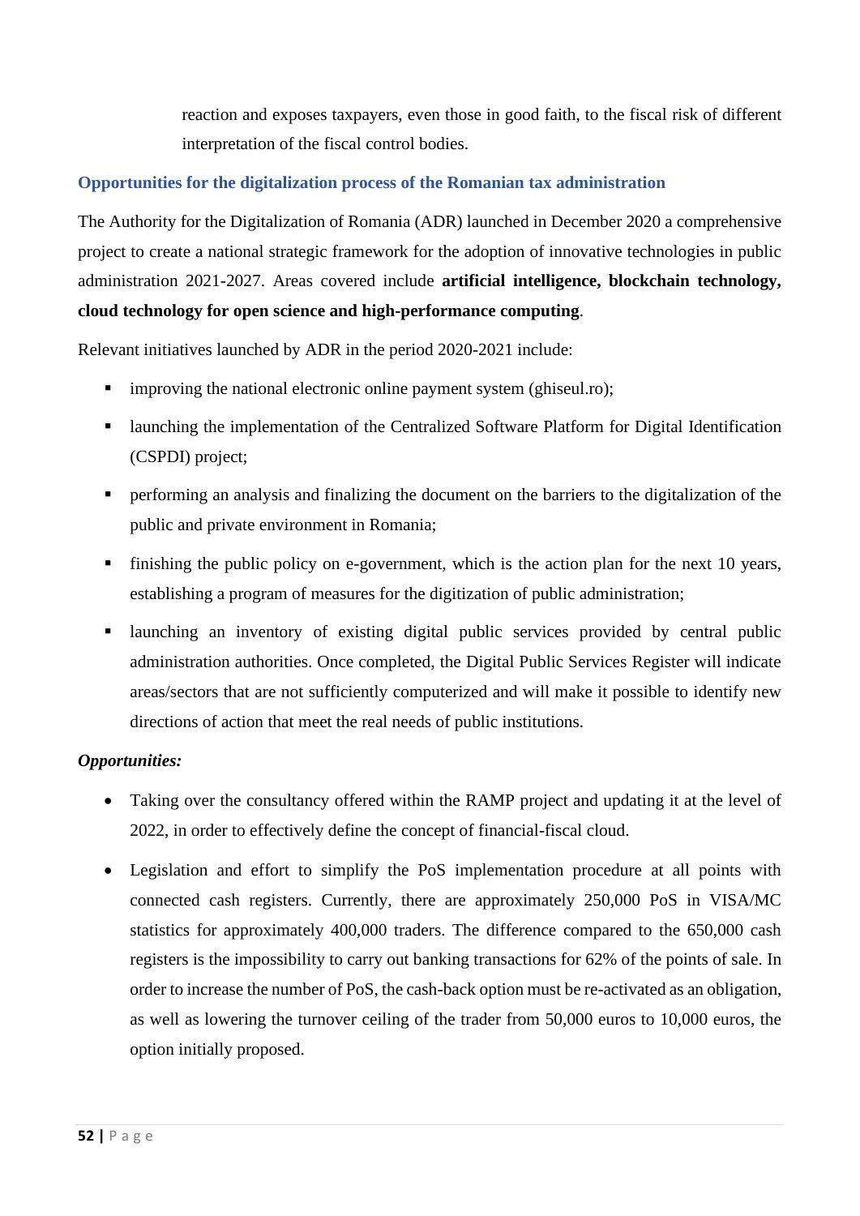reaction and exposes taxpayers, even those in good faith, to the fiscal risk of different interpretation of the fiscal control bodies.

### Opportunities for the digitalization process of the Romanian tax administration

The Authority for the Digitalization of Romania (ADR) launched in December 2020 a comprehensive project to create a national strategic framework for the adoption of innovative technologies in public administration 2021-2027. Areas covered include **artificial intelligence, blockchain technology, cloud technology for open science and high-performance computing**.

Relevant initiatives launched by ADR in the period 2020-2021 include:

- improving the national electronic online payment system (ghiseul.ro);
- launching the implementation of the Centralized Software Platform for Digital Identification (CSPDI) project;
- performing an analysis and finalizing the document on the barriers to the digitalization of the public and private environment in Romania;
- finishing the public policy on e-government, which is the action plan for the next 10 years, establishing a program of measures for the digitization of public administration;
- launching an inventory of existing digital public services provided by central public administration authorities. Once completed, the Digital Public Services Register will indicate areas/sectors that are not sufficiently computerized and will make it possible to identify new directions of action that meet the real needs of public institutions.

***Opportunities:***

- Taking over the consultancy offered within the RAMP project and updating it at the level of 2022, in order to effectively define the concept of financial-fiscal cloud.
- Legislation and effort to simplify the PoS implementation procedure at all points with connected cash registers. Currently, there are approximately 250,000 PoS in VISA/MC statistics for approximately 400,000 traders. The difference compared to the 650,000 cash registers is the impossibility to carry out banking transactions for 62% of the points of sale. In order to increase the number of PoS, the cash-back option must be re-activated as an obligation, as well as lowering the turnover ceiling of the trader from 50,000 euros to 10,000 euros, the option initially proposed.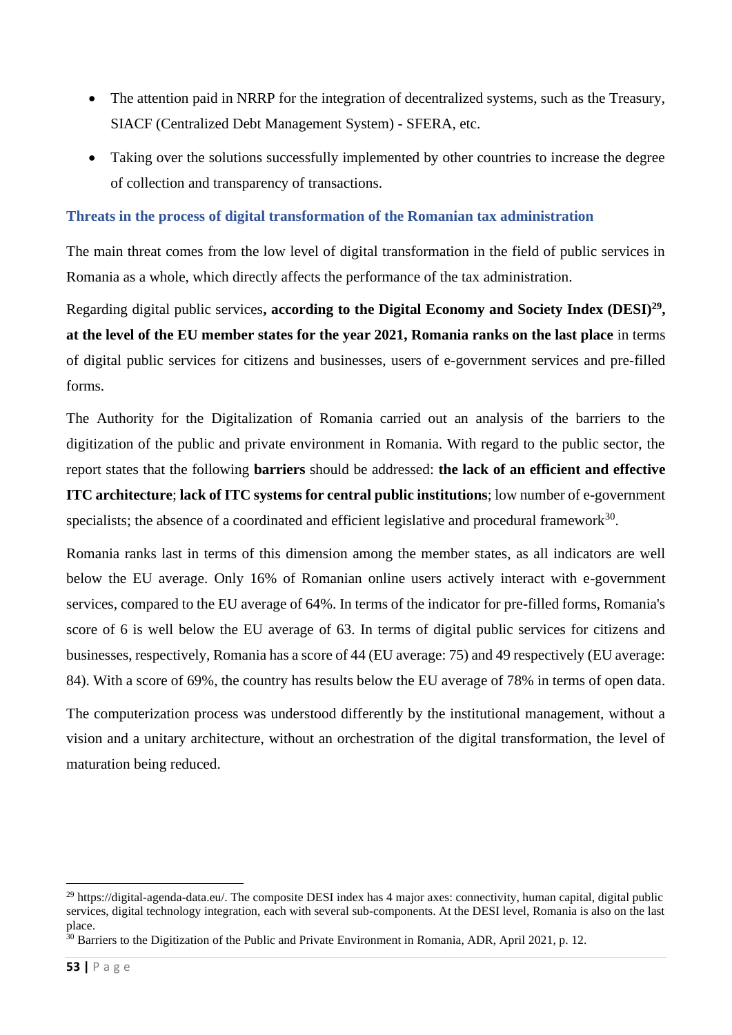- The attention paid in NRRP for the integration of decentralized systems, such as the Treasury, SIACF (Centralized Debt Management System) - SFERA, etc.
- Taking over the solutions successfully implemented by other countries to increase the degree of collection and transparency of transactions.

### Threats in the process of digital transformation of the Romanian tax administration

The main threat comes from the low level of digital transformation in the field of public services in Romania as a whole, which directly affects the performance of the tax administration.

Regarding digital public services**, according to the Digital Economy and Society Index (DESI)[29], at the level of the EU member states for the year 2021, Romania ranks on the last place** in terms of digital public services for citizens and businesses, users of e-government services and pre-filled forms.

The Authority for the Digitalization of Romania carried out an analysis of the barriers to the digitization of the public and private environment in Romania. With regard to the public sector, the report states that the following **barriers** should be addressed: **the lack of an efficient and effective ITC architecture**; **lack of ITC systems for central public institutions**; low number of e-government specialists; the absence of a coordinated and efficient legislative and procedural framework[30].

Romania ranks last in terms of this dimension among the member states, as all indicators are well below the EU average. Only 16% of Romanian online users actively interact with e-government services, compared to the EU average of 64%. In terms of the indicator for pre-filled forms, Romania's score of 6 is well below the EU average of 63. In terms of digital public services for citizens and businesses, respectively, Romania has a score of 44 (EU average: 75) and 49 respectively (EU average: 84). With a score of 69%, the country has results below the EU average of 78% in terms of open data.

The computerization process was understood differently by the institutional management, without a vision and a unitary architecture, without an orchestration of the digital transformation, the level of maturation being reduced.

---

[29] https://digital-agenda-data.eu/. The composite DESI index has 4 major axes: connectivity, human capital, digital public services, digital technology integration, each with several sub-components. At the DESI level, Romania is also on the last place.

[30] Barriers to the Digitization of the Public and Private Environment in Romania, ADR, April 2021, p. 12.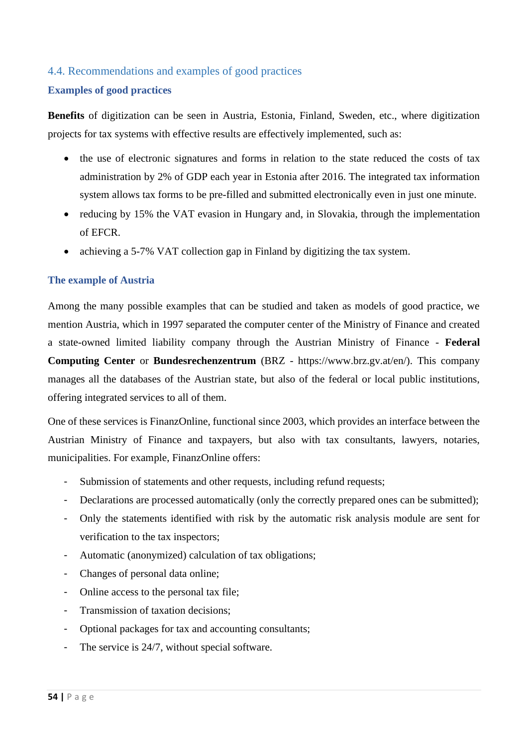## 4.4. Recommendations and examples of good practices

### Examples of good practices

**Benefits** of digitization can be seen in Austria, Estonia, Finland, Sweden, etc., where digitization projects for tax systems with effective results are effectively implemented, such as:

- the use of electronic signatures and forms in relation to the state reduced the costs of tax administration by 2% of GDP each year in Estonia after 2016. The integrated tax information system allows tax forms to be pre-filled and submitted electronically even in just one minute.
- reducing by 15% the VAT evasion in Hungary and, in Slovakia, through the implementation of EFCR.
- achieving a 5-7% VAT collection gap in Finland by digitizing the tax system.

### The example of Austria

Among the many possible examples that can be studied and taken as models of good practice, we mention Austria, which in 1997 separated the computer center of the Ministry of Finance and created a state-owned limited liability company through the Austrian Ministry of Finance - **Federal Computing Center** or **Bundesrechenzentrum** (BRZ - https://www.brz.gv.at/en/). This company manages all the databases of the Austrian state, but also of the federal or local public institutions, offering integrated services to all of them.

One of these services is FinanzOnline, functional since 2003, which provides an interface between the Austrian Ministry of Finance and taxpayers, but also with tax consultants, lawyers, notaries, municipalities. For example, FinanzOnline offers:

- Submission of statements and other requests, including refund requests;
- Declarations are processed automatically (only the correctly prepared ones can be submitted);
- Only the statements identified with risk by the automatic risk analysis module are sent for verification to the tax inspectors;
- Automatic (anonymized) calculation of tax obligations;
- Changes of personal data online;
- Online access to the personal tax file;
- Transmission of taxation decisions;
- Optional packages for tax and accounting consultants;
- The service is 24/7, without special software.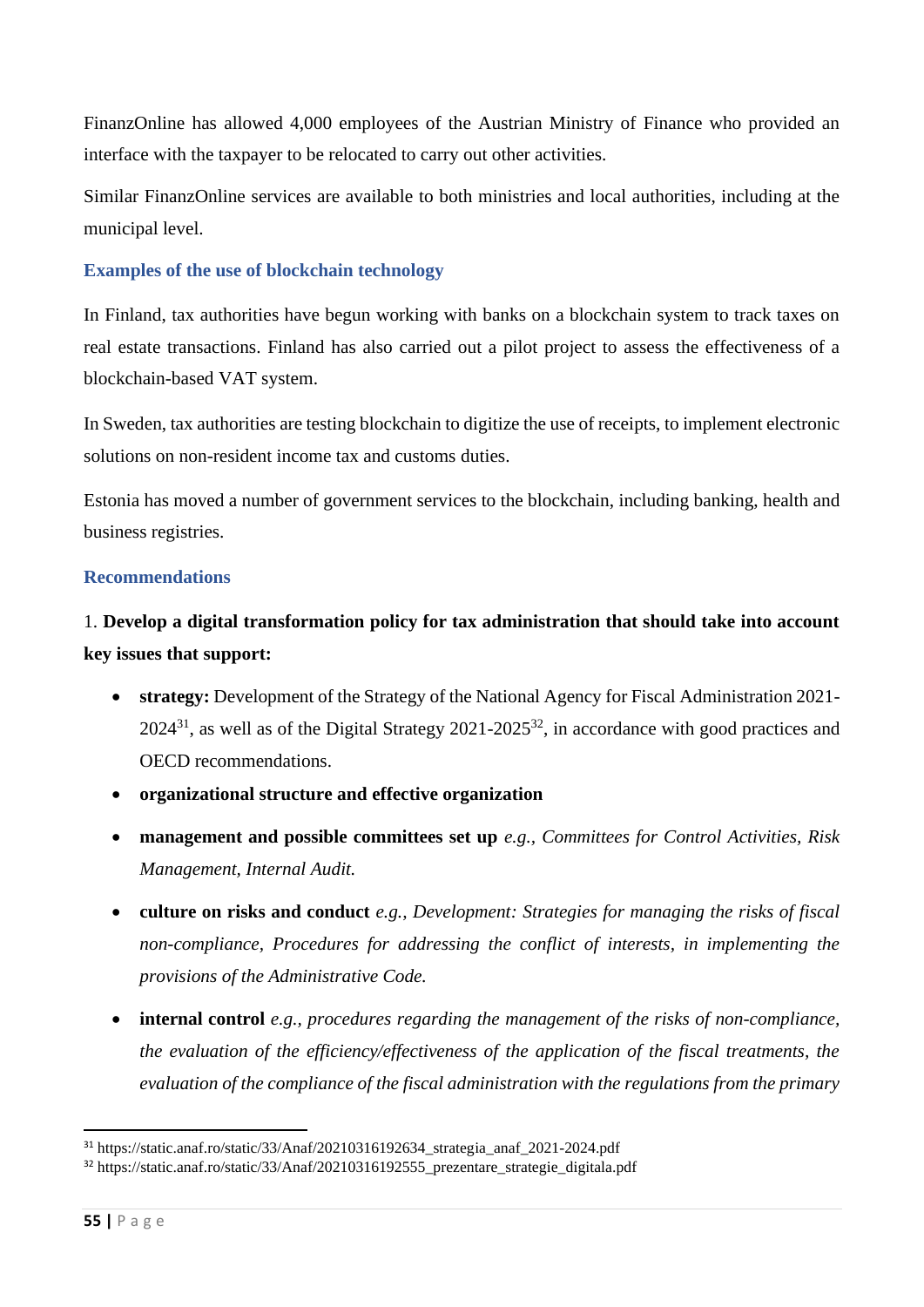FinanzOnline has allowed 4,000 employees of the Austrian Ministry of Finance who provided an interface with the taxpayer to be relocated to carry out other activities.

Similar FinanzOnline services are available to both ministries and local authorities, including at the municipal level.

### Examples of the use of blockchain technology

In Finland, tax authorities have begun working with banks on a blockchain system to track taxes on real estate transactions. Finland has also carried out a pilot project to assess the effectiveness of a blockchain-based VAT system.

In Sweden, tax authorities are testing blockchain to digitize the use of receipts, to implement electronic solutions on non-resident income tax and customs duties.

Estonia has moved a number of government services to the blockchain, including banking, health and business registries.

### Recommendations

1. **Develop a digital transformation policy for tax administration that should take into account key issues that support:**

- **strategy:** Development of the Strategy of the National Agency for Fiscal Administration 2021-2024[31], as well as of the Digital Strategy 2021-2025[32], in accordance with good practices and OECD recommendations.
- **organizational structure and effective organization**
- **management and possible committees set up** *e.g., Committees for Control Activities, Risk Management, Internal Audit.*
- **culture on risks and conduct** *e.g., Development: Strategies for managing the risks of fiscal non-compliance, Procedures for addressing the conflict of interests, in implementing the provisions of the Administrative Code.*
- **internal control** *e.g., procedures regarding the management of the risks of non-compliance, the evaluation of the efficiency/effectiveness of the application of the fiscal treatments, the evaluation of the compliance of the fiscal administration with the regulations from the primary*

---

[31] https://static.anaf.ro/static/33/Anaf/20210316192634_strategia_anaf_2021-2024.pdf

[32] https://static.anaf.ro/static/33/Anaf/20210316192555_prezentare_strategie_digitala.pdf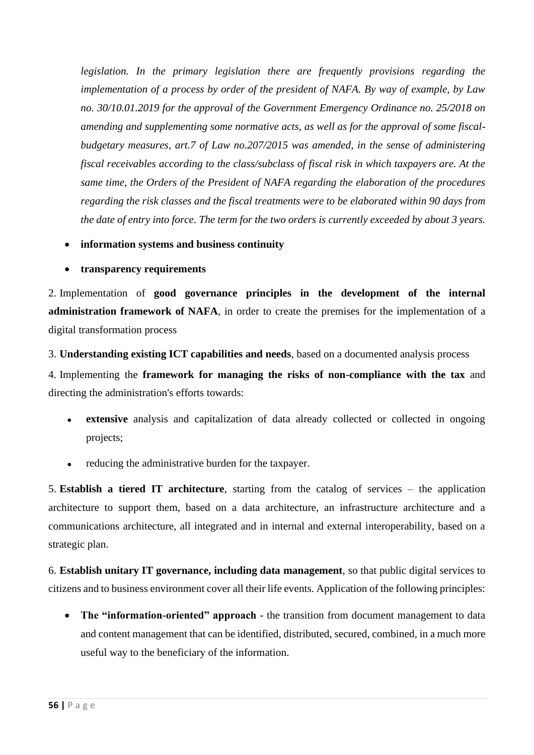*legislation. In the primary legislation there are frequently provisions regarding the implementation of a process by order of the president of NAFA. By way of example, by Law no. 30/10.01.2019 for the approval of the Government Emergency Ordinance no. 25/2018 on amending and supplementing some normative acts, as well as for the approval of some fiscal-budgetary measures, art.7 of Law no.207/2015 was amended, in the sense of administering fiscal receivables according to the class/subclass of fiscal risk in which taxpayers are. At the same time, the Orders of the President of NAFA regarding the elaboration of the procedures regarding the risk classes and the fiscal treatments were to be elaborated within 90 days from the date of entry into force. The term for the two orders is currently exceeded by about 3 years.*

- **information systems and business continuity**
- **transparency requirements**

2. Implementation of **good governance principles in the development of the internal administration framework of NAFA**, in order to create the premises for the implementation of a digital transformation process

3. **Understanding existing ICT capabilities and needs**, based on a documented analysis process

4. Implementing the **framework for managing the risks of non-compliance with the tax** and directing the administration's efforts towards:

- **extensive** analysis and capitalization of data already collected or collected in ongoing projects;
- reducing the administrative burden for the taxpayer.

5. **Establish a tiered IT architecture**, starting from the catalog of services – the application architecture to support them, based on a data architecture, an infrastructure architecture and a communications architecture, all integrated and in internal and external interoperability, based on a strategic plan.

6. **Establish unitary IT governance, including data management**, so that public digital services to citizens and to business environment cover all their life events. Application of the following principles:

- **The "information-oriented" approach** - the transition from document management to data and content management that can be identified, distributed, secured, combined, in a much more useful way to the beneficiary of the information.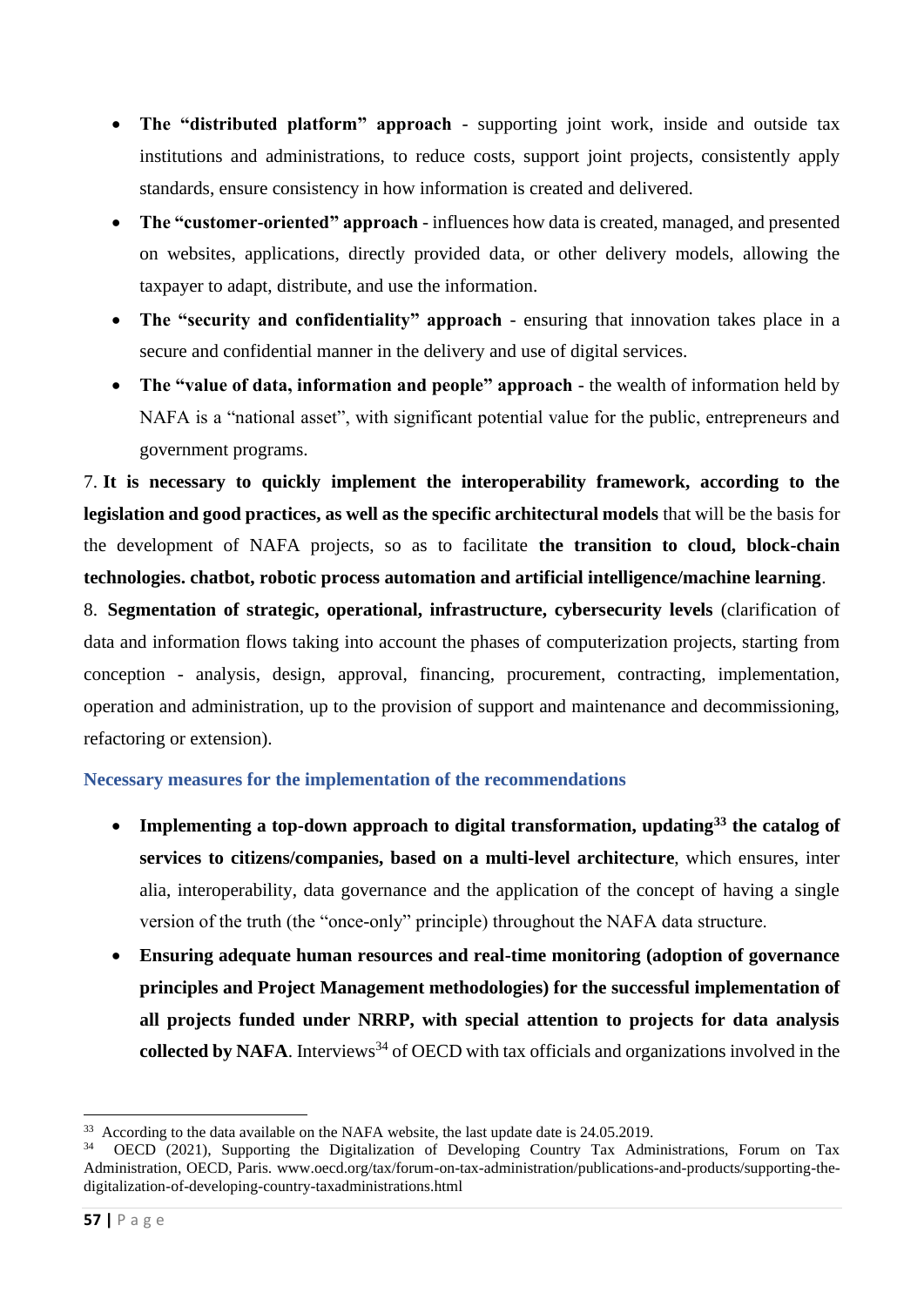- **The "distributed platform" approach** - supporting joint work, inside and outside tax institutions and administrations, to reduce costs, support joint projects, consistently apply standards, ensure consistency in how information is created and delivered.
- **The "customer-oriented" approach** - influences how data is created, managed, and presented on websites, applications, directly provided data, or other delivery models, allowing the taxpayer to adapt, distribute, and use the information.
- **The "security and confidentiality" approach** - ensuring that innovation takes place in a secure and confidential manner in the delivery and use of digital services.
- **The "value of data, information and people" approach** - the wealth of information held by NAFA is a "national asset", with significant potential value for the public, entrepreneurs and government programs.

7. **It is necessary to quickly implement the interoperability framework, according to the legislation and good practices, as well as the specific architectural models** that will be the basis for the development of NAFA projects, so as to facilitate **the transition to cloud, block-chain technologies. chatbot, robotic process automation and artificial intelligence/machine learning**.

8. **Segmentation of strategic, operational, infrastructure, cybersecurity levels** (clarification of data and information flows taking into account the phases of computerization projects, starting from conception - analysis, design, approval, financing, procurement, contracting, implementation, operation and administration, up to the provision of support and maintenance and decommissioning, refactoring or extension).

### Necessary measures for the implementation of the recommendations

- **Implementing a top-down approach to digital transformation, updating[33] the catalog of services to citizens/companies, based on a multi-level architecture**, which ensures, inter alia, interoperability, data governance and the application of the concept of having a single version of the truth (the "once-only" principle) throughout the NAFA data structure.
- **Ensuring adequate human resources and real-time monitoring (adoption of governance principles and Project Management methodologies) for the successful implementation of all projects funded under NRRP, with special attention to projects for data analysis collected by NAFA**. Interviews[34] of OECD with tax officials and organizations involved in the

---

[33] According to the data available on the NAFA website, the last update date is 24.05.2019.

[34] OECD (2021), Supporting the Digitalization of Developing Country Tax Administrations, Forum on Tax Administration, OECD, Paris. www.oecd.org/tax/forum-on-tax-administration/publications-and-products/supporting-the-digitalization-of-developing-country-taxadministrations.html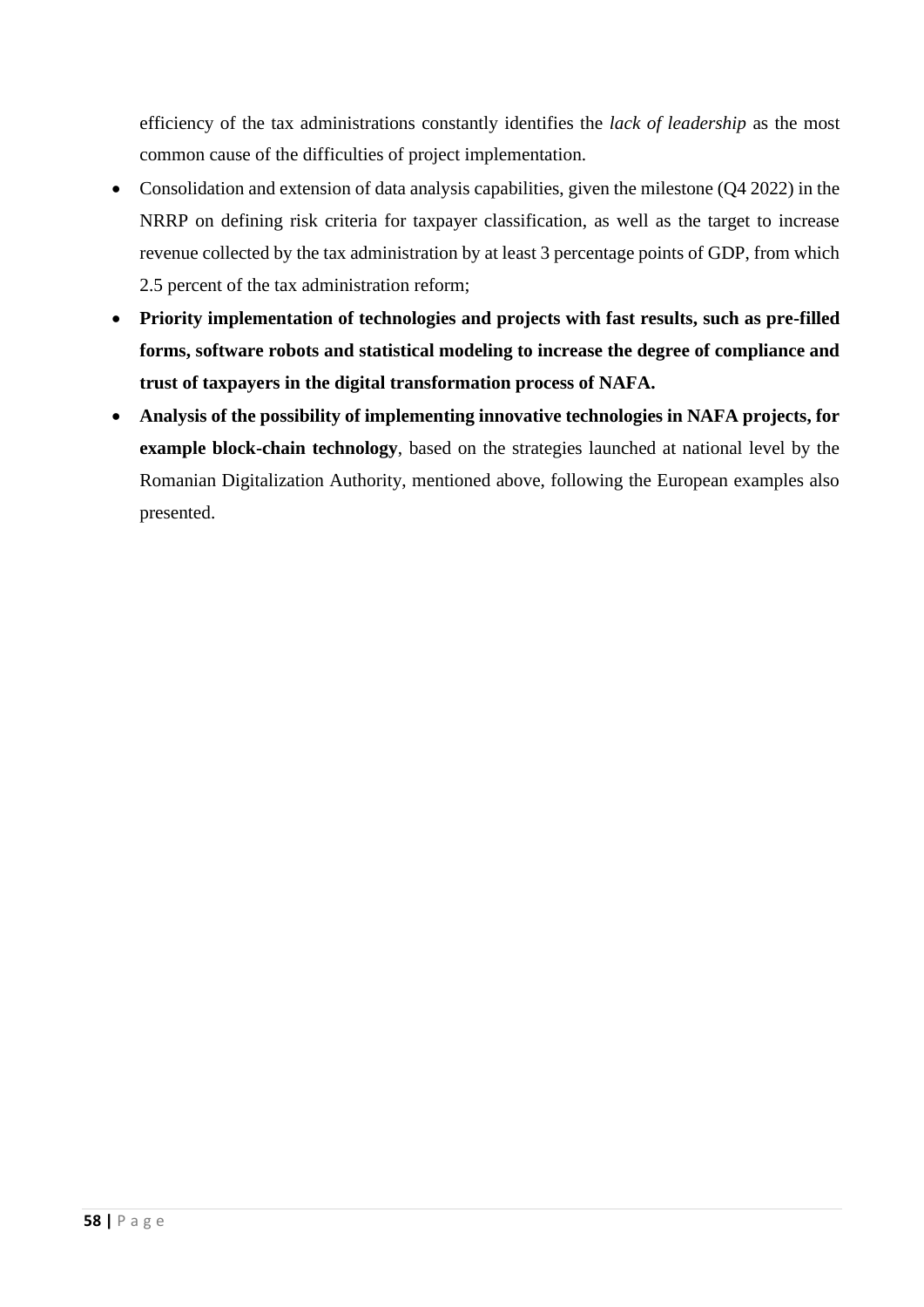efficiency of the tax administrations constantly identifies the *lack of leadership* as the most common cause of the difficulties of project implementation.

- Consolidation and extension of data analysis capabilities, given the milestone (Q4 2022) in the NRRP on defining risk criteria for taxpayer classification, as well as the target to increase revenue collected by the tax administration by at least 3 percentage points of GDP, from which 2.5 percent of the tax administration reform;
- **Priority implementation of technologies and projects with fast results, such as pre-filled forms, software robots and statistical modeling to increase the degree of compliance and trust of taxpayers in the digital transformation process of NAFA.**
- **Analysis of the possibility of implementing innovative technologies in NAFA projects, for example block-chain technology**, based on the strategies launched at national level by the Romanian Digitalization Authority, mentioned above, following the European examples also presented.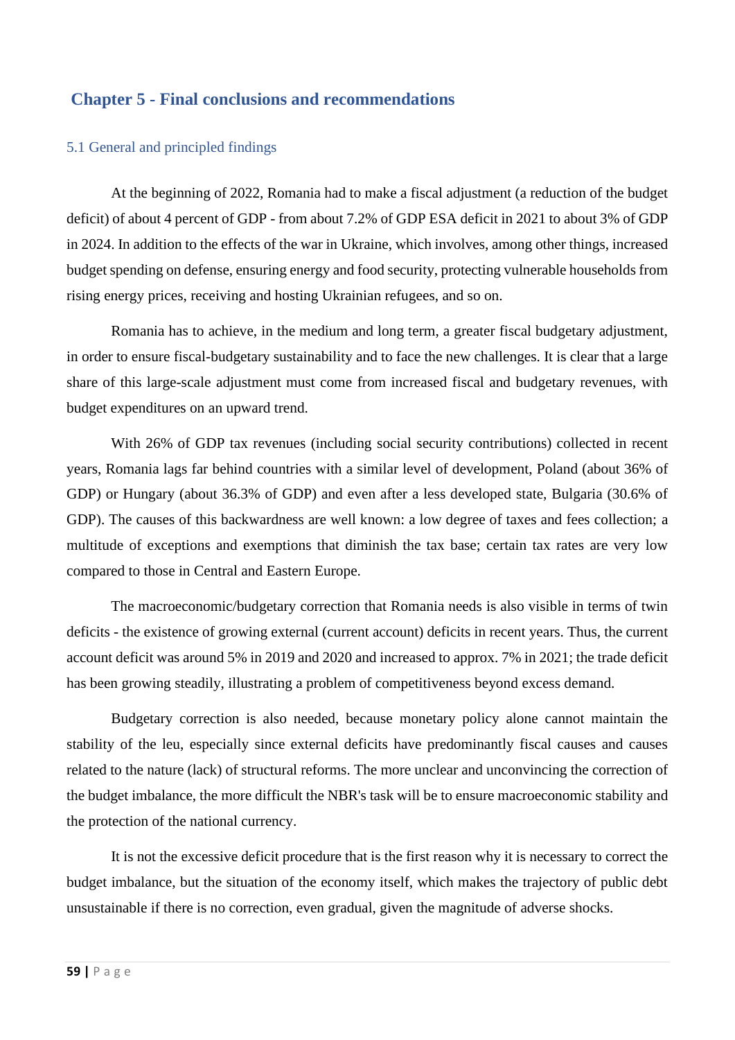# Chapter 5 - Final conclusions and recommendations

## 5.1 General and principled findings

At the beginning of 2022, Romania had to make a fiscal adjustment (a reduction of the budget deficit) of about 4 percent of GDP - from about 7.2% of GDP ESA deficit in 2021 to about 3% of GDP in 2024. In addition to the effects of the war in Ukraine, which involves, among other things, increased budget spending on defense, ensuring energy and food security, protecting vulnerable households from rising energy prices, receiving and hosting Ukrainian refugees, and so on.

Romania has to achieve, in the medium and long term, a greater fiscal budgetary adjustment, in order to ensure fiscal-budgetary sustainability and to face the new challenges. It is clear that a large share of this large-scale adjustment must come from increased fiscal and budgetary revenues, with budget expenditures on an upward trend.

With 26% of GDP tax revenues (including social security contributions) collected in recent years, Romania lags far behind countries with a similar level of development, Poland (about 36% of GDP) or Hungary (about 36.3% of GDP) and even after a less developed state, Bulgaria (30.6% of GDP). The causes of this backwardness are well known: a low degree of taxes and fees collection; a multitude of exceptions and exemptions that diminish the tax base; certain tax rates are very low compared to those in Central and Eastern Europe.

The macroeconomic/budgetary correction that Romania needs is also visible in terms of twin deficits - the existence of growing external (current account) deficits in recent years. Thus, the current account deficit was around 5% in 2019 and 2020 and increased to approx. 7% in 2021; the trade deficit has been growing steadily, illustrating a problem of competitiveness beyond excess demand.

Budgetary correction is also needed, because monetary policy alone cannot maintain the stability of the leu, especially since external deficits have predominantly fiscal causes and causes related to the nature (lack) of structural reforms. The more unclear and unconvincing the correction of the budget imbalance, the more difficult the NBR's task will be to ensure macroeconomic stability and the protection of the national currency.

It is not the excessive deficit procedure that is the first reason why it is necessary to correct the budget imbalance, but the situation of the economy itself, which makes the trajectory of public debt unsustainable if there is no correction, even gradual, given the magnitude of adverse shocks.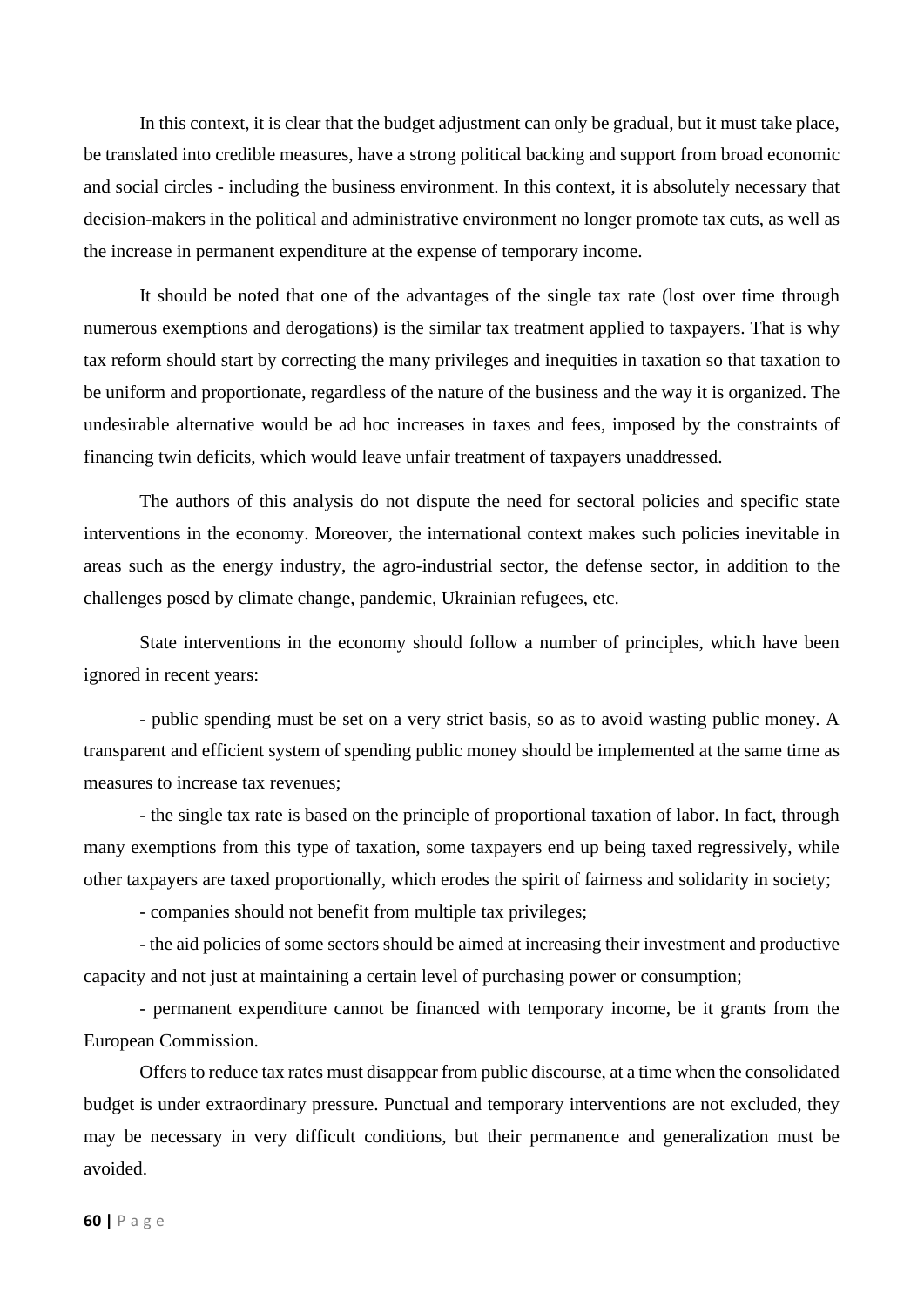In this context, it is clear that the budget adjustment can only be gradual, but it must take place, be translated into credible measures, have a strong political backing and support from broad economic and social circles - including the business environment. In this context, it is absolutely necessary that decision-makers in the political and administrative environment no longer promote tax cuts, as well as the increase in permanent expenditure at the expense of temporary income.

It should be noted that one of the advantages of the single tax rate (lost over time through numerous exemptions and derogations) is the similar tax treatment applied to taxpayers. That is why tax reform should start by correcting the many privileges and inequities in taxation so that taxation to be uniform and proportionate, regardless of the nature of the business and the way it is organized. The undesirable alternative would be ad hoc increases in taxes and fees, imposed by the constraints of financing twin deficits, which would leave unfair treatment of taxpayers unaddressed.

The authors of this analysis do not dispute the need for sectoral policies and specific state interventions in the economy. Moreover, the international context makes such policies inevitable in areas such as the energy industry, the agro-industrial sector, the defense sector, in addition to the challenges posed by climate change, pandemic, Ukrainian refugees, etc.

State interventions in the economy should follow a number of principles, which have been ignored in recent years:

- public spending must be set on a very strict basis, so as to avoid wasting public money. A transparent and efficient system of spending public money should be implemented at the same time as measures to increase tax revenues;
- the single tax rate is based on the principle of proportional taxation of labor. In fact, through many exemptions from this type of taxation, some taxpayers end up being taxed regressively, while other taxpayers are taxed proportionally, which erodes the spirit of fairness and solidarity in society;
- companies should not benefit from multiple tax privileges;
- the aid policies of some sectors should be aimed at increasing their investment and productive capacity and not just at maintaining a certain level of purchasing power or consumption;
- permanent expenditure cannot be financed with temporary income, be it grants from the European Commission.

Offers to reduce tax rates must disappear from public discourse, at a time when the consolidated budget is under extraordinary pressure. Punctual and temporary interventions are not excluded, they may be necessary in very difficult conditions, but their permanence and generalization must be avoided.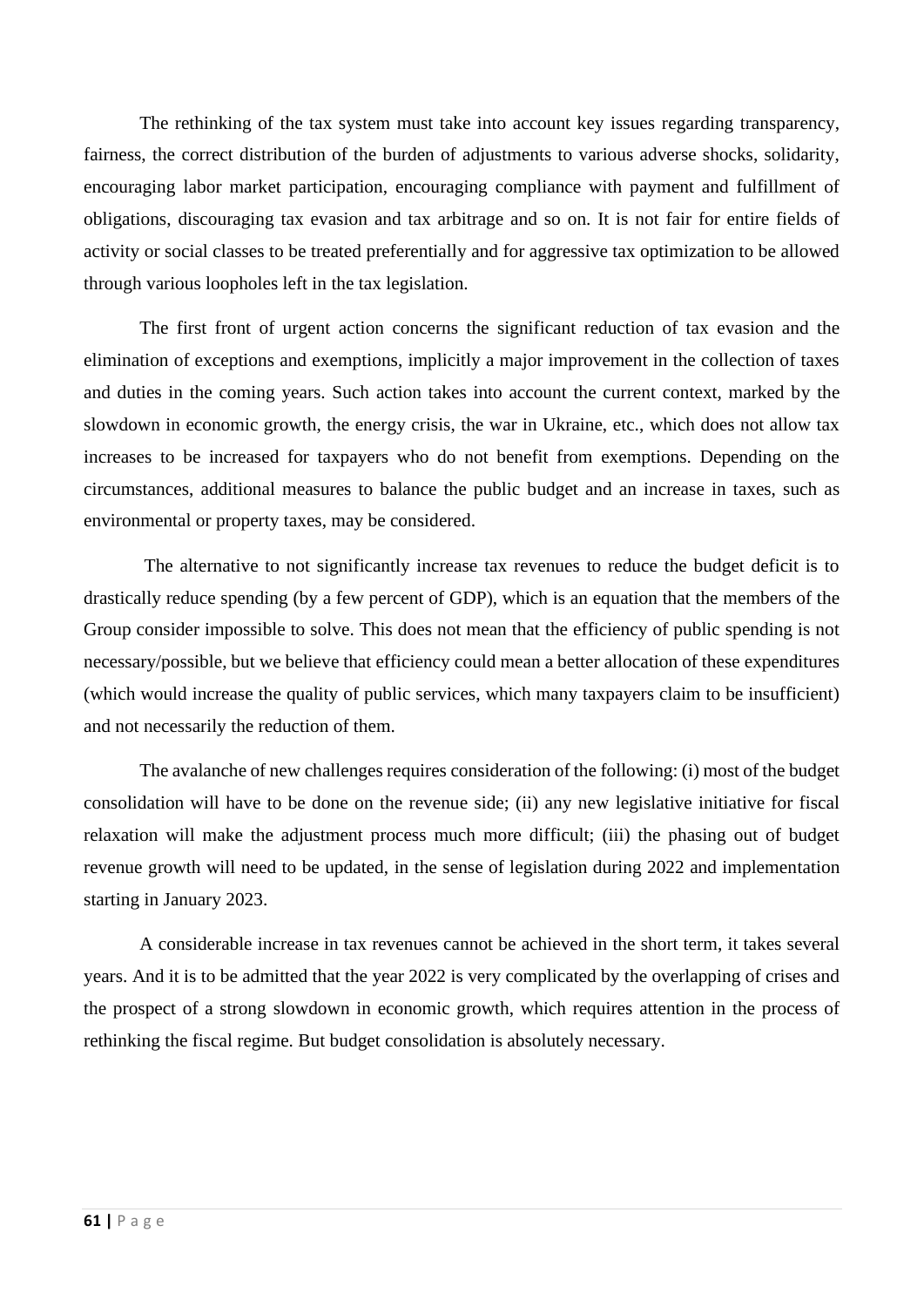The rethinking of the tax system must take into account key issues regarding transparency, fairness, the correct distribution of the burden of adjustments to various adverse shocks, solidarity, encouraging labor market participation, encouraging compliance with payment and fulfillment of obligations, discouraging tax evasion and tax arbitrage and so on. It is not fair for entire fields of activity or social classes to be treated preferentially and for aggressive tax optimization to be allowed through various loopholes left in the tax legislation.

The first front of urgent action concerns the significant reduction of tax evasion and the elimination of exceptions and exemptions, implicitly a major improvement in the collection of taxes and duties in the coming years. Such action takes into account the current context, marked by the slowdown in economic growth, the energy crisis, the war in Ukraine, etc., which does not allow tax increases to be increased for taxpayers who do not benefit from exemptions. Depending on the circumstances, additional measures to balance the public budget and an increase in taxes, such as environmental or property taxes, may be considered.

The alternative to not significantly increase tax revenues to reduce the budget deficit is to drastically reduce spending (by a few percent of GDP), which is an equation that the members of the Group consider impossible to solve. This does not mean that the efficiency of public spending is not necessary/possible, but we believe that efficiency could mean a better allocation of these expenditures (which would increase the quality of public services, which many taxpayers claim to be insufficient) and not necessarily the reduction of them.

The avalanche of new challenges requires consideration of the following: (i) most of the budget consolidation will have to be done on the revenue side; (ii) any new legislative initiative for fiscal relaxation will make the adjustment process much more difficult; (iii) the phasing out of budget revenue growth will need to be updated, in the sense of legislation during 2022 and implementation starting in January 2023.

A considerable increase in tax revenues cannot be achieved in the short term, it takes several years. And it is to be admitted that the year 2022 is very complicated by the overlapping of crises and the prospect of a strong slowdown in economic growth, which requires attention in the process of rethinking the fiscal regime. But budget consolidation is absolutely necessary.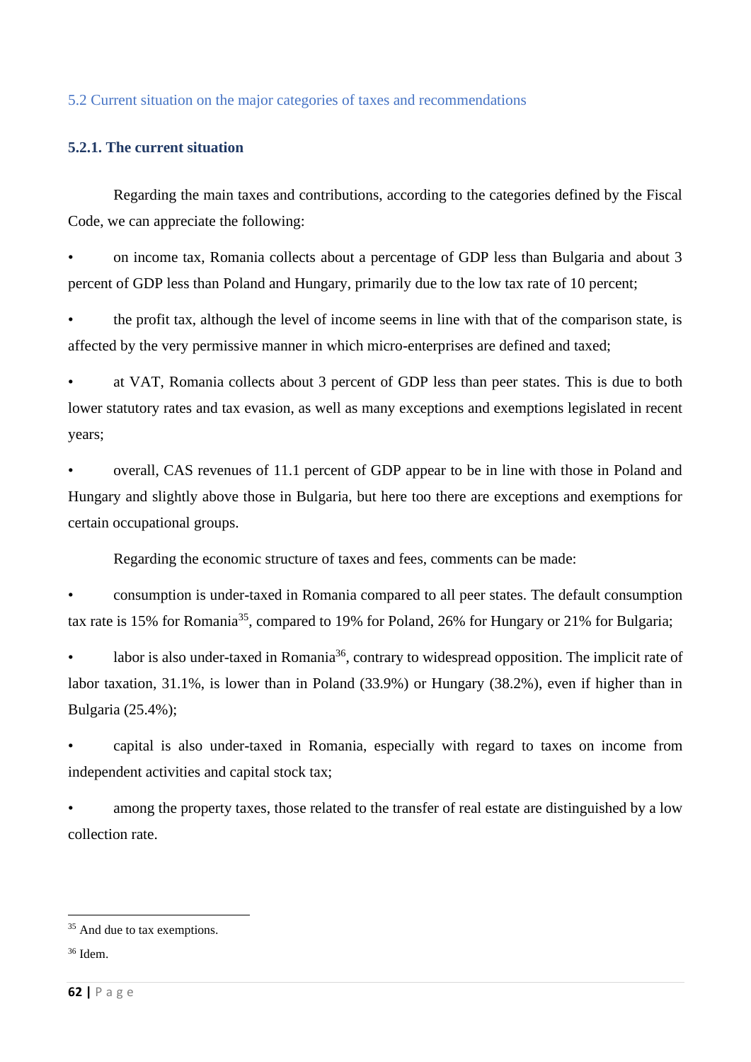## 5.2 Current situation on the major categories of taxes and recommendations

### 5.2.1. The current situation

Regarding the main taxes and contributions, according to the categories defined by the Fiscal Code, we can appreciate the following:

- on income tax, Romania collects about a percentage of GDP less than Bulgaria and about 3 percent of GDP less than Poland and Hungary, primarily due to the low tax rate of 10 percent;
- the profit tax, although the level of income seems in line with that of the comparison state, is affected by the very permissive manner in which micro-enterprises are defined and taxed;
- at VAT, Romania collects about 3 percent of GDP less than peer states. This is due to both lower statutory rates and tax evasion, as well as many exceptions and exemptions legislated in recent years;
- overall, CAS revenues of 11.1 percent of GDP appear to be in line with those in Poland and Hungary and slightly above those in Bulgaria, but here too there are exceptions and exemptions for certain occupational groups.

Regarding the economic structure of taxes and fees, comments can be made:

- consumption is under-taxed in Romania compared to all peer states. The default consumption tax rate is 15% for Romania[35], compared to 19% for Poland, 26% for Hungary or 21% for Bulgaria;
- labor is also under-taxed in Romania[36], contrary to widespread opposition. The implicit rate of labor taxation, 31.1%, is lower than in Poland (33.9%) or Hungary (38.2%), even if higher than in Bulgaria (25.4%);
- capital is also under-taxed in Romania, especially with regard to taxes on income from independent activities and capital stock tax;
- among the property taxes, those related to the transfer of real estate are distinguished by a low collection rate.

---

[35] And due to tax exemptions.

[36] Idem.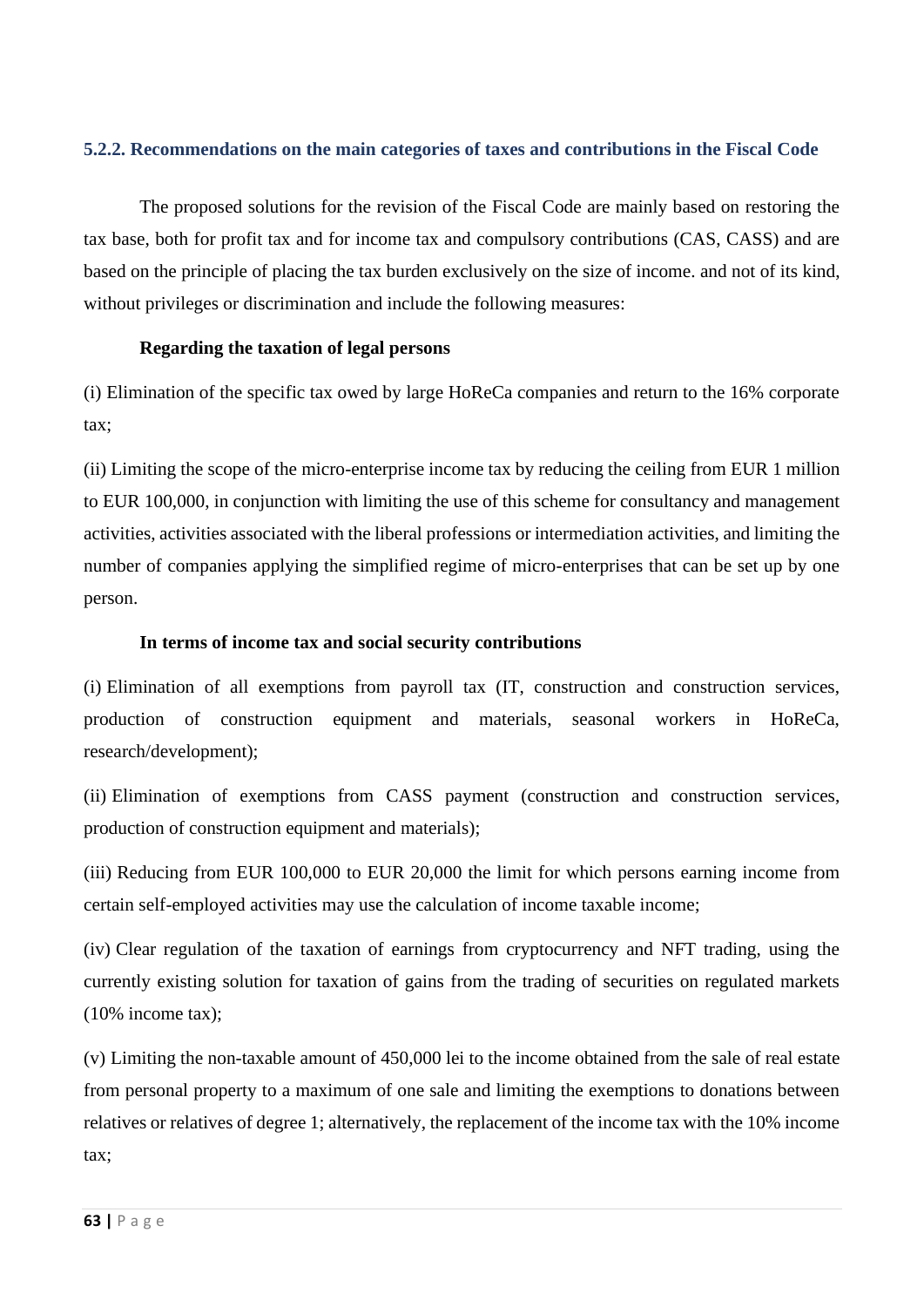### 5.2.2. Recommendations on the main categories of taxes and contributions in the Fiscal Code

The proposed solutions for the revision of the Fiscal Code are mainly based on restoring the tax base, both for profit tax and for income tax and compulsory contributions (CAS, CASS) and are based on the principle of placing the tax burden exclusively on the size of income. and not of its kind, without privileges or discrimination and include the following measures:

**Regarding the taxation of legal persons**

(i) Elimination of the specific tax owed by large HoReCa companies and return to the 16% corporate tax;

(ii) Limiting the scope of the micro-enterprise income tax by reducing the ceiling from EUR 1 million to EUR 100,000, in conjunction with limiting the use of this scheme for consultancy and management activities, activities associated with the liberal professions or intermediation activities, and limiting the number of companies applying the simplified regime of micro-enterprises that can be set up by one person.

**In terms of income tax and social security contributions**

(i) Elimination of all exemptions from payroll tax (IT, construction and construction services, production of construction equipment and materials, seasonal workers in HoReCa, research/development);

(ii) Elimination of exemptions from CASS payment (construction and construction services, production of construction equipment and materials);

(iii) Reducing from EUR 100,000 to EUR 20,000 the limit for which persons earning income from certain self-employed activities may use the calculation of income taxable income;

(iv) Clear regulation of the taxation of earnings from cryptocurrency and NFT trading, using the currently existing solution for taxation of gains from the trading of securities on regulated markets (10% income tax);

(v) Limiting the non-taxable amount of 450,000 lei to the income obtained from the sale of real estate from personal property to a maximum of one sale and limiting the exemptions to donations between relatives or relatives of degree 1; alternatively, the replacement of the income tax with the 10% income tax;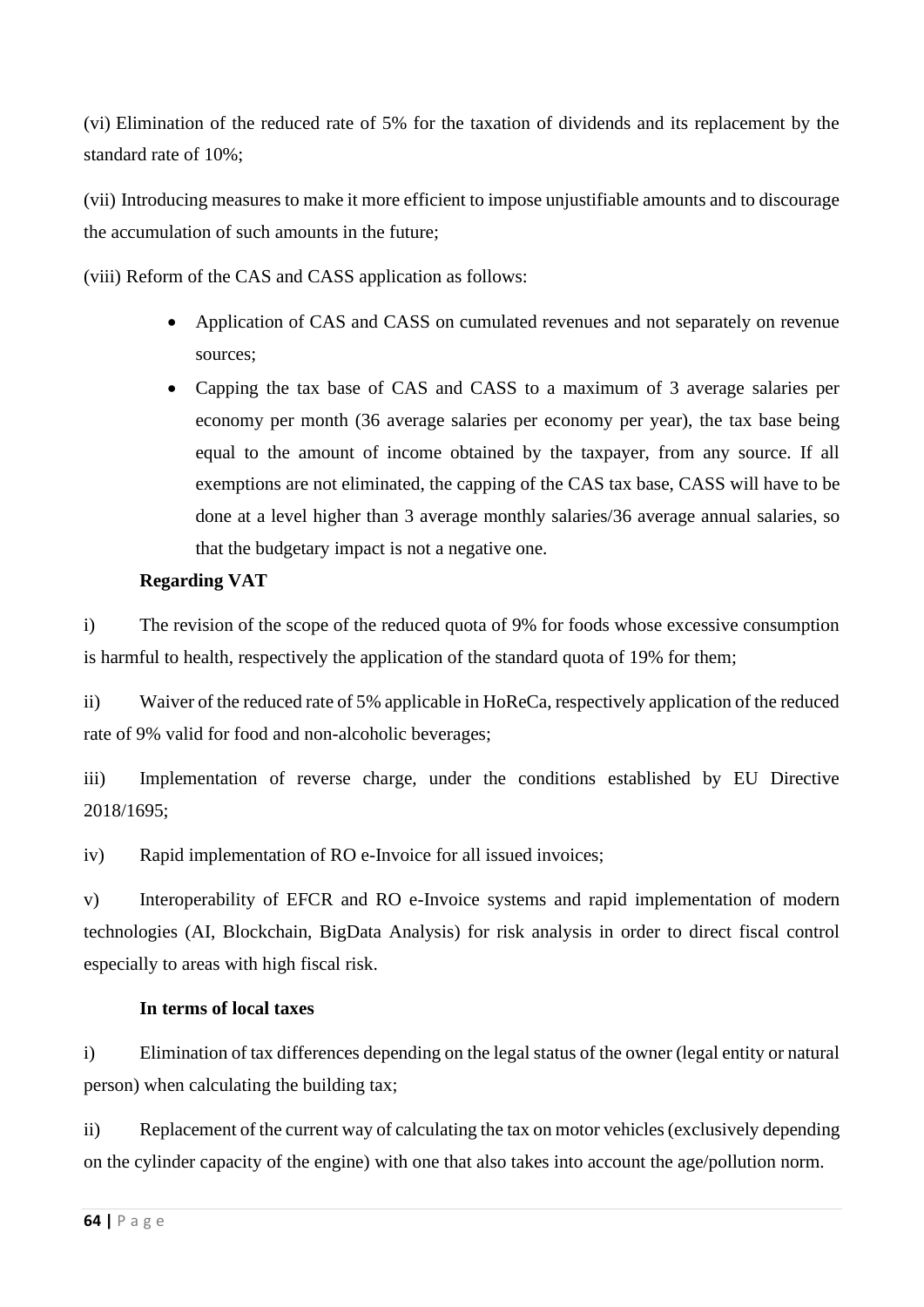(vi) Elimination of the reduced rate of 5% for the taxation of dividends and its replacement by the standard rate of 10%;

(vii) Introducing measures to make it more efficient to impose unjustifiable amounts and to discourage the accumulation of such amounts in the future;

(viii) Reform of the CAS and CASS application as follows:

- Application of CAS and CASS on cumulated revenues and not separately on revenue sources;
- Capping the tax base of CAS and CASS to a maximum of 3 average salaries per economy per month (36 average salaries per economy per year), the tax base being equal to the amount of income obtained by the taxpayer, from any source. If all exemptions are not eliminated, the capping of the CAS tax base, CASS will have to be done at a level higher than 3 average monthly salaries/36 average annual salaries, so that the budgetary impact is not a negative one.

**Regarding VAT**

i) The revision of the scope of the reduced quota of 9% for foods whose excessive consumption is harmful to health, respectively the application of the standard quota of 19% for them;

ii) Waiver of the reduced rate of 5% applicable in HoReCa, respectively application of the reduced rate of 9% valid for food and non-alcoholic beverages;

iii) Implementation of reverse charge, under the conditions established by EU Directive 2018/1695;

iv) Rapid implementation of RO e-Invoice for all issued invoices;

v) Interoperability of EFCR and RO e-Invoice systems and rapid implementation of modern technologies (AI, Blockchain, BigData Analysis) for risk analysis in order to direct fiscal control especially to areas with high fiscal risk.

**In terms of local taxes**

i) Elimination of tax differences depending on the legal status of the owner (legal entity or natural person) when calculating the building tax;

ii) Replacement of the current way of calculating the tax on motor vehicles (exclusively depending on the cylinder capacity of the engine) with one that also takes into account the age/pollution norm.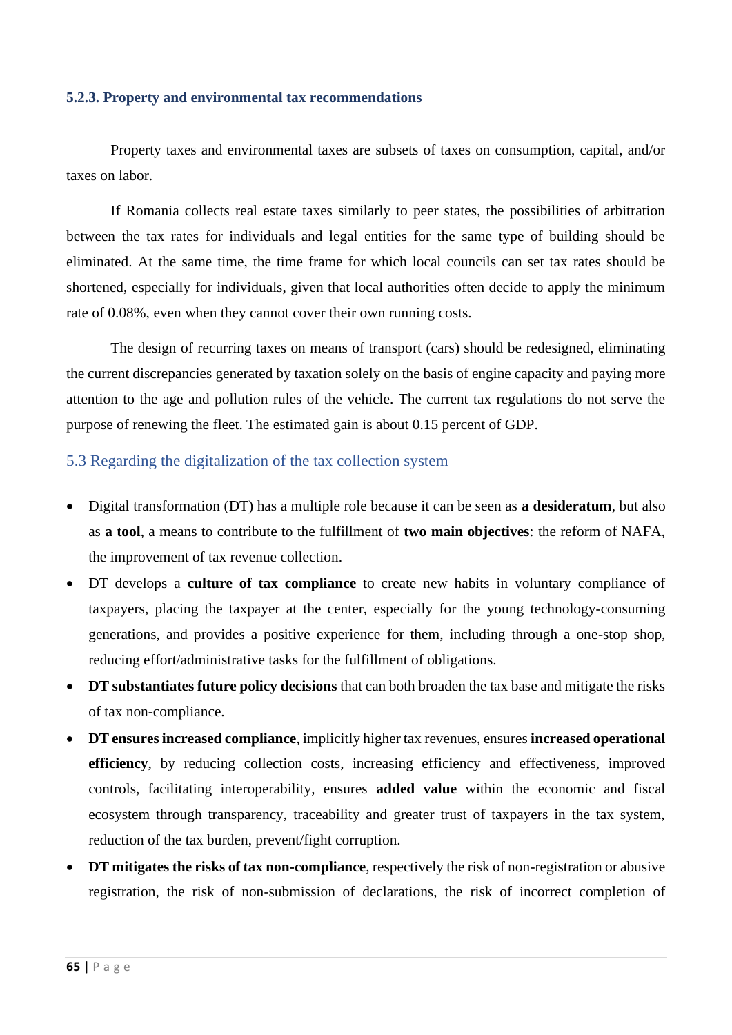### 5.2.3. Property and environmental tax recommendations

Property taxes and environmental taxes are subsets of taxes on consumption, capital, and/or taxes on labor.

If Romania collects real estate taxes similarly to peer states, the possibilities of arbitration between the tax rates for individuals and legal entities for the same type of building should be eliminated. At the same time, the time frame for which local councils can set tax rates should be shortened, especially for individuals, given that local authorities often decide to apply the minimum rate of 0.08%, even when they cannot cover their own running costs.

The design of recurring taxes on means of transport (cars) should be redesigned, eliminating the current discrepancies generated by taxation solely on the basis of engine capacity and paying more attention to the age and pollution rules of the vehicle. The current tax regulations do not serve the purpose of renewing the fleet. The estimated gain is about 0.15 percent of GDP.

## 5.3 Regarding the digitalization of the tax collection system

- Digital transformation (DT) has a multiple role because it can be seen as **a desideratum**, but also as **a tool**, a means to contribute to the fulfillment of **two main objectives**: the reform of NAFA, the improvement of tax revenue collection.
- DT develops a **culture of tax compliance** to create new habits in voluntary compliance of taxpayers, placing the taxpayer at the center, especially for the young technology-consuming generations, and provides a positive experience for them, including through a one-stop shop, reducing effort/administrative tasks for the fulfillment of obligations.
- **DT substantiates future policy decisions** that can both broaden the tax base and mitigate the risks of tax non-compliance.
- **DT ensures increased compliance**, implicitly higher tax revenues, ensures **increased operational efficiency**, by reducing collection costs, increasing efficiency and effectiveness, improved controls, facilitating interoperability, ensures **added value** within the economic and fiscal ecosystem through transparency, traceability and greater trust of taxpayers in the tax system, reduction of the tax burden, prevent/fight corruption.
- **DT mitigates the risks of tax non-compliance**, respectively the risk of non-registration or abusive registration, the risk of non-submission of declarations, the risk of incorrect completion of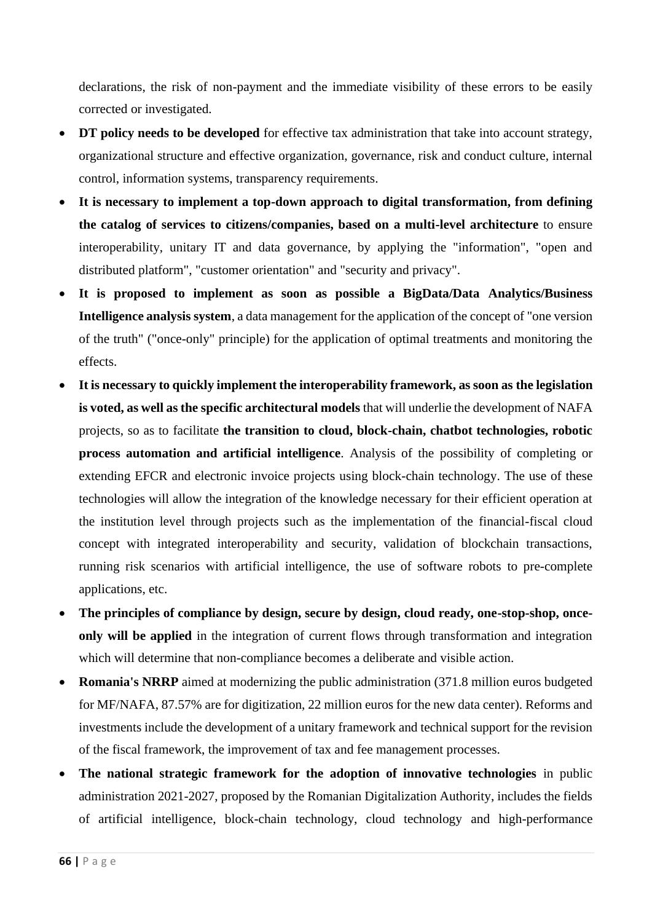declarations, the risk of non-payment and the immediate visibility of these errors to be easily corrected or investigated.

- **DT policy needs to be developed** for effective tax administration that take into account strategy, organizational structure and effective organization, governance, risk and conduct culture, internal control, information systems, transparency requirements.
- **It is necessary to implement a top-down approach to digital transformation, from defining the catalog of services to citizens/companies, based on a multi-level architecture** to ensure interoperability, unitary IT and data governance, by applying the "information", "open and distributed platform", "customer orientation" and "security and privacy".
- **It is proposed to implement as soon as possible a BigData/Data Analytics/Business Intelligence analysis system**, a data management for the application of the concept of "one version of the truth" ("once-only" principle) for the application of optimal treatments and monitoring the effects.
- **It is necessary to quickly implement the interoperability framework, as soon as the legislation is voted, as well as the specific architectural models** that will underlie the development of NAFA projects, so as to facilitate **the transition to cloud, block-chain, chatbot technologies, robotic process automation and artificial intelligence**. Analysis of the possibility of completing or extending EFCR and electronic invoice projects using block-chain technology. The use of these technologies will allow the integration of the knowledge necessary for their efficient operation at the institution level through projects such as the implementation of the financial-fiscal cloud concept with integrated interoperability and security, validation of blockchain transactions, running risk scenarios with artificial intelligence, the use of software robots to pre-complete applications, etc.
- **The principles of compliance by design, secure by design, cloud ready, one-stop-shop, once-only will be applied** in the integration of current flows through transformation and integration which will determine that non-compliance becomes a deliberate and visible action.
- **Romania's NRRP** aimed at modernizing the public administration (371.8 million euros budgeted for MF/NAFA, 87.57% are for digitization, 22 million euros for the new data center). Reforms and investments include the development of a unitary framework and technical support for the revision of the fiscal framework, the improvement of tax and fee management processes.
- **The national strategic framework for the adoption of innovative technologies** in public administration 2021-2027, proposed by the Romanian Digitalization Authority, includes the fields of artificial intelligence, block-chain technology, cloud technology and high-performance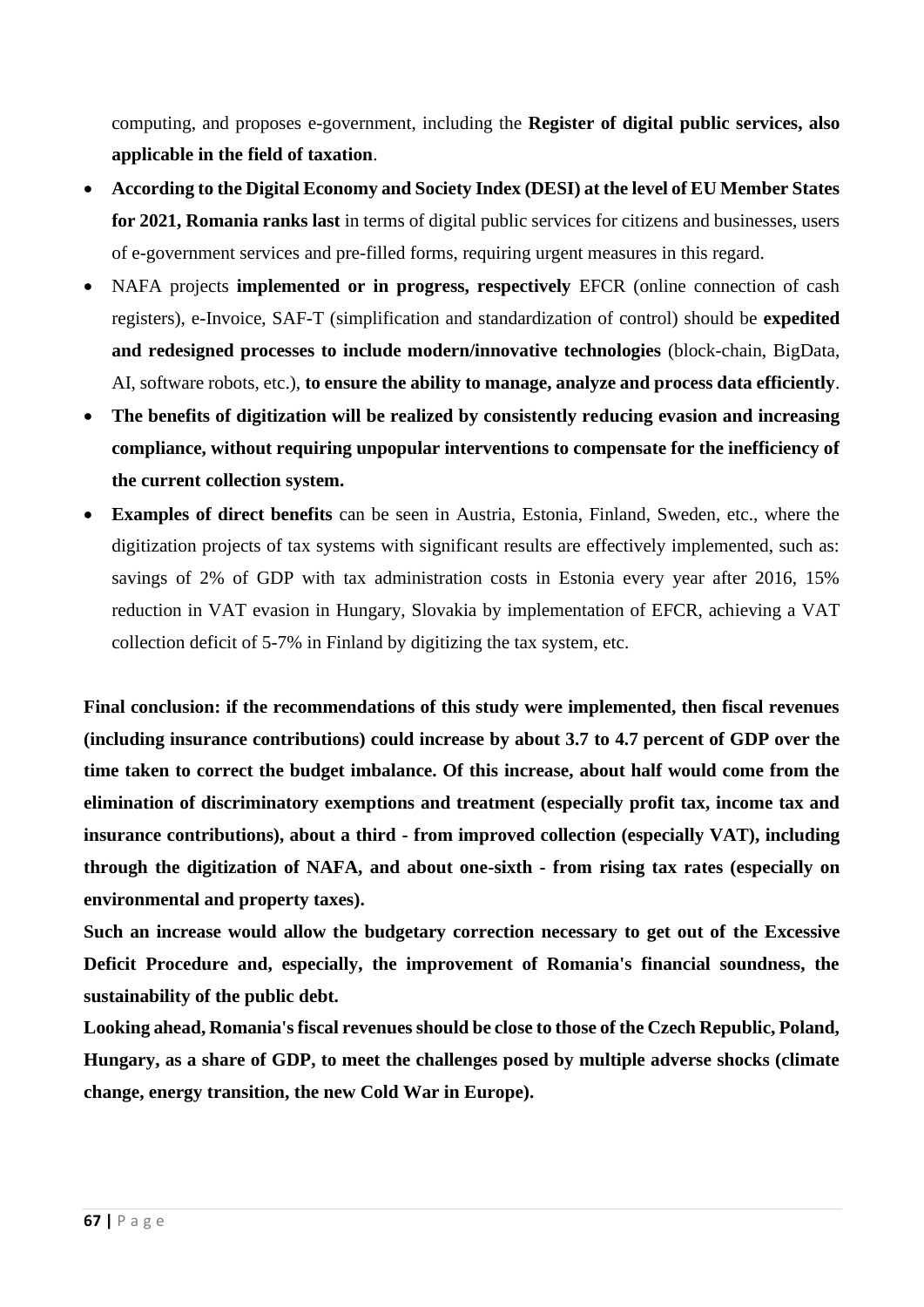computing, and proposes e-government, including the **Register of digital public services, also applicable in the field of taxation**.

- **According to the Digital Economy and Society Index (DESI) at the level of EU Member States for 2021, Romania ranks last** in terms of digital public services for citizens and businesses, users of e-government services and pre-filled forms, requiring urgent measures in this regard.
- NAFA projects **implemented or in progress, respectively** EFCR (online connection of cash registers), e-Invoice, SAF-T (simplification and standardization of control) should be **expedited and redesigned processes to include modern/innovative technologies** (block-chain, BigData, AI, software robots, etc.), **to ensure the ability to manage, analyze and process data efficiently**.
- **The benefits of digitization will be realized by consistently reducing evasion and increasing compliance, without requiring unpopular interventions to compensate for the inefficiency of the current collection system.**
- **Examples of direct benefits** can be seen in Austria, Estonia, Finland, Sweden, etc., where the digitization projects of tax systems with significant results are effectively implemented, such as: savings of 2% of GDP with tax administration costs in Estonia every year after 2016, 15% reduction in VAT evasion in Hungary, Slovakia by implementation of EFCR, achieving a VAT collection deficit of 5-7% in Finland by digitizing the tax system, etc.

**Final conclusion: if the recommendations of this study were implemented, then fiscal revenues (including insurance contributions) could increase by about 3.7 to 4.7 percent of GDP over the time taken to correct the budget imbalance. Of this increase, about half would come from the elimination of discriminatory exemptions and treatment (especially profit tax, income tax and insurance contributions), about a third - from improved collection (especially VAT), including through the digitization of NAFA, and about one-sixth - from rising tax rates (especially on environmental and property taxes).**

**Such an increase would allow the budgetary correction necessary to get out of the Excessive Deficit Procedure and, especially, the improvement of Romania's financial soundness, the sustainability of the public debt.**

**Looking ahead, Romania's fiscal revenues should be close to those of the Czech Republic, Poland, Hungary, as a share of GDP, to meet the challenges posed by multiple adverse shocks (climate change, energy transition, the new Cold War in Europe).**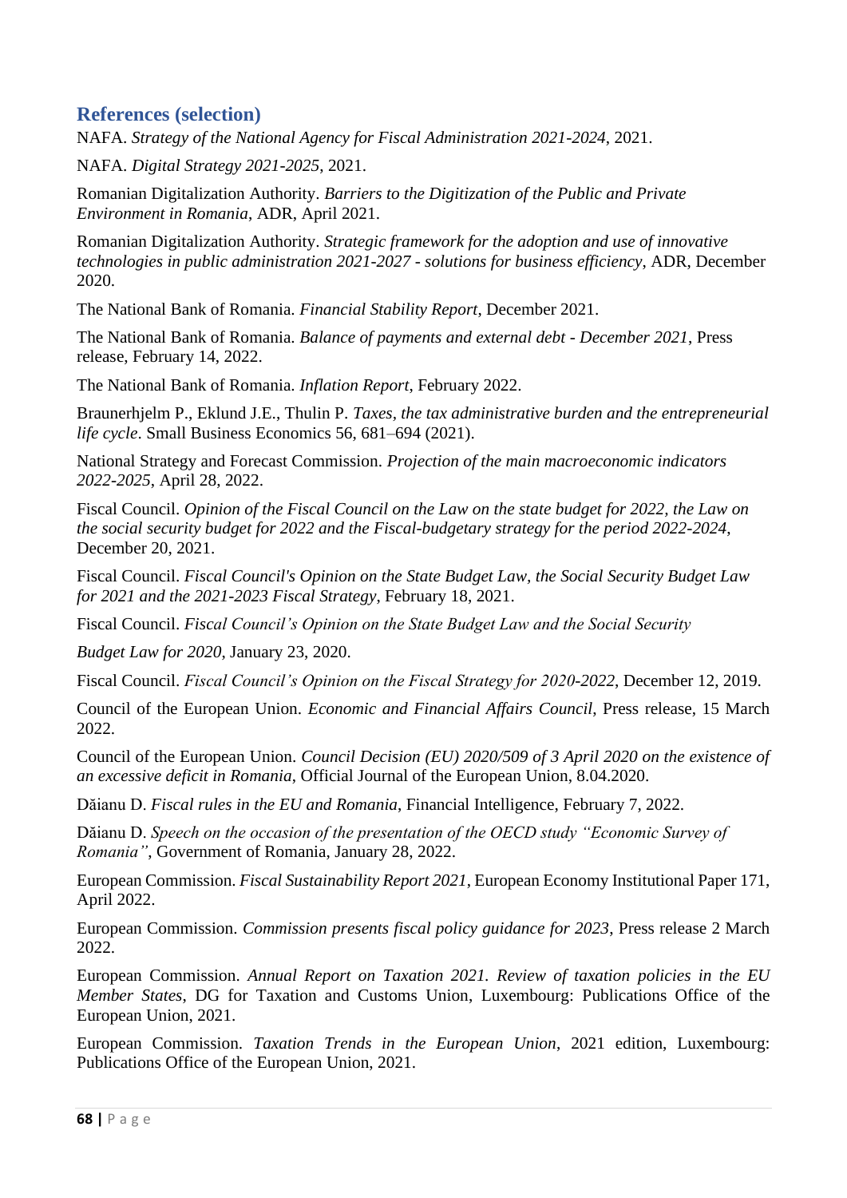## References (selection)

NAFA. *Strategy of the National Agency for Fiscal Administration 2021-2024*, 2021.

NAFA. *Digital Strategy 2021-2025*, 2021.

Romanian Digitalization Authority. *Barriers to the Digitization of the Public and Private Environment in Romania*, ADR, April 2021.

Romanian Digitalization Authority. *Strategic framework for the adoption and use of innovative technologies in public administration 2021-2027 - solutions for business efficiency*, ADR, December 2020.

The National Bank of Romania. *Financial Stability Report*, December 2021.

The National Bank of Romania. *Balance of payments and external debt - December 2021*, Press release, February 14, 2022.

The National Bank of Romania. *Inflation Report*, February 2022.

Braunerhjelm P., Eklund J.E., Thulin P. *Taxes, the tax administrative burden and the entrepreneurial life cycle*. Small Business Economics 56, 681–694 (2021).

National Strategy and Forecast Commission. *Projection of the main macroeconomic indicators 2022-2025*, April 28, 2022.

Fiscal Council. *Opinion of the Fiscal Council on the Law on the state budget for 2022, the Law on the social security budget for 2022 and the Fiscal-budgetary strategy for the period 2022-2024*, December 20, 2021.

Fiscal Council. *Fiscal Council's Opinion on the State Budget Law, the Social Security Budget Law for 2021 and the 2021-2023 Fiscal Strategy*, February 18, 2021.

Fiscal Council. *Fiscal Council's Opinion on the State Budget Law and the Social Security Budget Law for 2020*, January 23, 2020.

Fiscal Council. *Fiscal Council's Opinion on the Fiscal Strategy for 2020-2022*, December 12, 2019.

Council of the European Union. *Economic and Financial Affairs Council*, Press release, 15 March 2022.

Council of the European Union. *Council Decision (EU) 2020/509 of 3 April 2020 on the existence of an excessive deficit in Romania*, Official Journal of the European Union, 8.04.2020.

Dăianu D. *Fiscal rules in the EU and Romania*, Financial Intelligence, February 7, 2022.

Dăianu D. *Speech on the occasion of the presentation of the OECD study "Economic Survey of Romania"*, Government of Romania, January 28, 2022.

European Commission. *Fiscal Sustainability Report 2021*, European Economy Institutional Paper 171, April 2022.

European Commission. *Commission presents fiscal policy guidance for 2023*, Press release 2 March 2022.

European Commission. *Annual Report on Taxation 2021. Review of taxation policies in the EU Member States*, DG for Taxation and Customs Union, Luxembourg: Publications Office of the European Union, 2021.

European Commission. *Taxation Trends in the European Union*, 2021 edition, Luxembourg: Publications Office of the European Union, 2021.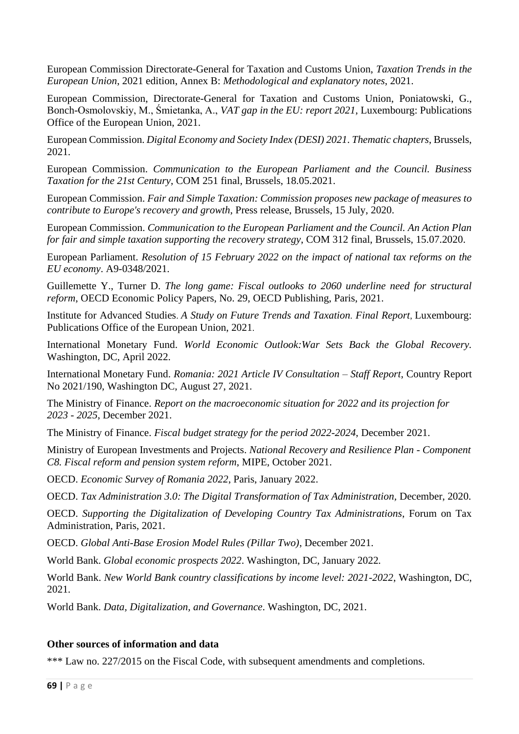European Commission Directorate-General for Taxation and Customs Union, *Taxation Trends in the European Union*, 2021 edition, Annex B: *Methodological and explanatory notes*, 2021.

European Commission, Directorate-General for Taxation and Customs Union, Poniatowski, G., Bonch-Osmolovskiy, M., Śmietanka, A., *VAT gap in the EU: report 2021*, Luxembourg: Publications Office of the European Union, 2021.

European Commission. *Digital Economy and Society Index (DESI) 2021*. *Thematic chapters*, Brussels, 2021.

European Commission. *Communication to the European Parliament and the Council. Business Taxation for the 21st Century*, COM 251 final, Brussels, 18.05.2021.

European Commission. *Fair and Simple Taxation: Commission proposes new package of measures to contribute to Europe's recovery and growth*, Press release, Brussels, 15 July, 2020.

European Commission. *Communication to the European Parliament and the Council. An Action Plan for fair and simple taxation supporting the recovery strategy*, COM 312 final, Brussels, 15.07.2020.

European Parliament. *Resolution of 15 February 2022 on the impact of national tax reforms on the EU economy*. A9-0348/2021.

Guillemette Y., Turner D. *The long game: Fiscal outlooks to 2060 underline need for structural reform*, OECD Economic Policy Papers, No. 29, OECD Publishing, Paris, 2021.

Institute for Advanced Studies. *A Study on Future Trends and Taxation. Final Report*, Luxembourg: Publications Office of the European Union, 2021.

International Monetary Fund. *World Economic Outlook:War Sets Back the Global Recovery*. Washington, DC, April 2022.

International Monetary Fund. *Romania: 2021 Article IV Consultation – Staff Report*, Country Report No 2021/190, Washington DC, August 27, 2021.

The Ministry of Finance. *Report on the macroeconomic situation for 2022 and its projection for 2023 - 2025*, December 2021.

The Ministry of Finance. *Fiscal budget strategy for the period 2022-2024*, December 2021.

Ministry of European Investments and Projects. *National Recovery and Resilience Plan - Component C8. Fiscal reform and pension system reform*, MIPE, October 2021.

OECD. *Economic Survey of Romania 2022*, Paris, January 2022.

OECD. *Tax Administration 3.0: The Digital Transformation of Tax Administration*, December, 2020.

OECD. *Supporting the Digitalization of Developing Country Tax Administrations*, Forum on Tax Administration, Paris, 2021.

OECD. *Global Anti-Base Erosion Model Rules (Pillar Two)*, December 2021.

World Bank. *Global economic prospects 2022*. Washington, DC, January 2022.

World Bank. *New World Bank country classifications by income level: 2021-2022*, Washington, DC, 2021.

World Bank. *Data, Digitalization, and Governance*. Washington, DC, 2021.

**Other sources of information and data**

*** Law no. 227/2015 on the Fiscal Code, with subsequent amendments and completions.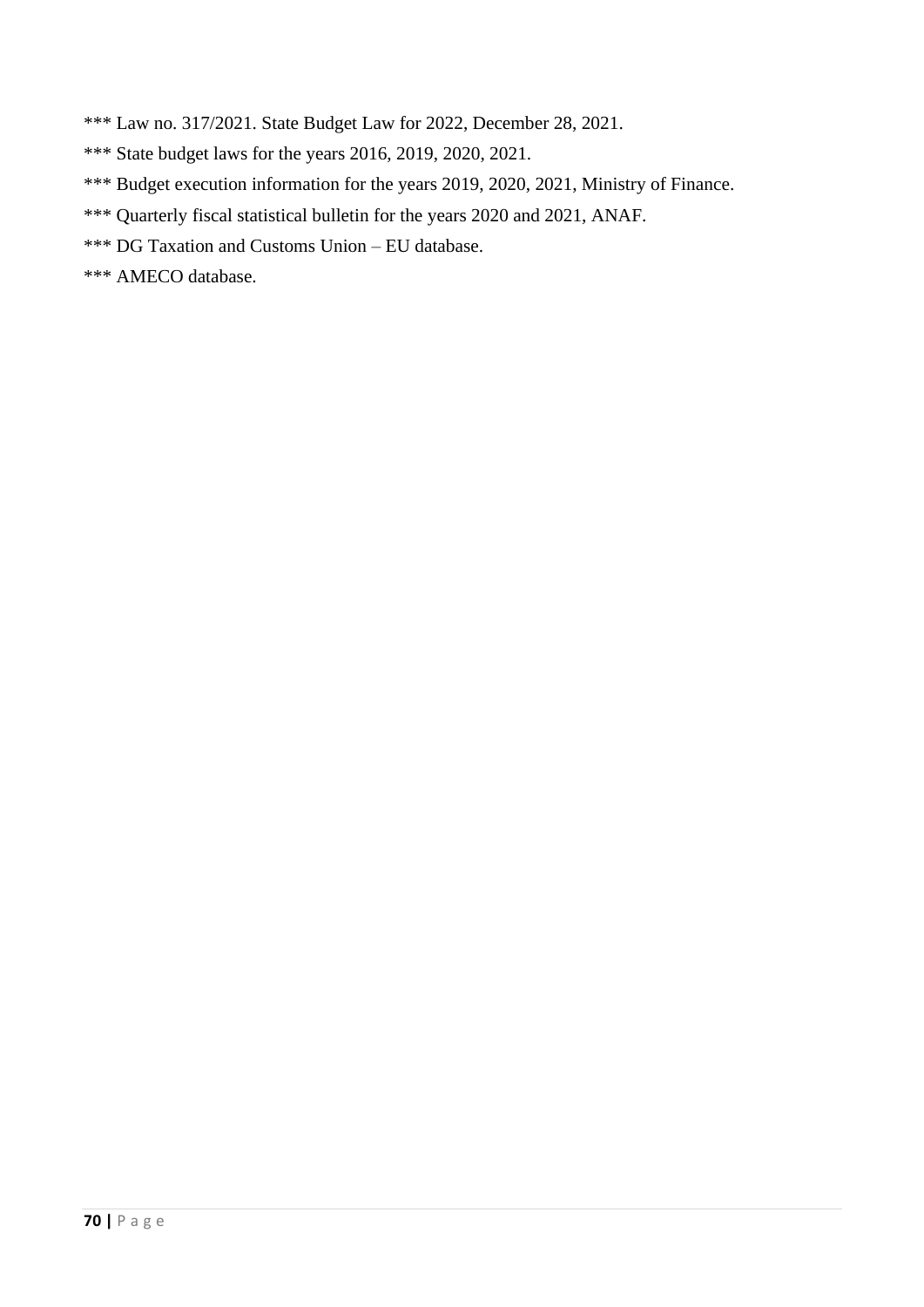*** Law no. 317/2021. State Budget Law for 2022, December 28, 2021.

*** State budget laws for the years 2016, 2019, 2020, 2021.

*** Budget execution information for the years 2019, 2020, 2021, Ministry of Finance.

*** Quarterly fiscal statistical bulletin for the years 2020 and 2021, ANAF.

*** DG Taxation and Customs Union – EU database.

*** AMECO database.